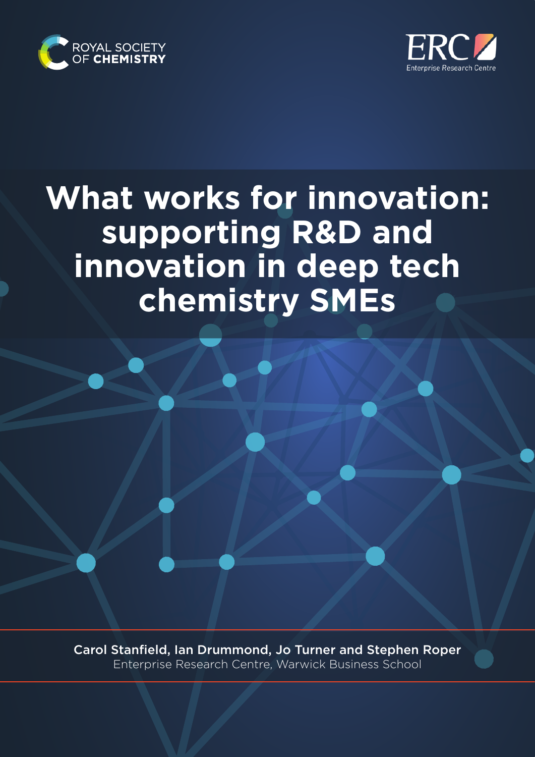ROYAL SOCIETY OF **CHEMISTRY**

ERC Enterprise Research Centre

# What works for innovation: supporting R&D and innovation in deep tech chemistry SMEs

**Carol Stanfield, Ian Drummond, Jo Turner and Stephen Roper**

Enterprise Research Centre, Warwick Business School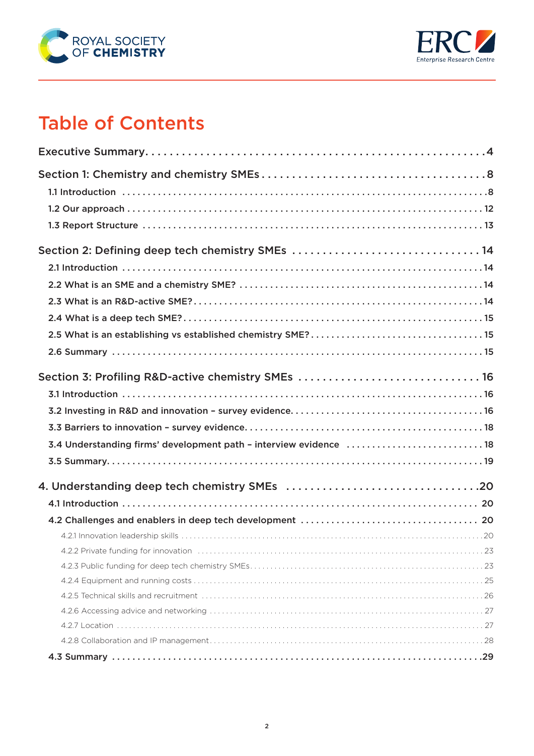# Table of Contents

Executive Summary . . . . . 4

Section 1: Chemistry and chemistry SMEs . . . . . 8

- 1.1 Introduction . . . . . 8
- 1.2 Our approach . . . . . 12
- 1.3 Report Structure . . . . . 13

Section 2: Defining deep tech chemistry SMEs . . . . . 14

- 2.1 Introduction . . . . . 14
- 2.2 What is an SME and a chemistry SME? . . . . . 14
- 2.3 What is an R&D-active SME? . . . . . 14
- 2.4 What is a deep tech SME? . . . . . 15
- 2.5 What is an establishing vs established chemistry SME? . . . . . 15
- 2.6 Summary . . . . . 15

Section 3: Profiling R&D-active chemistry SMEs . . . . . 16

- 3.1 Introduction . . . . . 16
- 3.2 Investing in R&D and innovation – survey evidence . . . . . 16
- 3.3 Barriers to innovation – survey evidence . . . . . 18
- 3.4 Understanding firms' development path – interview evidence . . . . . 18
- 3.5 Summary . . . . . 19

4. Understanding deep tech chemistry SMEs . . . . . 20

- 4.1 Introduction . . . . . 20
- 4.2 Challenges and enablers in deep tech development . . . . . 20
  - 4.2.1 Innovation leadership skills . . . . . 20
  - 4.2.2 Private funding for innovation . . . . . 23
  - 4.2.3 Public funding for deep tech chemistry SMEs . . . . . 23
  - 4.2.4 Equipment and running costs . . . . . 25
  - 4.2.5 Technical skills and recruitment . . . . . 26
  - 4.2.6 Accessing advice and networking . . . . . 27
  - 4.2.7 Location . . . . . 27
  - 4.2.8 Collaboration and IP management . . . . . 28
- 4.3 Summary . . . . . 29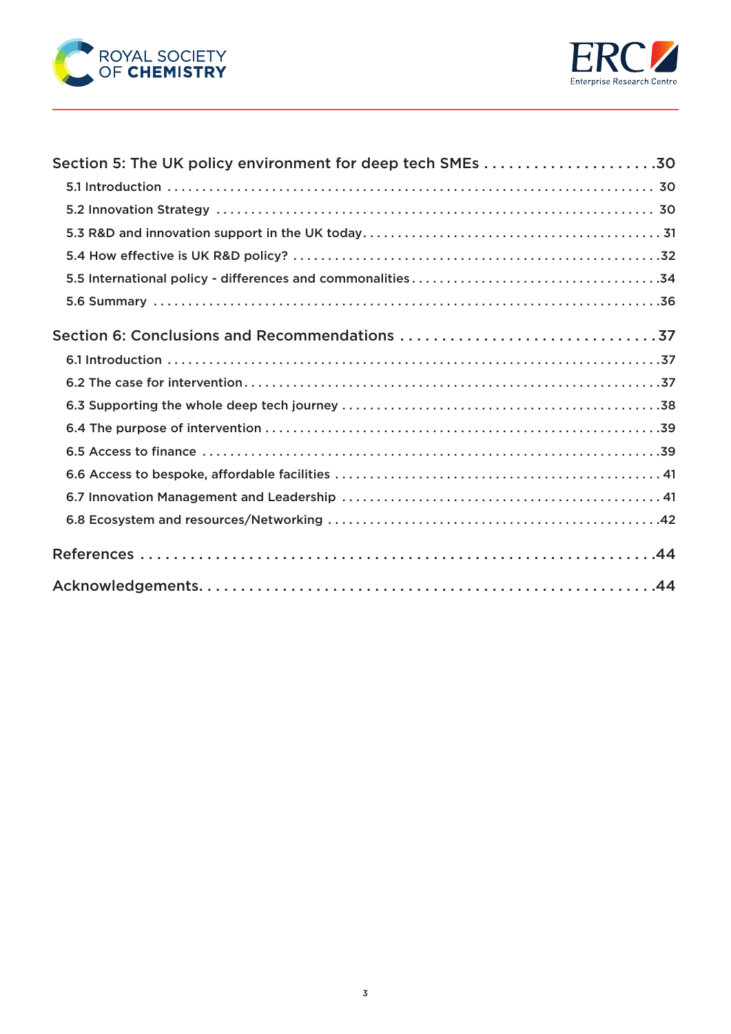Section 5: The UK policy environment for deep tech SMEs .....................30

5.1 Introduction ..................................................................... 30

5.2 Innovation Strategy ............................................................... 30

5.3 R&D and innovation support in the UK today........................................... 31

5.4 How effective is UK R&D policy? ....................................................32

5.5 International policy - differences and commonalities...................................34

5.6 Summary ..........................................................................36

Section 6: Conclusions and Recommendations ...............................37

6.1 Introduction ......................................................................37

6.2 The case for intervention..........................................................37

6.3 Supporting the whole deep tech journey .............................................38

6.4 The purpose of intervention ........................................................39

6.5 Access to finance .................................................................39

6.6 Access to bespoke, affordable facilities ............................................... 41

6.7 Innovation Management and Leadership ............................................. 41

6.8 Ecosystem and resources/Networking ................................................42

References .....................................................44

Acknowledgements.....................................................44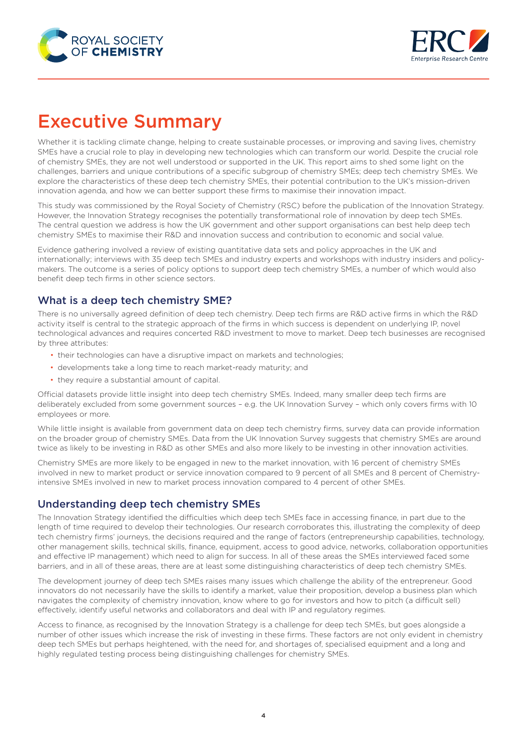# Executive Summary

Whether it is tackling climate change, helping to create sustainable processes, or improving and saving lives, chemistry SMEs have a crucial role to play in developing new technologies which can transform our world. Despite the crucial role of chemistry SMEs, they are not well understood or supported in the UK. This report aims to shed some light on the challenges, barriers and unique contributions of a specific subgroup of chemistry SMEs; deep tech chemistry SMEs. We explore the characteristics of these deep tech chemistry SMEs, their potential contribution to the UK's mission-driven innovation agenda, and how we can better support these firms to maximise their innovation impact.

This study was commissioned by the Royal Society of Chemistry (RSC) before the publication of the Innovation Strategy. However, the Innovation Strategy recognises the potentially transformational role of innovation by deep tech SMEs. The central question we address is how the UK government and other support organisations can best help deep tech chemistry SMEs to maximise their R&D and innovation success and contribution to economic and social value.

Evidence gathering involved a review of existing quantitative data sets and policy approaches in the UK and internationally; interviews with 35 deep tech SMEs and industry experts and workshops with industry insiders and policy-makers. The outcome is a series of policy options to support deep tech chemistry SMEs, a number of which would also benefit deep tech firms in other science sectors.

## What is a deep tech chemistry SME?

There is no universally agreed definition of deep tech chemistry. Deep tech firms are R&D active firms in which the R&D activity itself is central to the strategic approach of the firms in which success is dependent on underlying IP, novel technological advances and requires concerted R&D investment to move to market. Deep tech businesses are recognised by three attributes:

- their technologies can have a disruptive impact on markets and technologies;
- developments take a long time to reach market-ready maturity; and
- they require a substantial amount of capital.

Official datasets provide little insight into deep tech chemistry SMEs. Indeed, many smaller deep tech firms are deliberately excluded from some government sources – e.g. the UK Innovation Survey – which only covers firms with 10 employees or more.

While little insight is available from government data on deep tech chemistry firms, survey data can provide information on the broader group of chemistry SMEs. Data from the UK Innovation Survey suggests that chemistry SMEs are around twice as likely to be investing in R&D as other SMEs and also more likely to be investing in other innovation activities.

Chemistry SMEs are more likely to be engaged in new to the market innovation, with 16 percent of chemistry SMEs involved in new to market product or service innovation compared to 9 percent of all SMEs and 8 percent of Chemistry-intensive SMEs involved in new to market process innovation compared to 4 percent of other SMEs.

## Understanding deep tech chemistry SMEs

The Innovation Strategy identified the difficulties which deep tech SMEs face in accessing finance, in part due to the length of time required to develop their technologies. Our research corroborates this, illustrating the complexity of deep tech chemistry firms' journeys, the decisions required and the range of factors (entrepreneurship capabilities, technology, other management skills, technical skills, finance, equipment, access to good advice, networks, collaboration opportunities and effective IP management) which need to align for success. In all of these areas the SMEs interviewed faced some barriers, and in all of these areas, there are at least some distinguishing characteristics of deep tech chemistry SMEs.

The development journey of deep tech SMEs raises many issues which challenge the ability of the entrepreneur. Good innovators do not necessarily have the skills to identify a market, value their proposition, develop a business plan which navigates the complexity of chemistry innovation, know where to go for investors and how to pitch (a difficult sell) effectively, identify useful networks and collaborators and deal with IP and regulatory regimes.

Access to finance, as recognised by the Innovation Strategy is a challenge for deep tech SMEs, but goes alongside a number of other issues which increase the risk of investing in these firms. These factors are not only evident in chemistry deep tech SMEs but perhaps heightened, with the need for, and shortages of, specialised equipment and a long and highly regulated testing process being distinguishing challenges for chemistry SMEs.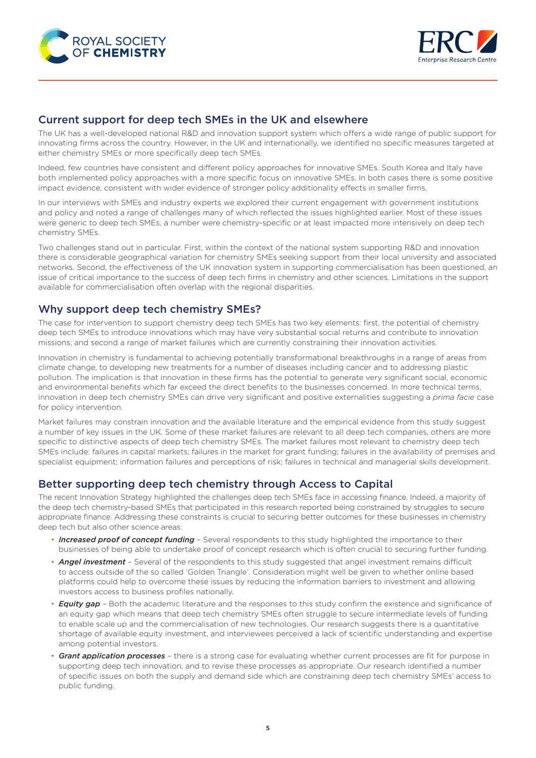## Current support for deep tech SMEs in the UK and elsewhere

The UK has a well-developed national R&D and innovation support system which offers a wide range of public support for innovating firms across the country. However, in the UK and internationally, we identified no specific measures targeted at either chemistry SMEs or more specifically deep tech SMEs.

Indeed, few countries have consistent and different policy approaches for innovative SMEs. South Korea and Italy have both implemented policy approaches with a more specific focus on innovative SMEs. In both cases there is some positive impact evidence, consistent with wider evidence of stronger policy additionality effects in smaller firms.

In our interviews with SMEs and industry experts we explored their current engagement with government institutions and policy and noted a range of challenges many of which reflected the issues highlighted earlier. Most of these issues were generic to deep tech SMEs, a number were chemistry-specific or at least impacted more intensively on deep tech chemistry SMEs.

Two challenges stand out in particular. First, within the context of the national system supporting R&D and innovation there is considerable geographical variation for chemistry SMEs seeking support from their local university and associated networks. Second, the effectiveness of the UK innovation system in supporting commercialisation has been questioned, an issue of critical importance to the success of deep tech firms in chemistry and other sciences. Limitations in the support available for commercialisation often overlap with the regional disparities.

## Why support deep tech chemistry SMEs?

The case for intervention to support chemistry deep tech SMEs has two key elements: first, the potential of chemistry deep tech SMEs to introduce innovations which may have very substantial social returns and contribute to innovation missions; and second a range of market failures which are currently constraining their innovation activities.

Innovation in chemistry is fundamental to achieving potentially transformational breakthroughs in a range of areas from climate change, to developing new treatments for a number of diseases including cancer and to addressing plastic pollution. The implication is that innovation in these firms has the potential to generate very significant social, economic and environmental benefits which far exceed the direct benefits to the businesses concerned. In more technical terms, innovation in deep tech chemistry SMEs can drive very significant and positive externalities suggesting a *prima facie* case for policy intervention.

Market failures may constrain innovation and the available literature and the empirical evidence from this study suggest a number of key issues in the UK. Some of these market failures are relevant to all deep tech companies, others are more specific to distinctive aspects of deep tech chemistry SMEs. The market failures most relevant to chemistry deep tech SMEs include: failures in capital markets; failures in the market for grant funding; failures in the availability of premises and specialist equipment; information failures and perceptions of risk; failures in technical and managerial skills development.

## Better supporting deep tech chemistry through Access to Capital

The recent Innovation Strategy highlighted the challenges deep tech SMEs face in accessing finance. Indeed, a majority of the deep tech chemistry-based SMEs that participated in this research reported being constrained by struggles to secure appropriate finance. Addressing these constraints is crucial to securing better outcomes for these businesses in chemistry deep tech but also other science areas:

- ***Increased proof of concept funding*** – Several respondents to this study highlighted the importance to their businesses of being able to undertake proof of concept research which is often crucial to securing further funding.
- ***Angel investment*** – Several of the respondents to this study suggested that angel investment remains difficult to access outside of the so called 'Golden Triangle'. Consideration might well be given to whether online based platforms could help to overcome these issues by reducing the information barriers to investment and allowing investors access to business profiles nationally.
- ***Equity gap*** – Both the academic literature and the responses to this study confirm the existence and significance of an equity gap which means that deep tech chemistry SMEs often struggle to secure intermediate levels of funding to enable scale up and the commercialisation of new technologies. Our research suggests there is a quantitative shortage of available equity investment, and interviewees perceived a lack of scientific understanding and expertise among potential investors.
- ***Grant application processes*** – there is a strong case for evaluating whether current processes are fit for purpose in supporting deep tech innovation, and to revise these processes as appropriate. Our research identified a number of specific issues on both the supply and demand side which are constraining deep tech chemistry SMEs' access to public funding.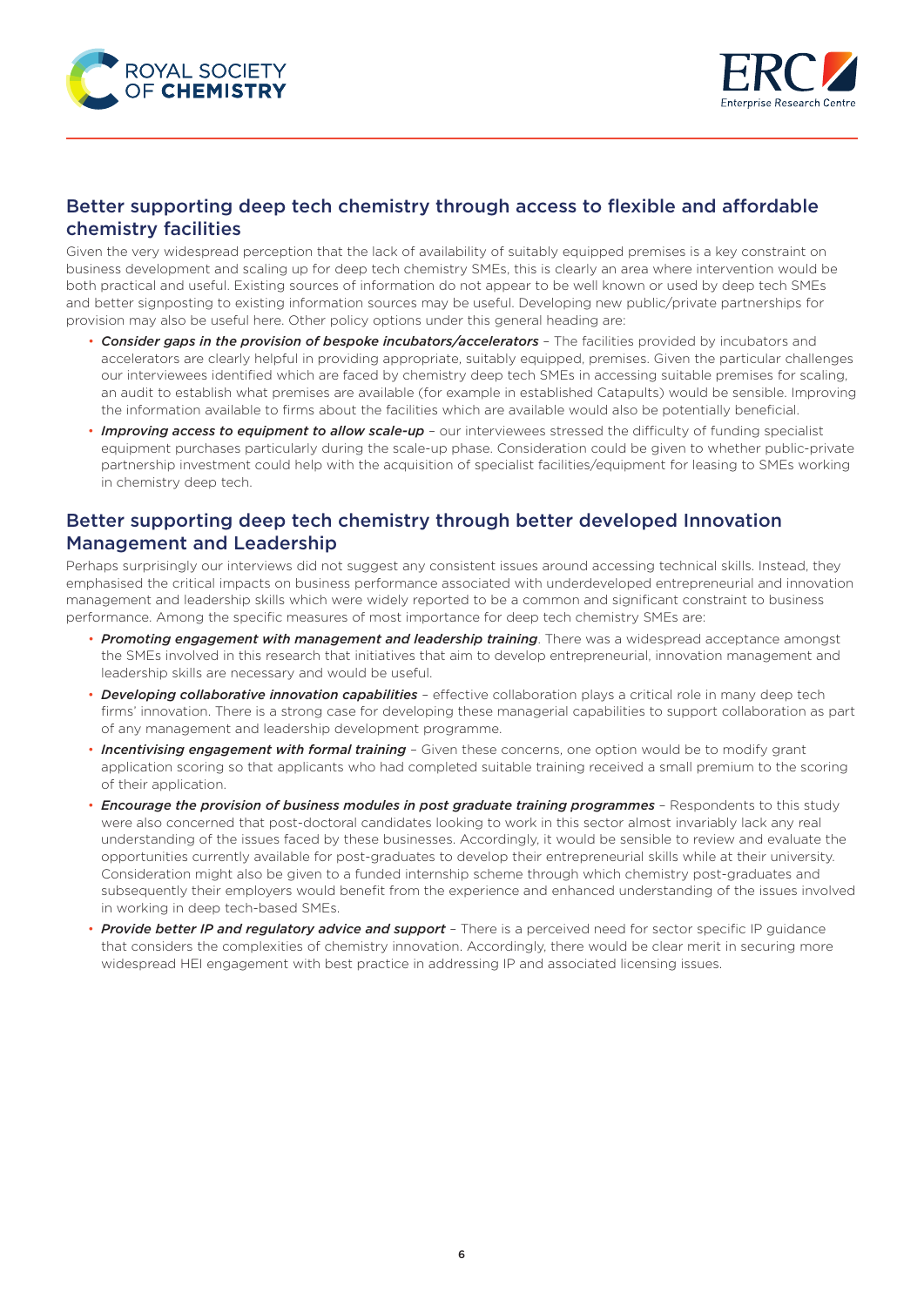## Better supporting deep tech chemistry through access to flexible and affordable chemistry facilities

Given the very widespread perception that the lack of availability of suitably equipped premises is a key constraint on business development and scaling up for deep tech chemistry SMEs, this is clearly an area where intervention would be both practical and useful. Existing sources of information do not appear to be well known or used by deep tech SMEs and better signposting to existing information sources may be useful. Developing new public/private partnerships for provision may also be useful here. Other policy options under this general heading are:

- ***Consider gaps in the provision of bespoke incubators/accelerators*** – The facilities provided by incubators and accelerators are clearly helpful in providing appropriate, suitably equipped, premises. Given the particular challenges our interviewees identified which are faced by chemistry deep tech SMEs in accessing suitable premises for scaling, an audit to establish what premises are available (for example in established Catapults) would be sensible. Improving the information available to firms about the facilities which are available would also be potentially beneficial.
- ***Improving access to equipment to allow scale-up*** – our interviewees stressed the difficulty of funding specialist equipment purchases particularly during the scale-up phase. Consideration could be given to whether public-private partnership investment could help with the acquisition of specialist facilities/equipment for leasing to SMEs working in chemistry deep tech.

## Better supporting deep tech chemistry through better developed Innovation Management and Leadership

Perhaps surprisingly our interviews did not suggest any consistent issues around accessing technical skills. Instead, they emphasised the critical impacts on business performance associated with underdeveloped entrepreneurial and innovation management and leadership skills which were widely reported to be a common and significant constraint to business performance. Among the specific measures of most importance for deep tech chemistry SMEs are:

- ***Promoting engagement with management and leadership training***. There was a widespread acceptance amongst the SMEs involved in this research that initiatives that aim to develop entrepreneurial, innovation management and leadership skills are necessary and would be useful.
- ***Developing collaborative innovation capabilities*** – effective collaboration plays a critical role in many deep tech firms' innovation. There is a strong case for developing these managerial capabilities to support collaboration as part of any management and leadership development programme.
- ***Incentivising engagement with formal training*** – Given these concerns, one option would be to modify grant application scoring so that applicants who had completed suitable training received a small premium to the scoring of their application.
- ***Encourage the provision of business modules in post graduate training programmes*** – Respondents to this study were also concerned that post-doctoral candidates looking to work in this sector almost invariably lack any real understanding of the issues faced by these businesses. Accordingly, it would be sensible to review and evaluate the opportunities currently available for post-graduates to develop their entrepreneurial skills while at their university. Consideration might also be given to a funded internship scheme through which chemistry post-graduates and subsequently their employers would benefit from the experience and enhanced understanding of the issues involved in working in deep tech-based SMEs.
- ***Provide better IP and regulatory advice and support*** – There is a perceived need for sector specific IP guidance that considers the complexities of chemistry innovation. Accordingly, there would be clear merit in securing more widespread HEI engagement with best practice in addressing IP and associated licensing issues.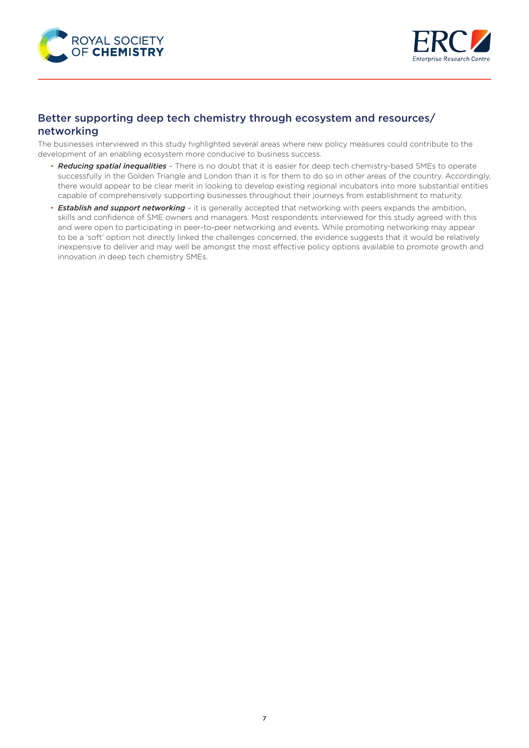## Better supporting deep tech chemistry through ecosystem and resources/networking

The businesses interviewed in this study highlighted several areas where new policy measures could contribute to the development of an enabling ecosystem more conducive to business success.

- ***Reducing spatial inequalities*** – There is no doubt that it is easier for deep tech chemistry-based SMEs to operate successfully in the Golden Triangle and London than it is for them to do so in other areas of the country. Accordingly, there would appear to be clear merit in looking to develop existing regional incubators into more substantial entities capable of comprehensively supporting businesses throughout their journeys from establishment to maturity.
- ***Establish and support networking*** – it is generally accepted that networking with peers expands the ambition, skills and confidence of SME owners and managers. Most respondents interviewed for this study agreed with this and were open to participating in peer-to-peer networking and events. While promoting networking may appear to be a 'soft' option not directly linked the challenges concerned, the evidence suggests that it would be relatively inexpensive to deliver and may well be amongst the most effective policy options available to promote growth and innovation in deep tech chemistry SMEs.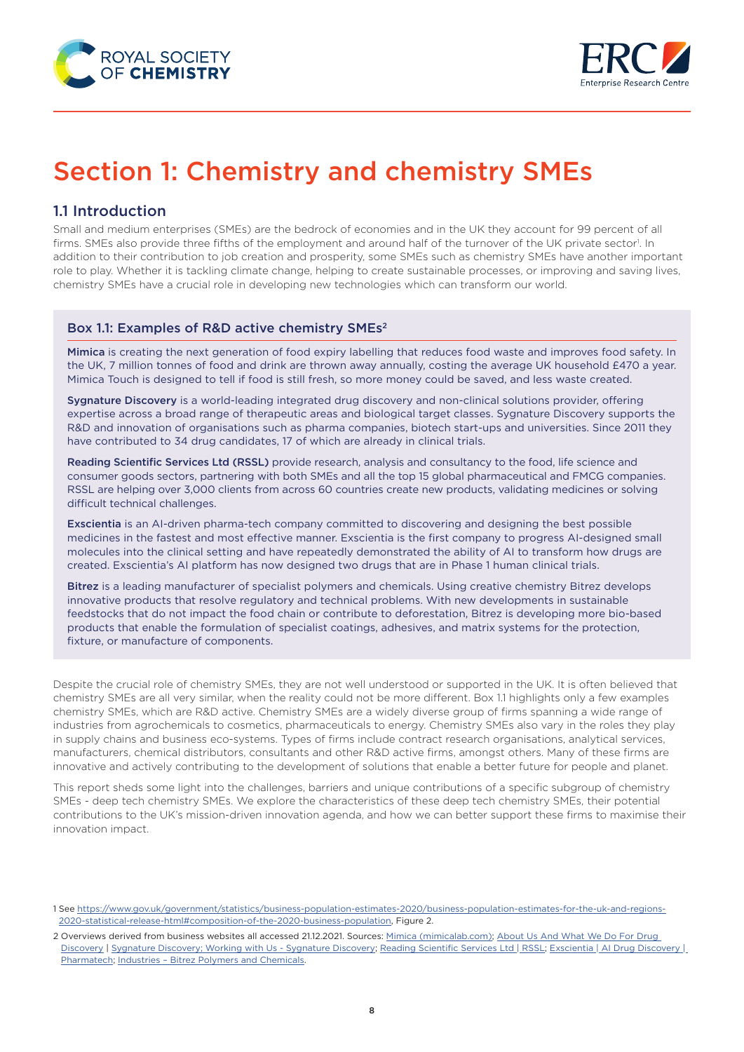# Section 1: Chemistry and chemistry SMEs

## 1.1 Introduction

Small and medium enterprises (SMEs) are the bedrock of economies and in the UK they account for 99 percent of all firms. SMEs also provide three fifths of the employment and around half of the turnover of the UK private sector[1]. In addition to their contribution to job creation and prosperity, some SMEs such as chemistry SMEs have another important role to play. Whether it is tackling climate change, helping to create sustainable processes, or improving and saving lives, chemistry SMEs have a crucial role in developing new technologies which can transform our world.

### Box 1.1: Examples of R&D active chemistry SMEs[2]

**Mimica** is creating the next generation of food expiry labelling that reduces food waste and improves food safety. In the UK, 7 million tonnes of food and drink are thrown away annually, costing the average UK household £470 a year. Mimica Touch is designed to tell if food is still fresh, so more money could be saved, and less waste created.

**Sygnature Discovery** is a world-leading integrated drug discovery and non-clinical solutions provider, offering expertise across a broad range of therapeutic areas and biological target classes. Sygnature Discovery supports the R&D and innovation of organisations such as pharma companies, biotech start-ups and universities. Since 2011 they have contributed to 34 drug candidates, 17 of which are already in clinical trials.

**Reading Scientific Services Ltd (RSSL)** provide research, analysis and consultancy to the food, life science and consumer goods sectors, partnering with both SMEs and all the top 15 global pharmaceutical and FMCG companies. RSSL are helping over 3,000 clients from across 60 countries create new products, validating medicines or solving difficult technical challenges.

**Exscientia** is an AI-driven pharma-tech company committed to discovering and designing the best possible medicines in the fastest and most effective manner. Exscientia is the first company to progress AI-designed small molecules into the clinical setting and have repeatedly demonstrated the ability of AI to transform how drugs are created. Exscientia's AI platform has now designed two drugs that are in Phase 1 human clinical trials.

**Bitrez** is a leading manufacturer of specialist polymers and chemicals. Using creative chemistry Bitrez develops innovative products that resolve regulatory and technical problems. With new developments in sustainable feedstocks that do not impact the food chain or contribute to deforestation, Bitrez is developing more bio-based products that enable the formulation of specialist coatings, adhesives, and matrix systems for the protection, fixture, or manufacture of components.

Despite the crucial role of chemistry SMEs, they are not well understood or supported in the UK. It is often believed that chemistry SMEs are all very similar, when the reality could not be more different. Box 1.1 highlights only a few examples chemistry SMEs, which are R&D active. Chemistry SMEs are a widely diverse group of firms spanning a wide range of industries from agrochemicals to cosmetics, pharmaceuticals to energy. Chemistry SMEs also vary in the roles they play in supply chains and business eco-systems. Types of firms include contract research organisations, analytical services, manufacturers, chemical distributors, consultants and other R&D active firms, amongst others. Many of these firms are innovative and actively contributing to the development of solutions that enable a better future for people and planet.

This report sheds some light into the challenges, barriers and unique contributions of a specific subgroup of chemistry SMEs - deep tech chemistry SMEs. We explore the characteristics of these deep tech chemistry SMEs, their potential contributions to the UK's mission-driven innovation agenda, and how we can better support these firms to maximise their innovation impact.

1 See https://www.gov.uk/government/statistics/business-population-estimates-2020/business-population-estimates-for-the-uk-and-regions-2020-statistical-release-html#composition-of-the-2020-business-population, Figure 2.

2 Overviews derived from business websites all accessed 21.12.2021. Sources: Mimica (mimicalab.com); About Us And What We Do For Drug Discovery | Sygnature Discovery; Working with Us - Sygnature Discovery; Reading Scientific Services Ltd | RSSL; Exscientia | AI Drug Discovery | Pharmatech; Industries – Bitrez Polymers and Chemicals.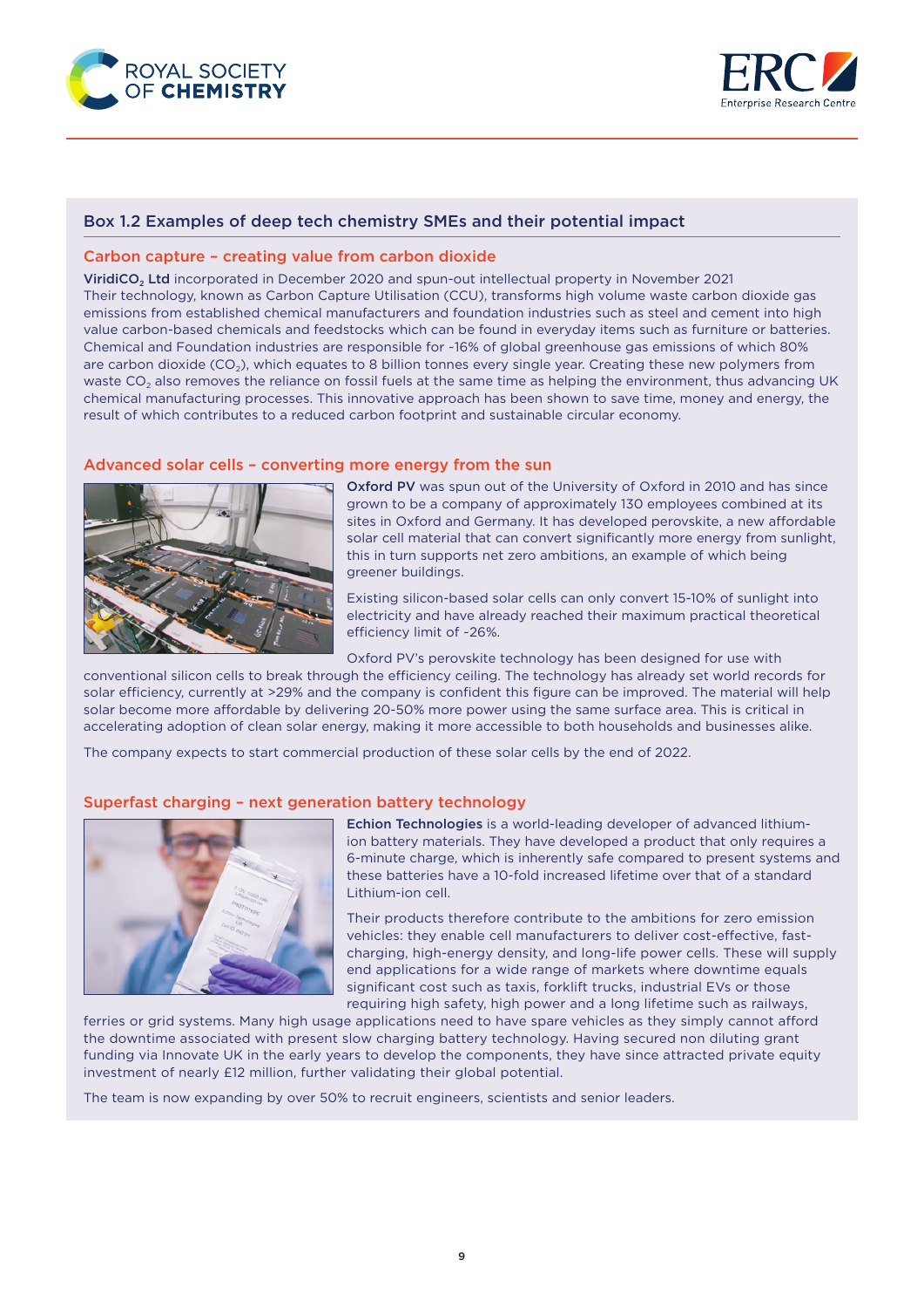## Box 1.2 Examples of deep tech chemistry SMEs and their potential impact

### Carbon capture – creating value from carbon dioxide

**ViridiCO$_2$ Ltd** incorporated in December 2020 and spun-out intellectual property in November 2021
Their technology, known as Carbon Capture Utilisation (CCU), transforms high volume waste carbon dioxide gas emissions from established chemical manufacturers and foundation industries such as steel and cement into high value carbon-based chemicals and feedstocks which can be found in everyday items such as furniture or batteries. Chemical and Foundation industries are responsible for ~16% of global greenhouse gas emissions of which 80% are carbon dioxide ($CO_2$), which equates to 8 billion tonnes every single year. Creating these new polymers from waste $CO_2$ also removes the reliance on fossil fuels at the same time as helping the environment, thus advancing UK chemical manufacturing processes. This innovative approach has been shown to save time, money and energy, the result of which contributes to a reduced carbon footprint and sustainable circular economy.

### Advanced solar cells – converting more energy from the sun

**Oxford PV** was spun out of the University of Oxford in 2010 and has since grown to be a company of approximately 130 employees combined at its sites in Oxford and Germany. It has developed perovskite, a new affordable solar cell material that can convert significantly more energy from sunlight, this in turn supports net zero ambitions, an example of which being greener buildings.

Existing silicon-based solar cells can only convert 15-10% of sunlight into electricity and have already reached their maximum practical theoretical efficiency limit of ~26%.

Oxford PV's perovskite technology has been designed for use with conventional silicon cells to break through the efficiency ceiling. The technology has already set world records for solar efficiency, currently at >29% and the company is confident this figure can be improved. The material will help solar become more affordable by delivering 20-50% more power using the same surface area. This is critical in accelerating adoption of clean solar energy, making it more accessible to both households and businesses alike.

The company expects to start commercial production of these solar cells by the end of 2022.

### Superfast charging – next generation battery technology

**Echion Technologies** is a world-leading developer of advanced lithium-ion battery materials. They have developed a product that only requires a 6-minute charge, which is inherently safe compared to present systems and these batteries have a 10-fold increased lifetime over that of a standard Lithium-ion cell.

Their products therefore contribute to the ambitions for zero emission vehicles: they enable cell manufacturers to deliver cost-effective, fast-charging, high-energy density, and long-life power cells. These will supply end applications for a wide range of markets where downtime equals significant cost such as taxis, forklift trucks, industrial EVs or those requiring high safety, high power and a long lifetime such as railways, ferries or grid systems. Many high usage applications need to have spare vehicles as they simply cannot afford the downtime associated with present slow charging battery technology. Having secured non diluting grant funding via Innovate UK in the early years to develop the components, they have since attracted private equity investment of nearly £12 million, further validating their global potential.

The team is now expanding by over 50% to recruit engineers, scientists and senior leaders.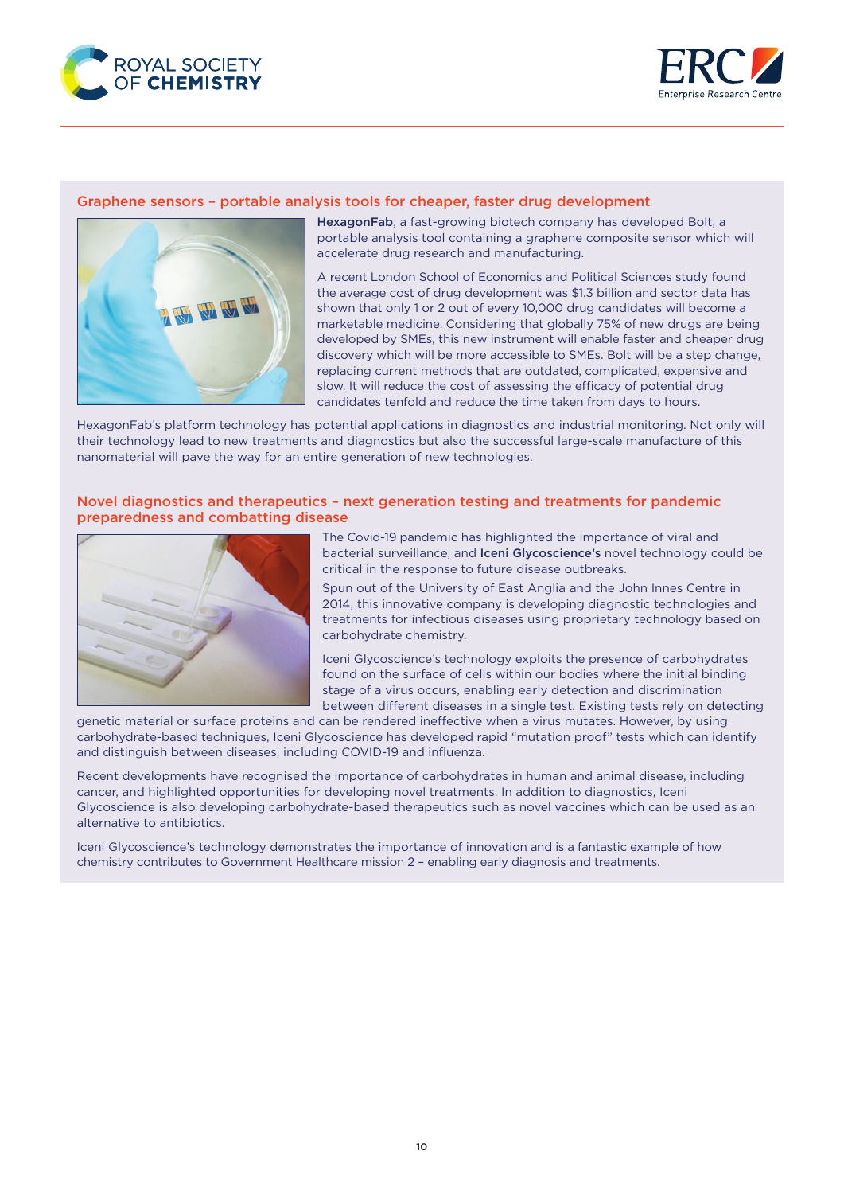## Graphene sensors – portable analysis tools for cheaper, faster drug development

**HexagonFab**, a fast-growing biotech company has developed Bolt, a portable analysis tool containing a graphene composite sensor which will accelerate drug research and manufacturing.

A recent London School of Economics and Political Sciences study found the average cost of drug development was $1.3 billion and sector data has shown that only 1 or 2 out of every 10,000 drug candidates will become a marketable medicine. Considering that globally 75% of new drugs are being developed by SMEs, this new instrument will enable faster and cheaper drug discovery which will be more accessible to SMEs. Bolt will be a step change, replacing current methods that are outdated, complicated, expensive and slow. It will reduce the cost of assessing the efficacy of potential drug candidates tenfold and reduce the time taken from days to hours.

HexagonFab's platform technology has potential applications in diagnostics and industrial monitoring. Not only will their technology lead to new treatments and diagnostics but also the successful large-scale manufacture of this nanomaterial will pave the way for an entire generation of new technologies.

## Novel diagnostics and therapeutics – next generation testing and treatments for pandemic preparedness and combatting disease

The Covid-19 pandemic has highlighted the importance of viral and bacterial surveillance, and **Iceni Glycoscience's** novel technology could be critical in the response to future disease outbreaks.

Spun out of the University of East Anglia and the John Innes Centre in 2014, this innovative company is developing diagnostic technologies and treatments for infectious diseases using proprietary technology based on carbohydrate chemistry.

Iceni Glycoscience's technology exploits the presence of carbohydrates found on the surface of cells within our bodies where the initial binding stage of a virus occurs, enabling early detection and discrimination between different diseases in a single test. Existing tests rely on detecting genetic material or surface proteins and can be rendered ineffective when a virus mutates. However, by using carbohydrate-based techniques, Iceni Glycoscience has developed rapid "mutation proof" tests which can identify and distinguish between diseases, including COVID-19 and influenza.

Recent developments have recognised the importance of carbohydrates in human and animal disease, including cancer, and highlighted opportunities for developing novel treatments. In addition to diagnostics, Iceni Glycoscience is also developing carbohydrate-based therapeutics such as novel vaccines which can be used as an alternative to antibiotics.

Iceni Glycoscience's technology demonstrates the importance of innovation and is a fantastic example of how chemistry contributes to Government Healthcare mission 2 – enabling early diagnosis and treatments.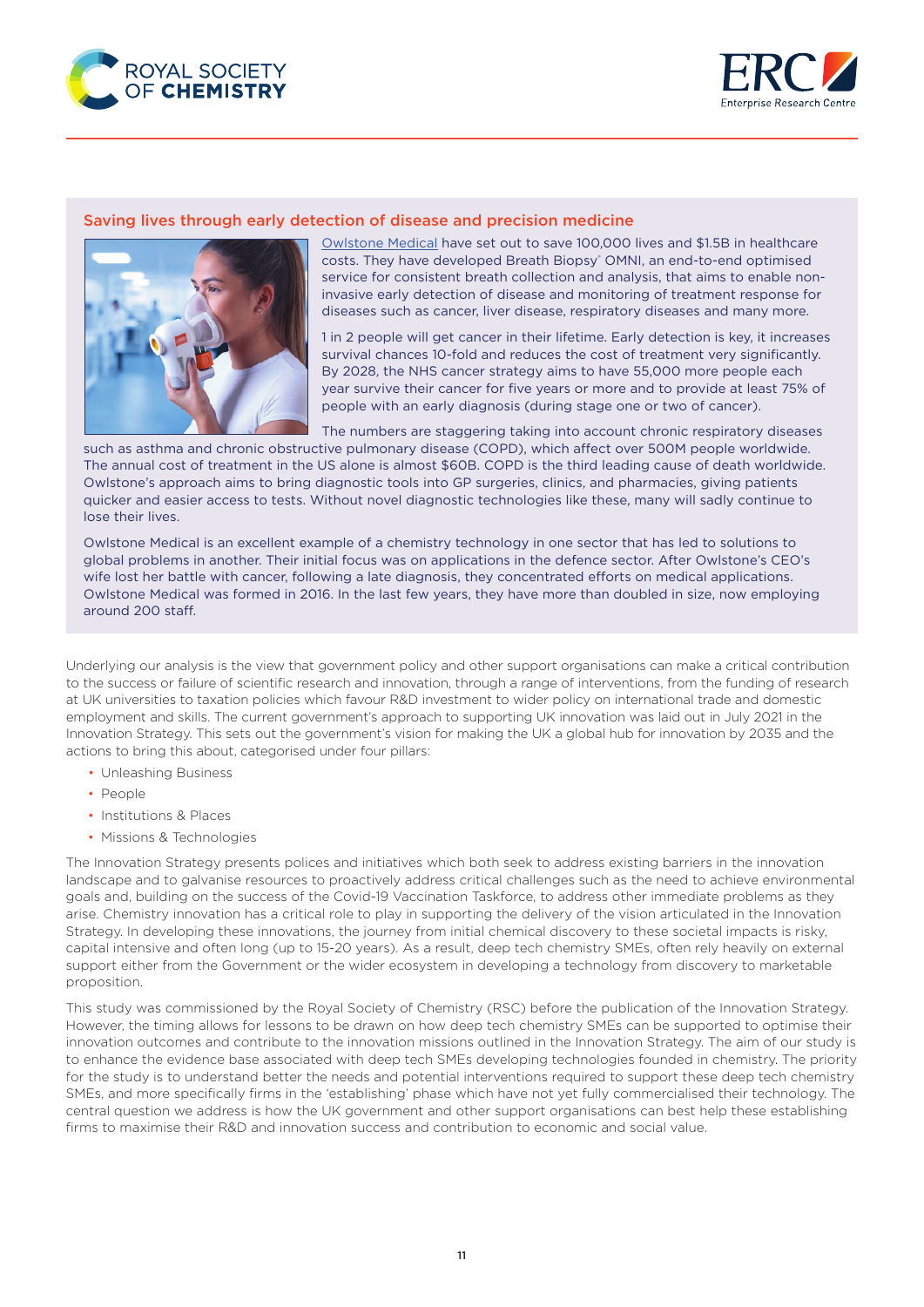## Saving lives through early detection of disease and precision medicine

Owlstone Medical have set out to save 100,000 lives and $1.5B in healthcare costs. They have developed Breath Biopsy® OMNI, an end-to-end optimised service for consistent breath collection and analysis, that aims to enable non-invasive early detection of disease and monitoring of treatment response for diseases such as cancer, liver disease, respiratory diseases and many more.

1 in 2 people will get cancer in their lifetime. Early detection is key, it increases survival chances 10-fold and reduces the cost of treatment very significantly. By 2028, the NHS cancer strategy aims to have 55,000 more people each year survive their cancer for five years or more and to provide at least 75% of people with an early diagnosis (during stage one or two of cancer).

The numbers are staggering taking into account chronic respiratory diseases such as asthma and chronic obstructive pulmonary disease (COPD), which affect over 500M people worldwide. The annual cost of treatment in the US alone is almost $60B. COPD is the third leading cause of death worldwide. Owlstone's approach aims to bring diagnostic tools into GP surgeries, clinics, and pharmacies, giving patients quicker and easier access to tests. Without novel diagnostic technologies like these, many will sadly continue to lose their lives.

Owlstone Medical is an excellent example of a chemistry technology in one sector that has led to solutions to global problems in another. Their initial focus was on applications in the defence sector. After Owlstone's CEO's wife lost her battle with cancer, following a late diagnosis, they concentrated efforts on medical applications. Owlstone Medical was formed in 2016. In the last few years, they have more than doubled in size, now employing around 200 staff.

Underlying our analysis is the view that government policy and other support organisations can make a critical contribution to the success or failure of scientific research and innovation, through a range of interventions, from the funding of research at UK universities to taxation policies which favour R&D investment to wider policy on international trade and domestic employment and skills. The current government's approach to supporting UK innovation was laid out in July 2021 in the Innovation Strategy. This sets out the government's vision for making the UK a global hub for innovation by 2035 and the actions to bring this about, categorised under four pillars:

- Unleashing Business
- People
- Institutions & Places
- Missions & Technologies

The Innovation Strategy presents polices and initiatives which both seek to address existing barriers in the innovation landscape and to galvanise resources to proactively address critical challenges such as the need to achieve environmental goals and, building on the success of the Covid-19 Vaccination Taskforce, to address other immediate problems as they arise. Chemistry innovation has a critical role to play in supporting the delivery of the vision articulated in the Innovation Strategy. In developing these innovations, the journey from initial chemical discovery to these societal impacts is risky, capital intensive and often long (up to 15-20 years). As a result, deep tech chemistry SMEs, often rely heavily on external support either from the Government or the wider ecosystem in developing a technology from discovery to marketable proposition.

This study was commissioned by the Royal Society of Chemistry (RSC) before the publication of the Innovation Strategy. However, the timing allows for lessons to be drawn on how deep tech chemistry SMEs can be supported to optimise their innovation outcomes and contribute to the innovation missions outlined in the Innovation Strategy. The aim of our study is to enhance the evidence base associated with deep tech SMEs developing technologies founded in chemistry. The priority for the study is to understand better the needs and potential interventions required to support these deep tech chemistry SMEs, and more specifically firms in the 'establishing' phase which have not yet fully commercialised their technology. The central question we address is how the UK government and other support organisations can best help these establishing firms to maximise their R&D and innovation success and contribution to economic and social value.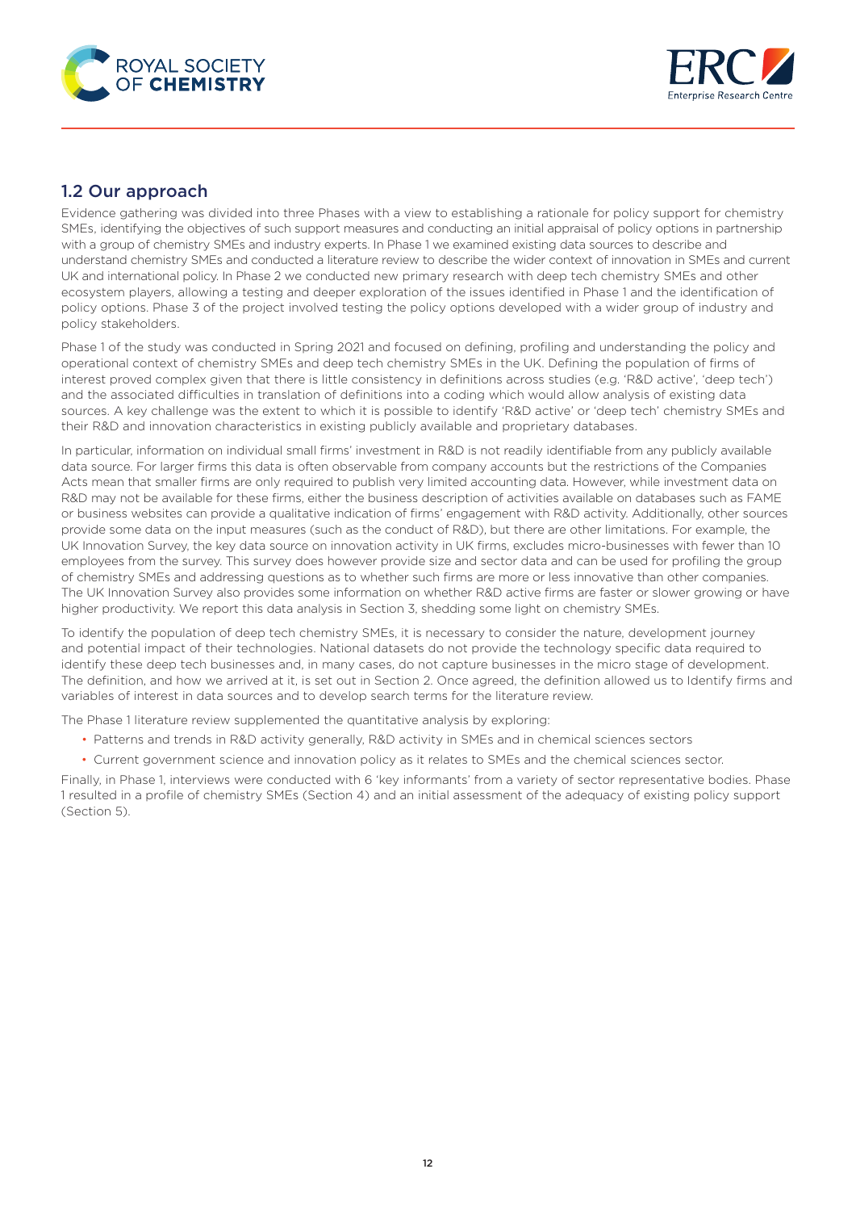## 1.2 Our approach

Evidence gathering was divided into three Phases with a view to establishing a rationale for policy support for chemistry SMEs, identifying the objectives of such support measures and conducting an initial appraisal of policy options in partnership with a group of chemistry SMEs and industry experts. In Phase 1 we examined existing data sources to describe and understand chemistry SMEs and conducted a literature review to describe the wider context of innovation in SMEs and current UK and international policy. In Phase 2 we conducted new primary research with deep tech chemistry SMEs and other ecosystem players, allowing a testing and deeper exploration of the issues identified in Phase 1 and the identification of policy options. Phase 3 of the project involved testing the policy options developed with a wider group of industry and policy stakeholders.

Phase 1 of the study was conducted in Spring 2021 and focused on defining, profiling and understanding the policy and operational context of chemistry SMEs and deep tech chemistry SMEs in the UK. Defining the population of firms of interest proved complex given that there is little consistency in definitions across studies (e.g. 'R&D active', 'deep tech') and the associated difficulties in translation of definitions into a coding which would allow analysis of existing data sources. A key challenge was the extent to which it is possible to identify 'R&D active' or 'deep tech' chemistry SMEs and their R&D and innovation characteristics in existing publicly available and proprietary databases.

In particular, information on individual small firms' investment in R&D is not readily identifiable from any publicly available data source. For larger firms this data is often observable from company accounts but the restrictions of the Companies Acts mean that smaller firms are only required to publish very limited accounting data. However, while investment data on R&D may not be available for these firms, either the business description of activities available on databases such as FAME or business websites can provide a qualitative indication of firms' engagement with R&D activity. Additionally, other sources provide some data on the input measures (such as the conduct of R&D), but there are other limitations. For example, the UK Innovation Survey, the key data source on innovation activity in UK firms, excludes micro-businesses with fewer than 10 employees from the survey. This survey does however provide size and sector data and can be used for profiling the group of chemistry SMEs and addressing questions as to whether such firms are more or less innovative than other companies. The UK Innovation Survey also provides some information on whether R&D active firms are faster or slower growing or have higher productivity. We report this data analysis in Section 3, shedding some light on chemistry SMEs.

To identify the population of deep tech chemistry SMEs, it is necessary to consider the nature, development journey and potential impact of their technologies. National datasets do not provide the technology specific data required to identify these deep tech businesses and, in many cases, do not capture businesses in the micro stage of development. The definition, and how we arrived at it, is set out in Section 2. Once agreed, the definition allowed us to Identify firms and variables of interest in data sources and to develop search terms for the literature review.

The Phase 1 literature review supplemented the quantitative analysis by exploring:

- Patterns and trends in R&D activity generally, R&D activity in SMEs and in chemical sciences sectors
- Current government science and innovation policy as it relates to SMEs and the chemical sciences sector.

Finally, in Phase 1, interviews were conducted with 6 'key informants' from a variety of sector representative bodies. Phase 1 resulted in a profile of chemistry SMEs (Section 4) and an initial assessment of the adequacy of existing policy support (Section 5).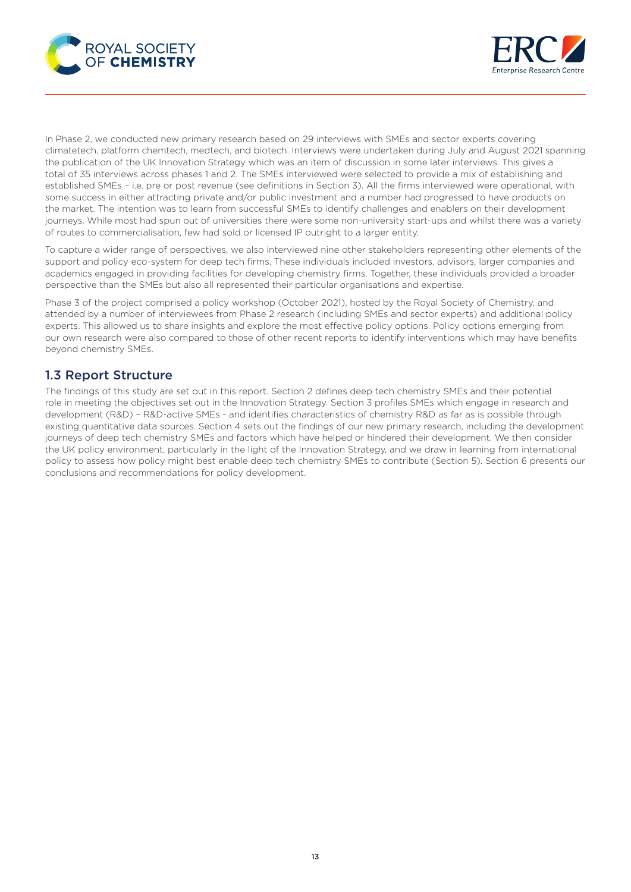In Phase 2, we conducted new primary research based on 29 interviews with SMEs and sector experts covering climatetech, platform chemtech, medtech, and biotech. Interviews were undertaken during July and August 2021 spanning the publication of the UK Innovation Strategy which was an item of discussion in some later interviews. This gives a total of 35 interviews across phases 1 and 2. The SMEs interviewed were selected to provide a mix of establishing and established SMEs – i.e. pre or post revenue (see definitions in Section 3). All the firms interviewed were operational, with some success in either attracting private and/or public investment and a number had progressed to have products on the market. The intention was to learn from successful SMEs to identify challenges and enablers on their development journeys. While most had spun out of universities there were some non-university start-ups and whilst there was a variety of routes to commercialisation, few had sold or licensed IP outright to a larger entity.

To capture a wider range of perspectives, we also interviewed nine other stakeholders representing other elements of the support and policy eco-system for deep tech firms. These individuals included investors, advisors, larger companies and academics engaged in providing facilities for developing chemistry firms. Together, these individuals provided a broader perspective than the SMEs but also all represented their particular organisations and expertise.

Phase 3 of the project comprised a policy workshop (October 2021), hosted by the Royal Society of Chemistry, and attended by a number of interviewees from Phase 2 research (including SMEs and sector experts) and additional policy experts. This allowed us to share insights and explore the most effective policy options. Policy options emerging from our own research were also compared to those of other recent reports to identify interventions which may have benefits beyond chemistry SMEs.

## 1.3 Report Structure

The findings of this study are set out in this report. Section 2 defines deep tech chemistry SMEs and their potential role in meeting the objectives set out in the Innovation Strategy. Section 3 profiles SMEs which engage in research and development (R&D) – R&D-active SMEs - and identifies characteristics of chemistry R&D as far as is possible through existing quantitative data sources. Section 4 sets out the findings of our new primary research, including the development journeys of deep tech chemistry SMEs and factors which have helped or hindered their development. We then consider the UK policy environment, particularly in the light of the Innovation Strategy, and we draw in learning from international policy to assess how policy might best enable deep tech chemistry SMEs to contribute (Section 5). Section 6 presents our conclusions and recommendations for policy development.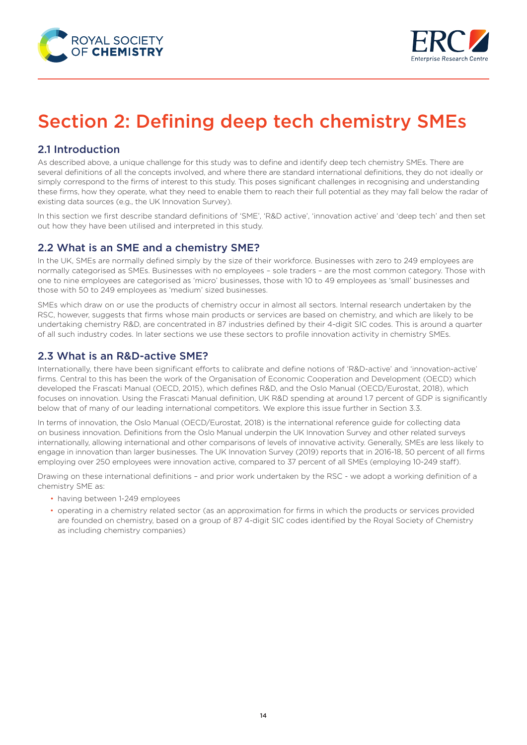# Section 2: Defining deep tech chemistry SMEs

## 2.1 Introduction

As described above, a unique challenge for this study was to define and identify deep tech chemistry SMEs. There are several definitions of all the concepts involved, and where there are standard international definitions, they do not ideally or simply correspond to the firms of interest to this study. This poses significant challenges in recognising and understanding these firms, how they operate, what they need to enable them to reach their full potential as they may fall below the radar of existing data sources (e.g., the UK Innovation Survey).

In this section we first describe standard definitions of 'SME', 'R&D active', 'innovation active' and 'deep tech' and then set out how they have been utilised and interpreted in this study.

## 2.2 What is an SME and a chemistry SME?

In the UK, SMEs are normally defined simply by the size of their workforce. Businesses with zero to 249 employees are normally categorised as SMEs. Businesses with no employees – sole traders – are the most common category. Those with one to nine employees are categorised as 'micro' businesses, those with 10 to 49 employees as 'small' businesses and those with 50 to 249 employees as 'medium' sized businesses.

SMEs which draw on or use the products of chemistry occur in almost all sectors. Internal research undertaken by the RSC, however, suggests that firms whose main products or services are based on chemistry, and which are likely to be undertaking chemistry R&D, are concentrated in 87 industries defined by their 4-digit SIC codes. This is around a quarter of all such industry codes. In later sections we use these sectors to profile innovation activity in chemistry SMEs.

## 2.3 What is an R&D-active SME?

Internationally, there have been significant efforts to calibrate and define notions of 'R&D-active' and 'innovation-active' firms. Central to this has been the work of the Organisation of Economic Cooperation and Development (OECD) which developed the Frascati Manual (OECD, 2015), which defines R&D, and the Oslo Manual (OECD/Eurostat, 2018), which focuses on innovation. Using the Frascati Manual definition, UK R&D spending at around 1.7 percent of GDP is significantly below that of many of our leading international competitors. We explore this issue further in Section 3.3.

In terms of innovation, the Oslo Manual (OECD/Eurostat, 2018) is the international reference guide for collecting data on business innovation. Definitions from the Oslo Manual underpin the UK Innovation Survey and other related surveys internationally, allowing international and other comparisons of levels of innovative activity. Generally, SMEs are less likely to engage in innovation than larger businesses. The UK Innovation Survey (2019) reports that in 2016-18, 50 percent of all firms employing over 250 employees were innovation active, compared to 37 percent of all SMEs (employing 10-249 staff).

Drawing on these international definitions – and prior work undertaken by the RSC - we adopt a working definition of a chemistry SME as:

- having between 1-249 employees
- operating in a chemistry related sector (as an approximation for firms in which the products or services provided are founded on chemistry, based on a group of 87 4-digit SIC codes identified by the Royal Society of Chemistry as including chemistry companies)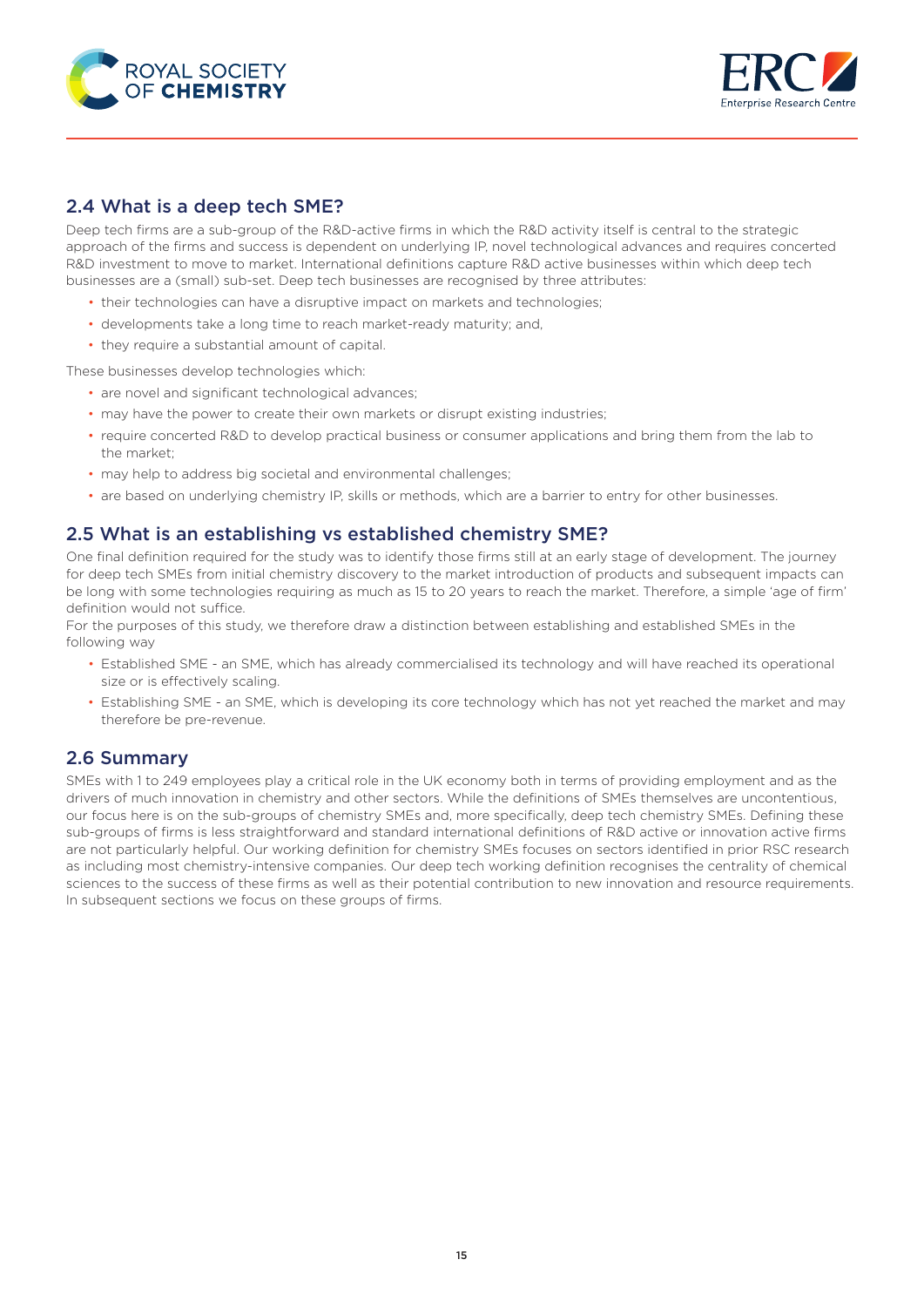## 2.4 What is a deep tech SME?

Deep tech firms are a sub-group of the R&D-active firms in which the R&D activity itself is central to the strategic approach of the firms and success is dependent on underlying IP, novel technological advances and requires concerted R&D investment to move to market. International definitions capture R&D active businesses within which deep tech businesses are a (small) sub-set. Deep tech businesses are recognised by three attributes:

- their technologies can have a disruptive impact on markets and technologies;
- developments take a long time to reach market-ready maturity; and,
- they require a substantial amount of capital.

These businesses develop technologies which:

- are novel and significant technological advances;
- may have the power to create their own markets or disrupt existing industries;
- require concerted R&D to develop practical business or consumer applications and bring them from the lab to the market;
- may help to address big societal and environmental challenges;
- are based on underlying chemistry IP, skills or methods, which are a barrier to entry for other businesses.

## 2.5 What is an establishing vs established chemistry SME?

One final definition required for the study was to identify those firms still at an early stage of development. The journey for deep tech SMEs from initial chemistry discovery to the market introduction of products and subsequent impacts can be long with some technologies requiring as much as 15 to 20 years to reach the market. Therefore, a simple 'age of firm' definition would not suffice.

For the purposes of this study, we therefore draw a distinction between establishing and established SMEs in the following way

- Established SME - an SME, which has already commercialised its technology and will have reached its operational size or is effectively scaling.
- Establishing SME - an SME, which is developing its core technology which has not yet reached the market and may therefore be pre-revenue.

## 2.6 Summary

SMEs with 1 to 249 employees play a critical role in the UK economy both in terms of providing employment and as the drivers of much innovation in chemistry and other sectors. While the definitions of SMEs themselves are uncontentious, our focus here is on the sub-groups of chemistry SMEs and, more specifically, deep tech chemistry SMEs. Defining these sub-groups of firms is less straightforward and standard international definitions of R&D active or innovation active firms are not particularly helpful. Our working definition for chemistry SMEs focuses on sectors identified in prior RSC research as including most chemistry-intensive companies. Our deep tech working definition recognises the centrality of chemical sciences to the success of these firms as well as their potential contribution to new innovation and resource requirements. In subsequent sections we focus on these groups of firms.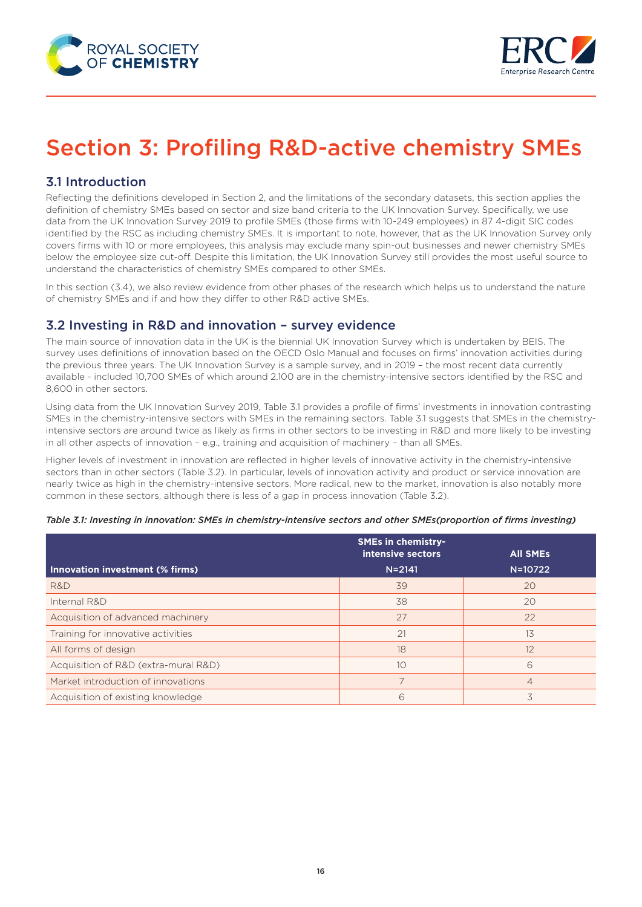# Section 3: Profiling R&D-active chemistry SMEs

## 3.1 Introduction

Reflecting the definitions developed in Section 2, and the limitations of the secondary datasets, this section applies the definition of chemistry SMEs based on sector and size band criteria to the UK Innovation Survey. Specifically, we use data from the UK Innovation Survey 2019 to profile SMEs (those firms with 10-249 employees) in 87 4-digit SIC codes identified by the RSC as including chemistry SMEs. It is important to note, however, that as the UK Innovation Survey only covers firms with 10 or more employees, this analysis may exclude many spin-out businesses and newer chemistry SMEs below the employee size cut-off. Despite this limitation, the UK Innovation Survey still provides the most useful source to understand the characteristics of chemistry SMEs compared to other SMEs.

In this section (3.4), we also review evidence from other phases of the research which helps us to understand the nature of chemistry SMEs and if and how they differ to other R&D active SMEs.

## 3.2 Investing in R&D and innovation – survey evidence

The main source of innovation data in the UK is the biennial UK Innovation Survey which is undertaken by BEIS. The survey uses definitions of innovation based on the OECD Oslo Manual and focuses on firms' innovation activities during the previous three years. The UK Innovation Survey is a sample survey, and in 2019 – the most recent data currently available - included 10,700 SMEs of which around 2,100 are in the chemistry-intensive sectors identified by the RSC and 8,600 in other sectors.

Using data from the UK Innovation Survey 2019, Table 3.1 provides a profile of firms' investments in innovation contrasting SMEs in the chemistry-intensive sectors with SMEs in the remaining sectors. Table 3.1 suggests that SMEs in the chemistry-intensive sectors are around twice as likely as firms in other sectors to be investing in R&D and more likely to be investing in all other aspects of innovation – e.g., training and acquisition of machinery – than all SMEs.

Higher levels of investment in innovation are reflected in higher levels of innovative activity in the chemistry-intensive sectors than in other sectors (Table 3.2). In particular, levels of innovation activity and product or service innovation are nearly twice as high in the chemistry-intensive sectors. More radical, new to the market, innovation is also notably more common in these sectors, although there is less of a gap in process innovation (Table 3.2).

*Table 3.1: Investing in innovation: SMEs in chemistry-intensive sectors and other SMEs(proportion of firms investing)*

| Innovation investment (% firms) | SMEs in chemistry-intensive sectors N=2141 | All SMEs N=10722 |
|---|---|---|
| R&D | 39 | 20 |
| Internal R&D | 38 | 20 |
| Acquisition of advanced machinery | 27 | 22 |
| Training for innovative activities | 21 | 13 |
| All forms of design | 18 | 12 |
| Acquisition of R&D (extra-mural R&D) | 10 | 6 |
| Market introduction of innovations | 7 | 4 |
| Acquisition of existing knowledge | 6 | 3 |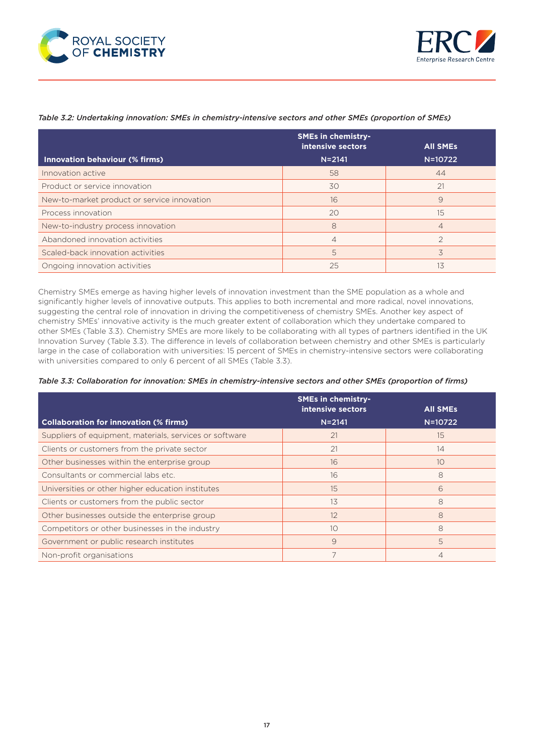*Table 3.2: Undertaking innovation: SMEs in chemistry-intensive sectors and other SMEs (proportion of SMEs)*

| Innovation behaviour (% firms) | SMEs in chemistry-intensive sectors N=2141 | All SMEs N=10722 |
|---|---|---|
| Innovation active | 58 | 44 |
| Product or service innovation | 30 | 21 |
| New-to-market product or service innovation | 16 | 9 |
| Process innovation | 20 | 15 |
| New-to-industry process innovation | 8 | 4 |
| Abandoned innovation activities | 4 | 2 |
| Scaled-back innovation activities | 5 | 3 |
| Ongoing innovation activities | 25 | 13 |

Chemistry SMEs emerge as having higher levels of innovation investment than the SME population as a whole and significantly higher levels of innovative outputs. This applies to both incremental and more radical, novel innovations, suggesting the central role of innovation in driving the competitiveness of chemistry SMEs. Another key aspect of chemistry SMEs' innovative activity is the much greater extent of collaboration which they undertake compared to other SMEs (Table 3.3). Chemistry SMEs are more likely to be collaborating with all types of partners identified in the UK Innovation Survey (Table 3.3). The difference in levels of collaboration between chemistry and other SMEs is particularly large in the case of collaboration with universities: 15 percent of SMEs in chemistry-intensive sectors were collaborating with universities compared to only 6 percent of all SMEs (Table 3.3).

*Table 3.3: Collaboration for innovation: SMEs in chemistry-intensive sectors and other SMEs (proportion of firms)*

| Collaboration for innovation (% firms) | SMEs in chemistry-intensive sectors N=2141 | All SMEs N=10722 |
|---|---|---|
| Suppliers of equipment, materials, services or software | 21 | 15 |
| Clients or customers from the private sector | 21 | 14 |
| Other businesses within the enterprise group | 16 | 10 |
| Consultants or commercial labs etc. | 16 | 8 |
| Universities or other higher education institutes | 15 | 6 |
| Clients or customers from the public sector | 13 | 8 |
| Other businesses outside the enterprise group | 12 | 8 |
| Competitors or other businesses in the industry | 10 | 8 |
| Government or public research institutes | 9 | 5 |
| Non-profit organisations | 7 | 4 |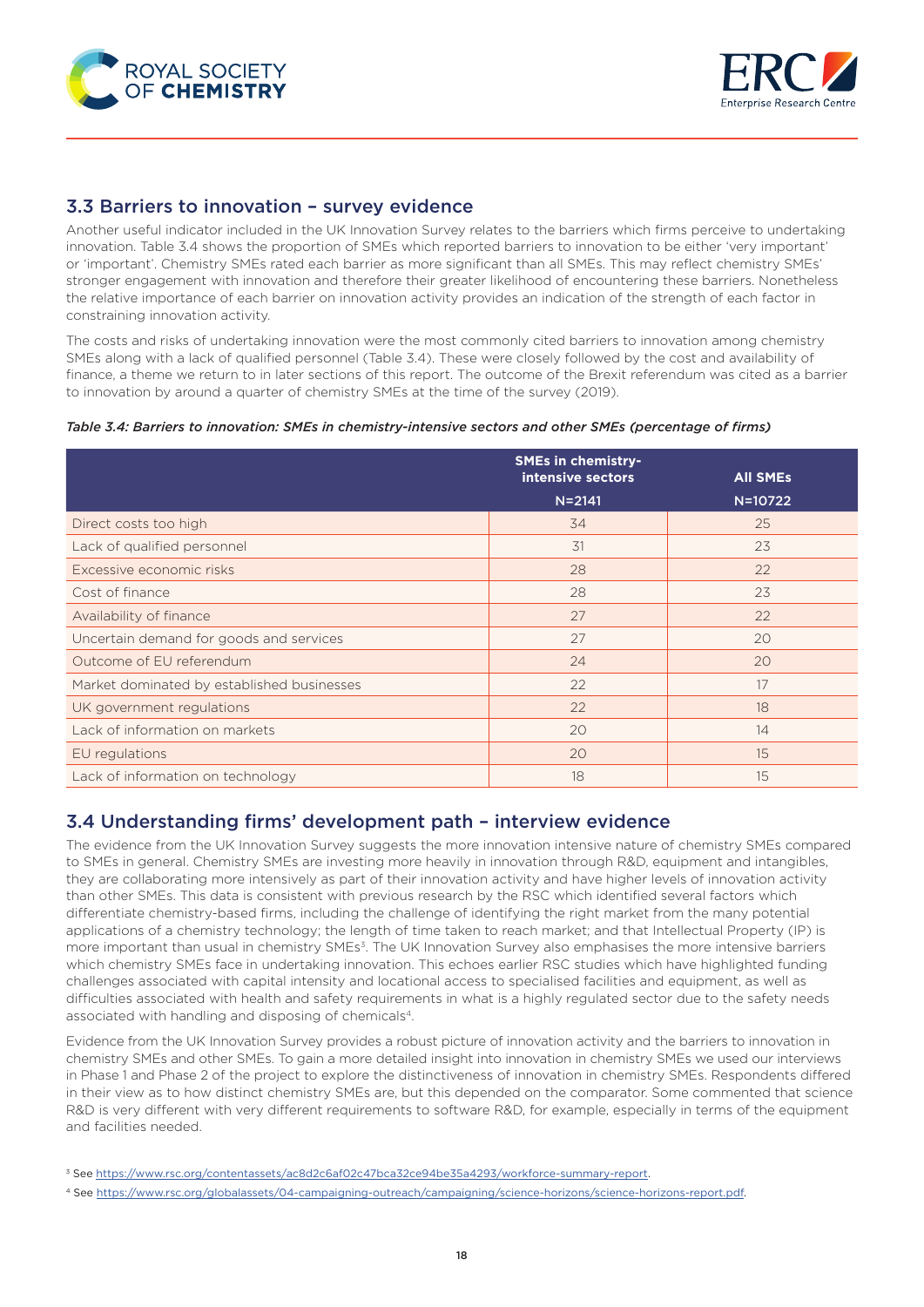## 3.3 Barriers to innovation – survey evidence

Another useful indicator included in the UK Innovation Survey relates to the barriers which firms perceive to undertaking innovation. Table 3.4 shows the proportion of SMEs which reported barriers to innovation to be either 'very important' or 'important'. Chemistry SMEs rated each barrier as more significant than all SMEs. This may reflect chemistry SMEs' stronger engagement with innovation and therefore their greater likelihood of encountering these barriers. Nonetheless the relative importance of each barrier on innovation activity provides an indication of the strength of each factor in constraining innovation activity.

The costs and risks of undertaking innovation were the most commonly cited barriers to innovation among chemistry SMEs along with a lack of qualified personnel (Table 3.4). These were closely followed by the cost and availability of finance, a theme we return to in later sections of this report. The outcome of the Brexit referendum was cited as a barrier to innovation by around a quarter of chemistry SMEs at the time of the survey (2019).

*Table 3.4: Barriers to innovation: SMEs in chemistry-intensive sectors and other SMEs (percentage of firms)*

| | SMEs in chemistry-intensive sectors | All SMEs |
|---|---|---|
| | N=2141 | N=10722 |
| Direct costs too high | 34 | 25 |
| Lack of qualified personnel | 31 | 23 |
| Excessive economic risks | 28 | 22 |
| Cost of finance | 28 | 23 |
| Availability of finance | 27 | 22 |
| Uncertain demand for goods and services | 27 | 20 |
| Outcome of EU referendum | 24 | 20 |
| Market dominated by established businesses | 22 | 17 |
| UK government regulations | 22 | 18 |
| Lack of information on markets | 20 | 14 |
| EU regulations | 20 | 15 |
| Lack of information on technology | 18 | 15 |

## 3.4 Understanding firms' development path – interview evidence

The evidence from the UK Innovation Survey suggests the more innovation intensive nature of chemistry SMEs compared to SMEs in general. Chemistry SMEs are investing more heavily in innovation through R&D, equipment and intangibles, they are collaborating more intensively as part of their innovation activity and have higher levels of innovation activity than other SMEs. This data is consistent with previous research by the RSC which identified several factors which differentiate chemistry-based firms, including the challenge of identifying the right market from the many potential applications of a chemistry technology; the length of time taken to reach market; and that Intellectual Property (IP) is more important than usual in chemistry SMEs[3]. The UK Innovation Survey also emphasises the more intensive barriers which chemistry SMEs face in undertaking innovation. This echoes earlier RSC studies which have highlighted funding challenges associated with capital intensity and locational access to specialised facilities and equipment, as well as difficulties associated with health and safety requirements in what is a highly regulated sector due to the safety needs associated with handling and disposing of chemicals[4].

Evidence from the UK Innovation Survey provides a robust picture of innovation activity and the barriers to innovation in chemistry SMEs and other SMEs. To gain a more detailed insight into innovation in chemistry SMEs we used our interviews in Phase 1 and Phase 2 of the project to explore the distinctiveness of innovation in chemistry SMEs. Respondents differed in their view as to how distinct chemistry SMEs are, but this depended on the comparator. Some commented that science R&D is very different with very different requirements to software R&D, for example, especially in terms of the equipment and facilities needed.

[3] See https://www.rsc.org/contentassets/ac8d2c6af02c47bca32ce94be35a4293/workforce-summary-report.

[4] See https://www.rsc.org/globalassets/04-campaigning-outreach/campaigning/science-horizons/science-horizons-report.pdf.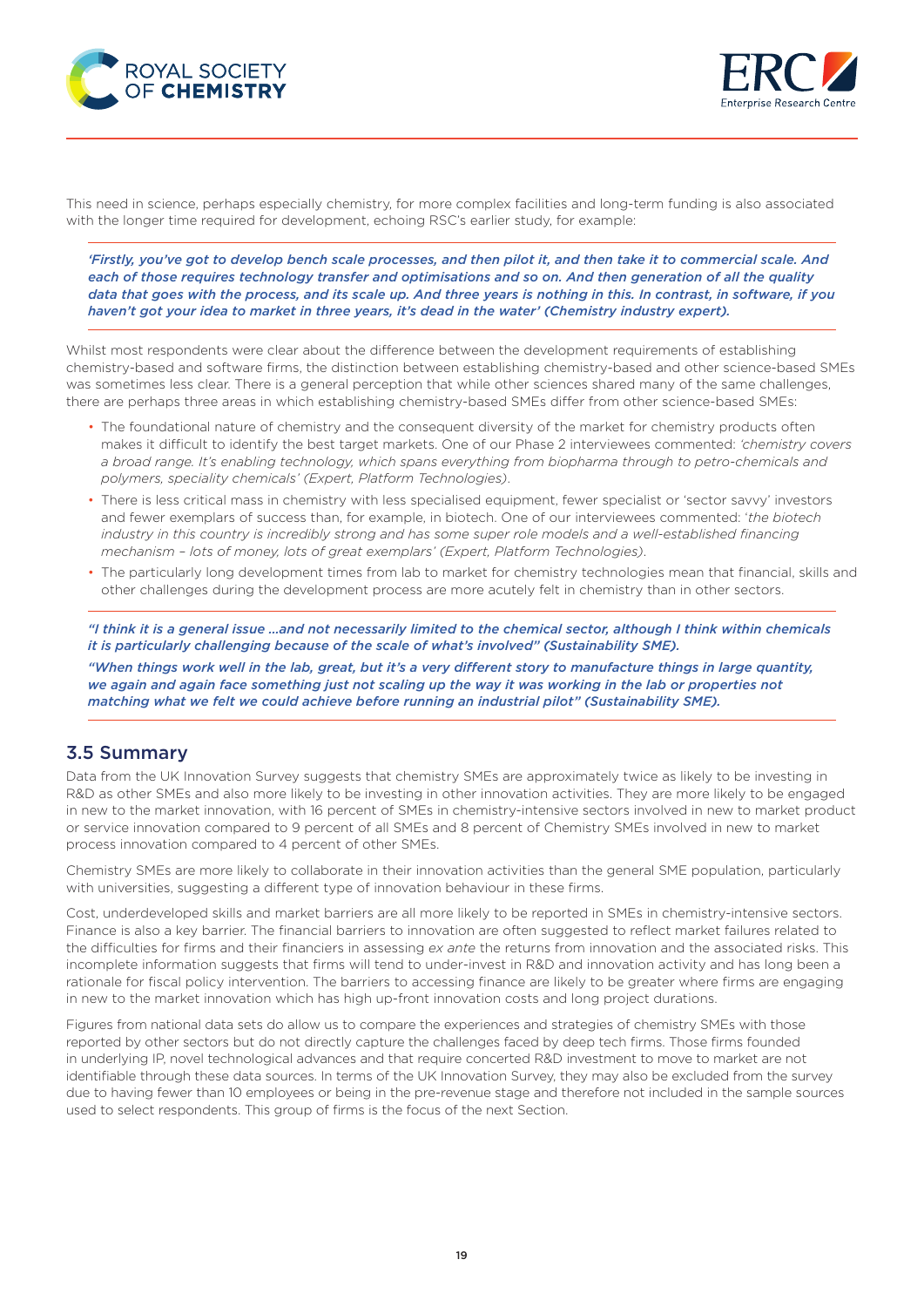This need in science, perhaps especially chemistry, for more complex facilities and long-term funding is also associated with the longer time required for development, echoing RSC's earlier study, for example:

> ***'Firstly, you've got to develop bench scale processes, and then pilot it, and then take it to commercial scale. And each of those requires technology transfer and optimisations and so on. And then generation of all the quality data that goes with the process, and its scale up. And three years is nothing in this. In contrast, in software, if you haven't got your idea to market in three years, it's dead in the water' (Chemistry industry expert).***

Whilst most respondents were clear about the difference between the development requirements of establishing chemistry-based and software firms, the distinction between establishing chemistry-based and other science-based SMEs was sometimes less clear. There is a general perception that while other sciences shared many of the same challenges, there are perhaps three areas in which establishing chemistry-based SMEs differ from other science-based SMEs:

- The foundational nature of chemistry and the consequent diversity of the market for chemistry products often makes it difficult to identify the best target markets. One of our Phase 2 interviewees commented: *'chemistry covers a broad range. It's enabling technology, which spans everything from biopharma through to petro-chemicals and polymers, speciality chemicals' (Expert, Platform Technologies)*.
- There is less critical mass in chemistry with less specialised equipment, fewer specialist or 'sector savvy' investors and fewer exemplars of success than, for example, in biotech. One of our interviewees commented: '*the biotech industry in this country is incredibly strong and has some super role models and a well-established financing mechanism – lots of money, lots of great exemplars' (Expert, Platform Technologies)*.
- The particularly long development times from lab to market for chemistry technologies mean that financial, skills and other challenges during the development process are more acutely felt in chemistry than in other sectors.

> ***"I think it is a general issue …and not necessarily limited to the chemical sector, although I think within chemicals it is particularly challenging because of the scale of what's involved" (Sustainability SME).***
>
> ***"When things work well in the lab, great, but it's a very different story to manufacture things in large quantity, we again and again face something just not scaling up the way it was working in the lab or properties not matching what we felt we could achieve before running an industrial pilot" (Sustainability SME).***

## 3.5 Summary

Data from the UK Innovation Survey suggests that chemistry SMEs are approximately twice as likely to be investing in R&D as other SMEs and also more likely to be investing in other innovation activities. They are more likely to be engaged in new to the market innovation, with 16 percent of SMEs in chemistry-intensive sectors involved in new to market product or service innovation compared to 9 percent of all SMEs and 8 percent of Chemistry SMEs involved in new to market process innovation compared to 4 percent of other SMEs.

Chemistry SMEs are more likely to collaborate in their innovation activities than the general SME population, particularly with universities, suggesting a different type of innovation behaviour in these firms.

Cost, underdeveloped skills and market barriers are all more likely to be reported in SMEs in chemistry-intensive sectors. Finance is also a key barrier. The financial barriers to innovation are often suggested to reflect market failures related to the difficulties for firms and their financiers in assessing *ex ante* the returns from innovation and the associated risks. This incomplete information suggests that firms will tend to under-invest in R&D and innovation activity and has long been a rationale for fiscal policy intervention. The barriers to accessing finance are likely to be greater where firms are engaging in new to the market innovation which has high up-front innovation costs and long project durations.

Figures from national data sets do allow us to compare the experiences and strategies of chemistry SMEs with those reported by other sectors but do not directly capture the challenges faced by deep tech firms. Those firms founded in underlying IP, novel technological advances and that require concerted R&D investment to move to market are not identifiable through these data sources. In terms of the UK Innovation Survey, they may also be excluded from the survey due to having fewer than 10 employees or being in the pre-revenue stage and therefore not included in the sample sources used to select respondents. This group of firms is the focus of the next Section.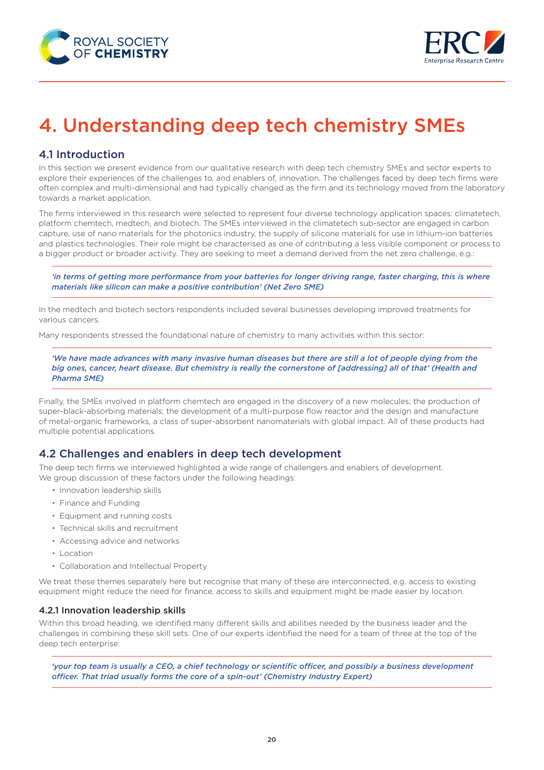# 4. Understanding deep tech chemistry SMEs

## 4.1 Introduction

In this section we present evidence from our qualitative research with deep tech chemistry SMEs and sector experts to explore their experiences of the challenges to, and enablers of, innovation. The challenges faced by deep tech firms were often complex and multi-dimensional and had typically changed as the firm and its technology moved from the laboratory towards a market application.

The firms interviewed in this research were selected to represent four diverse technology application spaces: climatetech, platform chemtech, medtech, and biotech. The SMEs interviewed in the climatetech sub-sector are engaged in carbon capture, use of nano materials for the photonics industry, the supply of silicone materials for use in lithium-ion batteries and plastics technologies. Their role might be characterised as one of contributing a less visible component or process to a bigger product or broader activity. They are seeking to meet a demand derived from the net zero challenge, e.g.:

> ***'in terms of getting more performance from your batteries for longer driving range, faster charging, this is where materials like silicon can make a positive contribution' (Net Zero SME)***

In the medtech and biotech sectors respondents included several businesses developing improved treatments for various cancers.

Many respondents stressed the foundational nature of chemistry to many activities within this sector:

> ***'We have made advances with many invasive human diseases but there are still a lot of people dying from the big ones, cancer, heart disease. But chemistry is really the cornerstone of [addressing] all of that' (Health and Pharma SME)***

Finally, the SMEs involved in platform chemtech are engaged in the discovery of a new molecules; the production of super-black-absorbing materials; the development of a multi-purpose flow reactor and the design and manufacture of metal-organic frameworks, a class of super-absorbent nanomaterials with global impact. All of these products had multiple potential applications.

## 4.2 Challenges and enablers in deep tech development

The deep tech firms we interviewed highlighted a wide range of challengers and enablers of development. We group discussion of these factors under the following headings:

- Innovation leadership skills
- Finance and Funding
- Equipment and running costs
- Technical skills and recruitment
- Accessing advice and networks
- Location
- Collaboration and Intellectual Property

We treat these themes separately here but recognise that many of these are interconnected, e.g. access to existing equipment might reduce the need for finance, access to skills and equipment might be made easier by location.

### 4.2.1 Innovation leadership skills

Within this broad heading, we identified many different skills and abilities needed by the business leader and the challenges in combining these skill sets. One of our experts identified the need for a team of three at the top of the deep tech enterprise:

> ***'your top team is usually a CEO, a chief technology or scientific officer, and possibly a business development officer. That triad usually forms the core of a spin-out' (Chemistry Industry Expert)***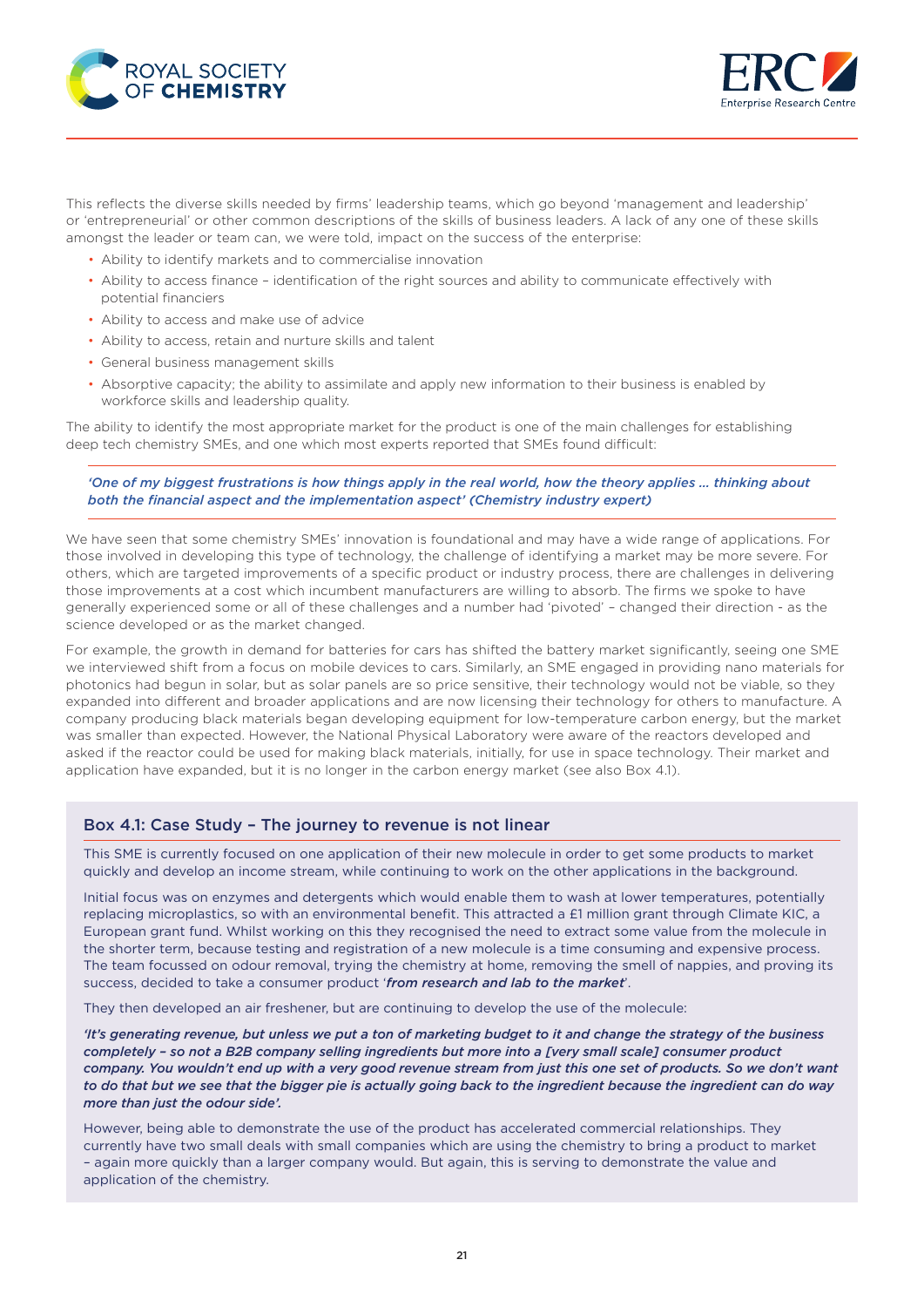This reflects the diverse skills needed by firms' leadership teams, which go beyond 'management and leadership' or 'entrepreneurial' or other common descriptions of the skills of business leaders. A lack of any one of these skills amongst the leader or team can, we were told, impact on the success of the enterprise:

- Ability to identify markets and to commercialise innovation
- Ability to access finance – identification of the right sources and ability to communicate effectively with potential financiers
- Ability to access and make use of advice
- Ability to access, retain and nurture skills and talent
- General business management skills
- Absorptive capacity; the ability to assimilate and apply new information to their business is enabled by workforce skills and leadership quality.

The ability to identify the most appropriate market for the product is one of the main challenges for establishing deep tech chemistry SMEs, and one which most experts reported that SMEs found difficult:

> ***'One of my biggest frustrations is how things apply in the real world, how the theory applies … thinking about both the financial aspect and the implementation aspect' (Chemistry industry expert)***

We have seen that some chemistry SMEs' innovation is foundational and may have a wide range of applications. For those involved in developing this type of technology, the challenge of identifying a market may be more severe. For others, which are targeted improvements of a specific product or industry process, there are challenges in delivering those improvements at a cost which incumbent manufacturers are willing to absorb. The firms we spoke to have generally experienced some or all of these challenges and a number had 'pivoted' – changed their direction - as the science developed or as the market changed.

For example, the growth in demand for batteries for cars has shifted the battery market significantly, seeing one SME we interviewed shift from a focus on mobile devices to cars. Similarly, an SME engaged in providing nano materials for photonics had begun in solar, but as solar panels are so price sensitive, their technology would not be viable, so they expanded into different and broader applications and are now licensing their technology for others to manufacture. A company producing black materials began developing equipment for low-temperature carbon energy, but the market was smaller than expected. However, the National Physical Laboratory were aware of the reactors developed and asked if the reactor could be used for making black materials, initially, for use in space technology. Their market and application have expanded, but it is no longer in the carbon energy market (see also Box 4.1).

### Box 4.1: Case Study – The journey to revenue is not linear

This SME is currently focused on one application of their new molecule in order to get some products to market quickly and develop an income stream, while continuing to work on the other applications in the background.

Initial focus was on enzymes and detergents which would enable them to wash at lower temperatures, potentially replacing microplastics, so with an environmental benefit. This attracted a £1 million grant through Climate KIC, a European grant fund. Whilst working on this they recognised the need to extract some value from the molecule in the shorter term, because testing and registration of a new molecule is a time consuming and expensive process. The team focussed on odour removal, trying the chemistry at home, removing the smell of nappies, and proving its success, decided to take a consumer product '***from research and lab to the market***'.

They then developed an air freshener, but are continuing to develop the use of the molecule:

***'It's generating revenue, but unless we put a ton of marketing budget to it and change the strategy of the business completely – so not a B2B company selling ingredients but more into a [very small scale] consumer product company. You wouldn't end up with a very good revenue stream from just this one set of products. So we don't want to do that but we see that the bigger pie is actually going back to the ingredient because the ingredient can do way more than just the odour side'.***

However, being able to demonstrate the use of the product has accelerated commercial relationships. They currently have two small deals with small companies which are using the chemistry to bring a product to market – again more quickly than a larger company would. But again, this is serving to demonstrate the value and application of the chemistry.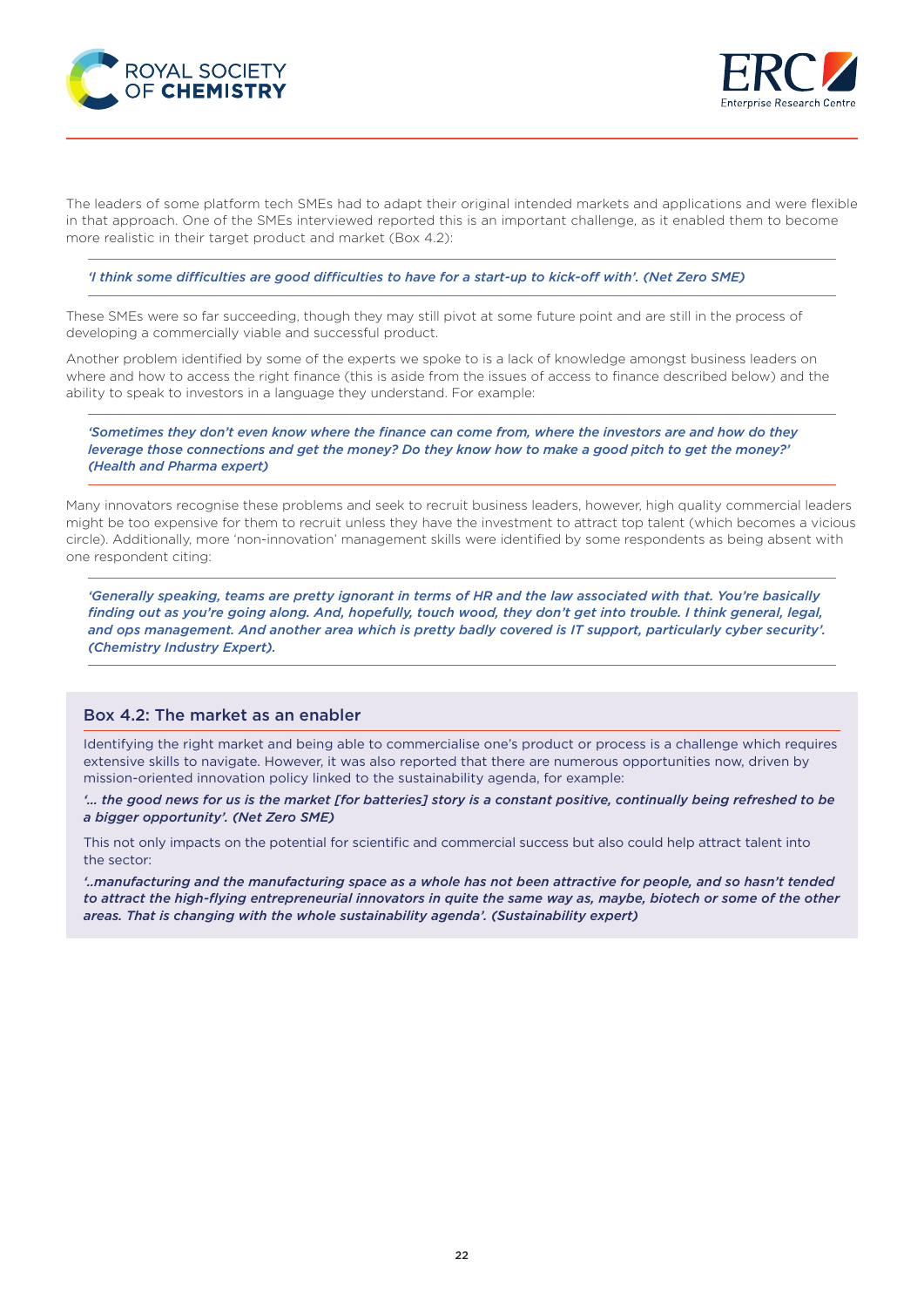The leaders of some platform tech SMEs had to adapt their original intended markets and applications and were flexible in that approach. One of the SMEs interviewed reported this is an important challenge, as it enabled them to become more realistic in their target product and market (Box 4.2):

> ***'I think some difficulties are good difficulties to have for a start-up to kick-off with'. (Net Zero SME)***

These SMEs were so far succeeding, though they may still pivot at some future point and are still in the process of developing a commercially viable and successful product.

Another problem identified by some of the experts we spoke to is a lack of knowledge amongst business leaders on where and how to access the right finance (this is aside from the issues of access to finance described below) and the ability to speak to investors in a language they understand. For example:

> ***'Sometimes they don't even know where the finance can come from, where the investors are and how do they leverage those connections and get the money? Do they know how to make a good pitch to get the money?' (Health and Pharma expert)***

Many innovators recognise these problems and seek to recruit business leaders, however, high quality commercial leaders might be too expensive for them to recruit unless they have the investment to attract top talent (which becomes a vicious circle). Additionally, more 'non-innovation' management skills were identified by some respondents as being absent with one respondent citing:

> ***'Generally speaking, teams are pretty ignorant in terms of HR and the law associated with that. You're basically finding out as you're going along. And, hopefully, touch wood, they don't get into trouble. I think general, legal, and ops management. And another area which is pretty badly covered is IT support, particularly cyber security'. (Chemistry Industry Expert).***

### Box 4.2: The market as an enabler

Identifying the right market and being able to commercialise one's product or process is a challenge which requires extensive skills to navigate. However, it was also reported that there are numerous opportunities now, driven by mission-oriented innovation policy linked to the sustainability agenda, for example:

***'… the good news for us is the market [for batteries] story is a constant positive, continually being refreshed to be a bigger opportunity'. (Net Zero SME)***

This not only impacts on the potential for scientific and commercial success but also could help attract talent into the sector:

***'..manufacturing and the manufacturing space as a whole has not been attractive for people, and so hasn't tended to attract the high-flying entrepreneurial innovators in quite the same way as, maybe, biotech or some of the other areas. That is changing with the whole sustainability agenda'. (Sustainability expert)***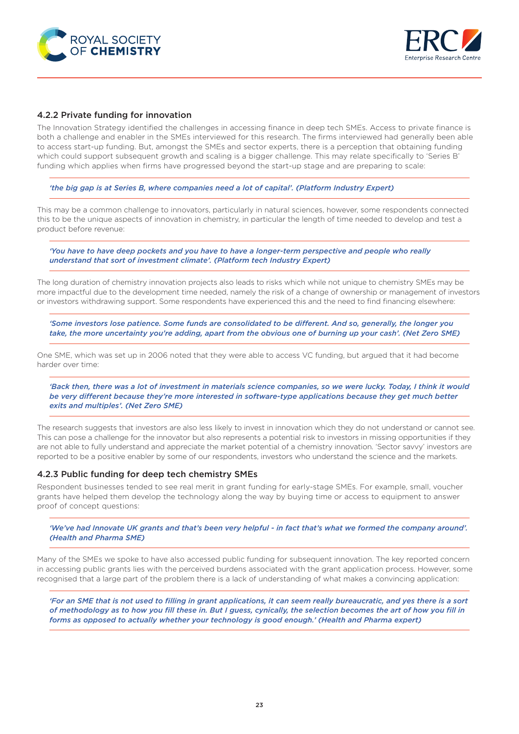### 4.2.2 Private funding for innovation

The Innovation Strategy identified the challenges in accessing finance in deep tech SMEs. Access to private finance is both a challenge and enabler in the SMEs interviewed for this research. The firms interviewed had generally been able to access start-up funding. But, amongst the SMEs and sector experts, there is a perception that obtaining funding which could support subsequent growth and scaling is a bigger challenge. This may relate specifically to 'Series B' funding which applies when firms have progressed beyond the start-up stage and are preparing to scale:

> ***'the big gap is at Series B, where companies need a lot of capital'. (Platform Industry Expert)***

This may be a common challenge to innovators, particularly in natural sciences, however, some respondents connected this to be the unique aspects of innovation in chemistry, in particular the length of time needed to develop and test a product before revenue:

> ***'You have to have deep pockets and you have to have a longer-term perspective and people who really understand that sort of investment climate'. (Platform tech Industry Expert)***

The long duration of chemistry innovation projects also leads to risks which while not unique to chemistry SMEs may be more impactful due to the development time needed, namely the risk of a change of ownership or management of investors or investors withdrawing support. Some respondents have experienced this and the need to find financing elsewhere:

> ***'Some investors lose patience. Some funds are consolidated to be different. And so, generally, the longer you take, the more uncertainty you're adding, apart from the obvious one of burning up your cash'. (Net Zero SME)***

One SME, which was set up in 2006 noted that they were able to access VC funding, but argued that it had become harder over time:

> ***'Back then, there was a lot of investment in materials science companies, so we were lucky. Today, I think it would be very different because they're more interested in software-type applications because they get much better exits and multiples'. (Net Zero SME)***

The research suggests that investors are also less likely to invest in innovation which they do not understand or cannot see. This can pose a challenge for the innovator but also represents a potential risk to investors in missing opportunities if they are not able to fully understand and appreciate the market potential of a chemistry innovation. 'Sector savvy' investors are reported to be a positive enabler by some of our respondents, investors who understand the science and the markets.

### 4.2.3 Public funding for deep tech chemistry SMEs

Respondent businesses tended to see real merit in grant funding for early-stage SMEs. For example, small, voucher grants have helped them develop the technology along the way by buying time or access to equipment to answer proof of concept questions:

> ***'We've had Innovate UK grants and that's been very helpful - in fact that's what we formed the company around'. (Health and Pharma SME)***

Many of the SMEs we spoke to have also accessed public funding for subsequent innovation. The key reported concern in accessing public grants lies with the perceived burdens associated with the grant application process. However, some recognised that a large part of the problem there is a lack of understanding of what makes a convincing application:

> ***'For an SME that is not used to filling in grant applications, it can seem really bureaucratic, and yes there is a sort of methodology as to how you fill these in. But I guess, cynically, the selection becomes the art of how you fill in forms as opposed to actually whether your technology is good enough.' (Health and Pharma expert)***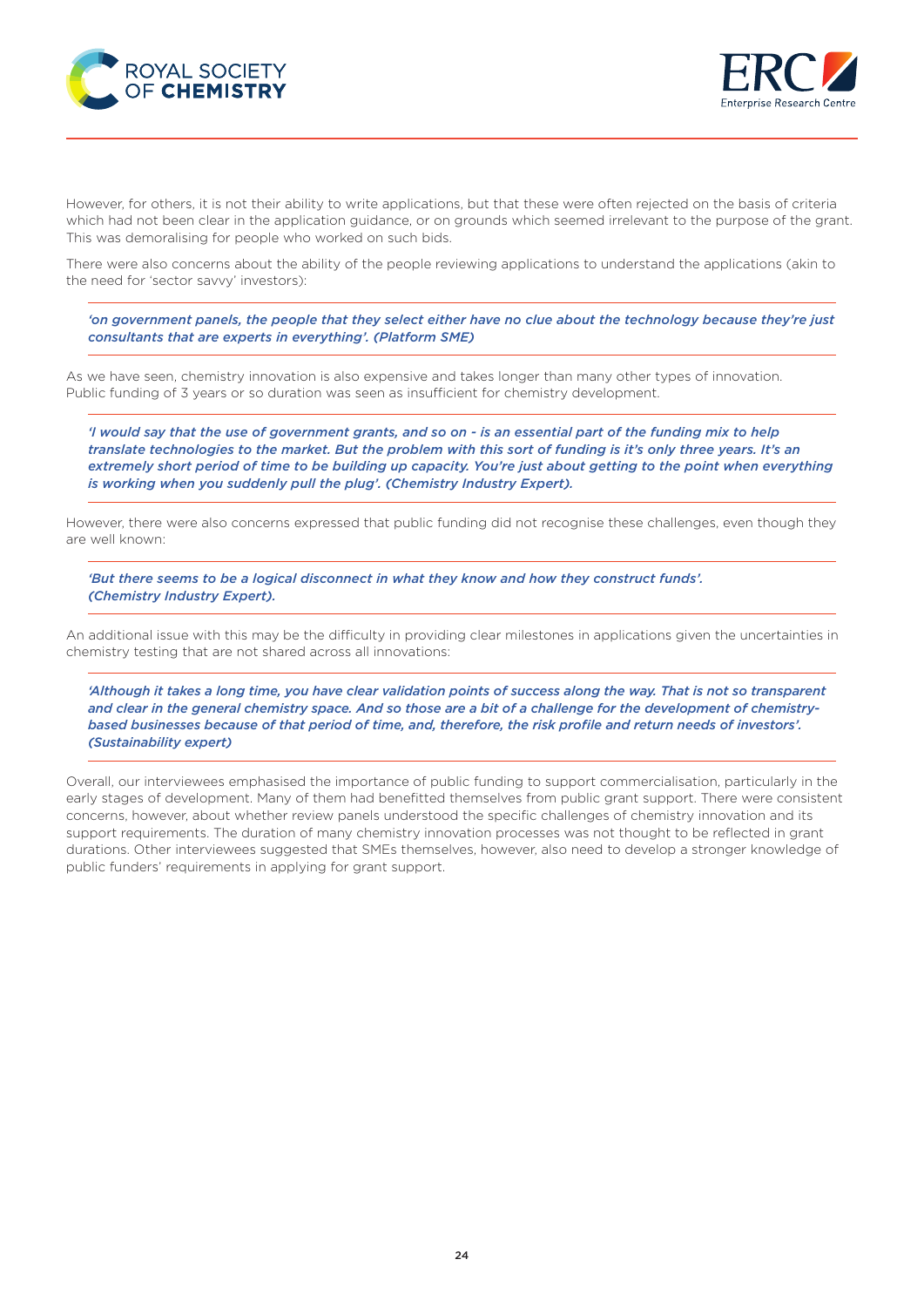However, for others, it is not their ability to write applications, but that these were often rejected on the basis of criteria which had not been clear in the application guidance, or on grounds which seemed irrelevant to the purpose of the grant. This was demoralising for people who worked on such bids.

There were also concerns about the ability of the people reviewing applications to understand the applications (akin to the need for 'sector savvy' investors):

> ***'on government panels, the people that they select either have no clue about the technology because they're just consultants that are experts in everything'. (Platform SME)***

As we have seen, chemistry innovation is also expensive and takes longer than many other types of innovation. Public funding of 3 years or so duration was seen as insufficient for chemistry development.

> ***'I would say that the use of government grants, and so on - is an essential part of the funding mix to help translate technologies to the market. But the problem with this sort of funding is it's only three years. It's an extremely short period of time to be building up capacity. You're just about getting to the point when everything is working when you suddenly pull the plug'. (Chemistry Industry Expert).***

However, there were also concerns expressed that public funding did not recognise these challenges, even though they are well known:

> ***'But there seems to be a logical disconnect in what they know and how they construct funds'. (Chemistry Industry Expert).***

An additional issue with this may be the difficulty in providing clear milestones in applications given the uncertainties in chemistry testing that are not shared across all innovations:

> ***'Although it takes a long time, you have clear validation points of success along the way. That is not so transparent and clear in the general chemistry space. And so those are a bit of a challenge for the development of chemistry-based businesses because of that period of time, and, therefore, the risk profile and return needs of investors'. (Sustainability expert)***

Overall, our interviewees emphasised the importance of public funding to support commercialisation, particularly in the early stages of development. Many of them had benefitted themselves from public grant support. There were consistent concerns, however, about whether review panels understood the specific challenges of chemistry innovation and its support requirements. The duration of many chemistry innovation processes was not thought to be reflected in grant durations. Other interviewees suggested that SMEs themselves, however, also need to develop a stronger knowledge of public funders' requirements in applying for grant support.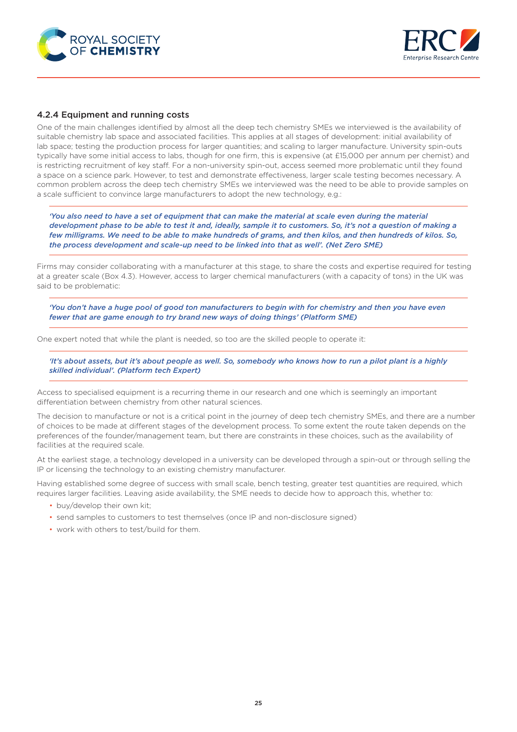### 4.2.4 Equipment and running costs

One of the main challenges identified by almost all the deep tech chemistry SMEs we interviewed is the availability of suitable chemistry lab space and associated facilities. This applies at all stages of development: initial availability of lab space; testing the production process for larger quantities; and scaling to larger manufacture. University spin-outs typically have some initial access to labs, though for one firm, this is expensive (at £15,000 per annum per chemist) and is restricting recruitment of key staff. For a non-university spin-out, access seemed more problematic until they found a space on a science park. However, to test and demonstrate effectiveness, larger scale testing becomes necessary. A common problem across the deep tech chemistry SMEs we interviewed was the need to be able to provide samples on a scale sufficient to convince large manufacturers to adopt the new technology, e.g.:

> ***'You also need to have a set of equipment that can make the material at scale even during the material development phase to be able to test it and, ideally, sample it to customers. So, it's not a question of making a few milligrams. We need to be able to make hundreds of grams, and then kilos, and then hundreds of kilos. So, the process development and scale-up need to be linked into that as well'. (Net Zero SME)***

Firms may consider collaborating with a manufacturer at this stage, to share the costs and expertise required for testing at a greater scale (Box 4.3). However, access to larger chemical manufacturers (with a capacity of tons) in the UK was said to be problematic:

> ***'You don't have a huge pool of good ton manufacturers to begin with for chemistry and then you have even fewer that are game enough to try brand new ways of doing things' (Platform SME)***

One expert noted that while the plant is needed, so too are the skilled people to operate it:

> ***'It's about assets, but it's about people as well. So, somebody who knows how to run a pilot plant is a highly skilled individual'. (Platform tech Expert)***

Access to specialised equipment is a recurring theme in our research and one which is seemingly an important differentiation between chemistry from other natural sciences.

The decision to manufacture or not is a critical point in the journey of deep tech chemistry SMEs, and there are a number of choices to be made at different stages of the development process. To some extent the route taken depends on the preferences of the founder/management team, but there are constraints in these choices, such as the availability of facilities at the required scale.

At the earliest stage, a technology developed in a university can be developed through a spin-out or through selling the IP or licensing the technology to an existing chemistry manufacturer.

Having established some degree of success with small scale, bench testing, greater test quantities are required, which requires larger facilities. Leaving aside availability, the SME needs to decide how to approach this, whether to:

- buy/develop their own kit;
- send samples to customers to test themselves (once IP and non-disclosure signed)
- work with others to test/build for them.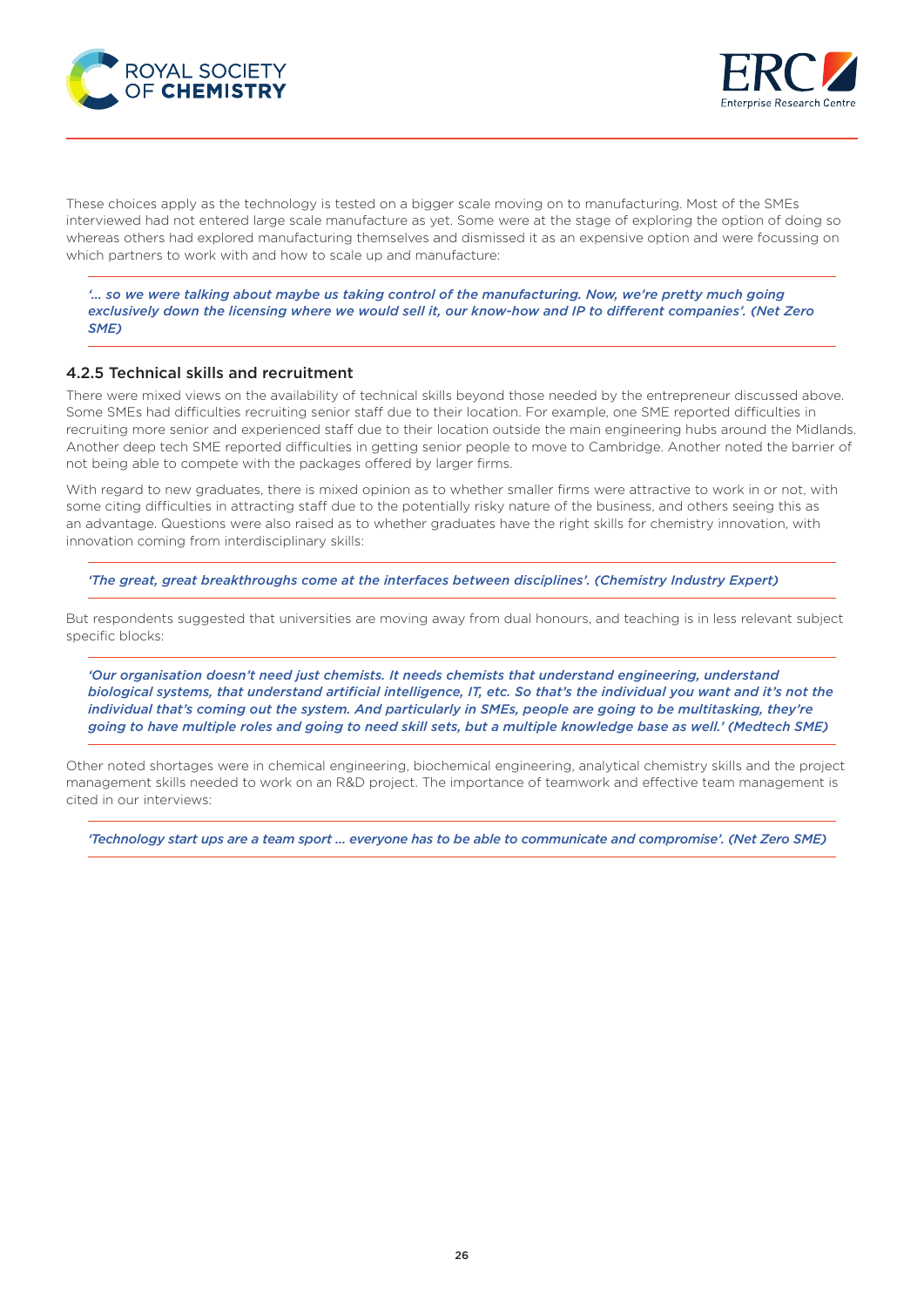These choices apply as the technology is tested on a bigger scale moving on to manufacturing. Most of the SMEs interviewed had not entered large scale manufacture as yet. Some were at the stage of exploring the option of doing so whereas others had explored manufacturing themselves and dismissed it as an expensive option and were focussing on which partners to work with and how to scale up and manufacture:

> *'… so we were talking about maybe us taking control of the manufacturing. Now, we're pretty much going exclusively down the licensing where we would sell it, our know-how and IP to different companies'. (Net Zero SME)*

### 4.2.5 Technical skills and recruitment

There were mixed views on the availability of technical skills beyond those needed by the entrepreneur discussed above. Some SMEs had difficulties recruiting senior staff due to their location. For example, one SME reported difficulties in recruiting more senior and experienced staff due to their location outside the main engineering hubs around the Midlands. Another deep tech SME reported difficulties in getting senior people to move to Cambridge. Another noted the barrier of not being able to compete with the packages offered by larger firms.

With regard to new graduates, there is mixed opinion as to whether smaller firms were attractive to work in or not, with some citing difficulties in attracting staff due to the potentially risky nature of the business, and others seeing this as an advantage. Questions were also raised as to whether graduates have the right skills for chemistry innovation, with innovation coming from interdisciplinary skills:

> *'The great, great breakthroughs come at the interfaces between disciplines'. (Chemistry Industry Expert)*

But respondents suggested that universities are moving away from dual honours, and teaching is in less relevant subject specific blocks:

> *'Our organisation doesn't need just chemists. It needs chemists that understand engineering, understand biological systems, that understand artificial intelligence, IT, etc. So that's the individual you want and it's not the individual that's coming out the system. And particularly in SMEs, people are going to be multitasking, they're going to have multiple roles and going to need skill sets, but a multiple knowledge base as well.' (Medtech SME)*

Other noted shortages were in chemical engineering, biochemical engineering, analytical chemistry skills and the project management skills needed to work on an R&D project. The importance of teamwork and effective team management is cited in our interviews:

> *'Technology start ups are a team sport … everyone has to be able to communicate and compromise'. (Net Zero SME)*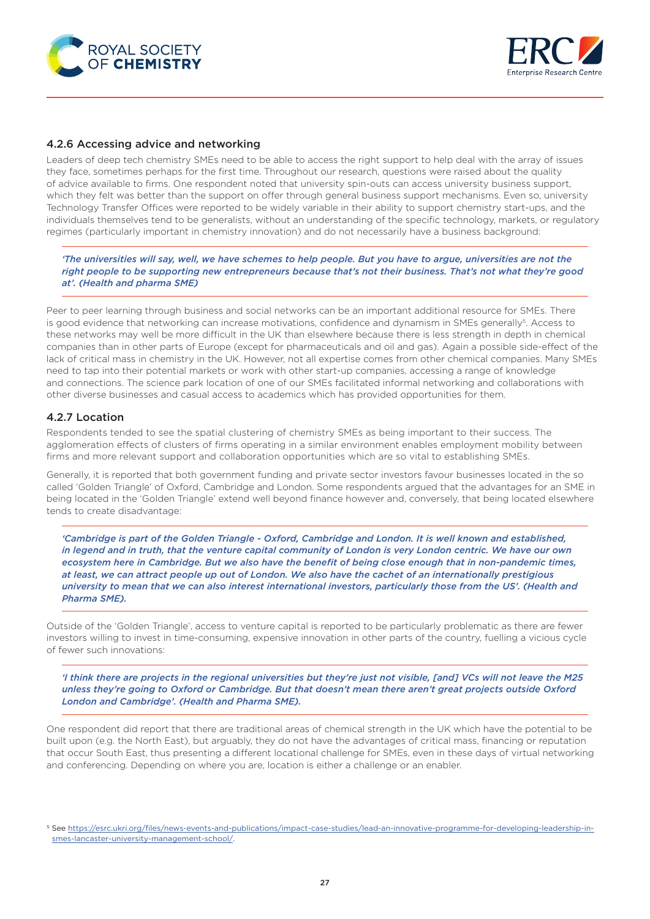### 4.2.6 Accessing advice and networking

Leaders of deep tech chemistry SMEs need to be able to access the right support to help deal with the array of issues they face, sometimes perhaps for the first time. Throughout our research, questions were raised about the quality of advice available to firms. One respondent noted that university spin-outs can access university business support, which they felt was better than the support on offer through general business support mechanisms. Even so, university Technology Transfer Offices were reported to be widely variable in their ability to support chemistry start-ups, and the individuals themselves tend to be generalists, without an understanding of the specific technology, markets, or regulatory regimes (particularly important in chemistry innovation) and do not necessarily have a business background:

> ***'The universities will say, well, we have schemes to help people. But you have to argue, universities are not the right people to be supporting new entrepreneurs because that's not their business. That's not what they're good at'. (Health and pharma SME)***

Peer to peer learning through business and social networks can be an important additional resource for SMEs. There is good evidence that networking can increase motivations, confidence and dynamism in SMEs generally[5]. Access to these networks may well be more difficult in the UK than elsewhere because there is less strength in depth in chemical companies than in other parts of Europe (except for pharmaceuticals and oil and gas). Again a possible side-effect of the lack of critical mass in chemistry in the UK. However, not all expertise comes from other chemical companies. Many SMEs need to tap into their potential markets or work with other start-up companies, accessing a range of knowledge and connections. The science park location of one of our SMEs facilitated informal networking and collaborations with other diverse businesses and casual access to academics which has provided opportunities for them.

### 4.2.7 Location

Respondents tended to see the spatial clustering of chemistry SMEs as being important to their success. The agglomeration effects of clusters of firms operating in a similar environment enables employment mobility between firms and more relevant support and collaboration opportunities which are so vital to establishing SMEs.

Generally, it is reported that both government funding and private sector investors favour businesses located in the so called 'Golden Triangle' of Oxford, Cambridge and London. Some respondents argued that the advantages for an SME in being located in the 'Golden Triangle' extend well beyond finance however and, conversely, that being located elsewhere tends to create disadvantage:

> ***'Cambridge is part of the Golden Triangle - Oxford, Cambridge and London. It is well known and established, in legend and in truth, that the venture capital community of London is very London centric. We have our own ecosystem here in Cambridge. But we also have the benefit of being close enough that in non-pandemic times, at least, we can attract people up out of London. We also have the cachet of an internationally prestigious university to mean that we can also interest international investors, particularly those from the US'. (Health and Pharma SME).***

Outside of the 'Golden Triangle', access to venture capital is reported to be particularly problematic as there are fewer investors willing to invest in time-consuming, expensive innovation in other parts of the country, fuelling a vicious cycle of fewer such innovations:

> ***'I think there are projects in the regional universities but they're just not visible, [and] VCs will not leave the M25 unless they're going to Oxford or Cambridge. But that doesn't mean there aren't great projects outside Oxford London and Cambridge'. (Health and Pharma SME).***

One respondent did report that there are traditional areas of chemical strength in the UK which have the potential to be built upon (e.g. the North East), but arguably, they do not have the advantages of critical mass, financing or reputation that occur South East, thus presenting a different locational challenge for SMEs, even in these days of virtual networking and conferencing. Depending on where you are, location is either a challenge or an enabler.

[5] See https://esrc.ukri.org/files/news-events-and-publications/impact-case-studies/lead-an-innovative-programme-for-developing-leadership-in-smes-lancaster-university-management-school/.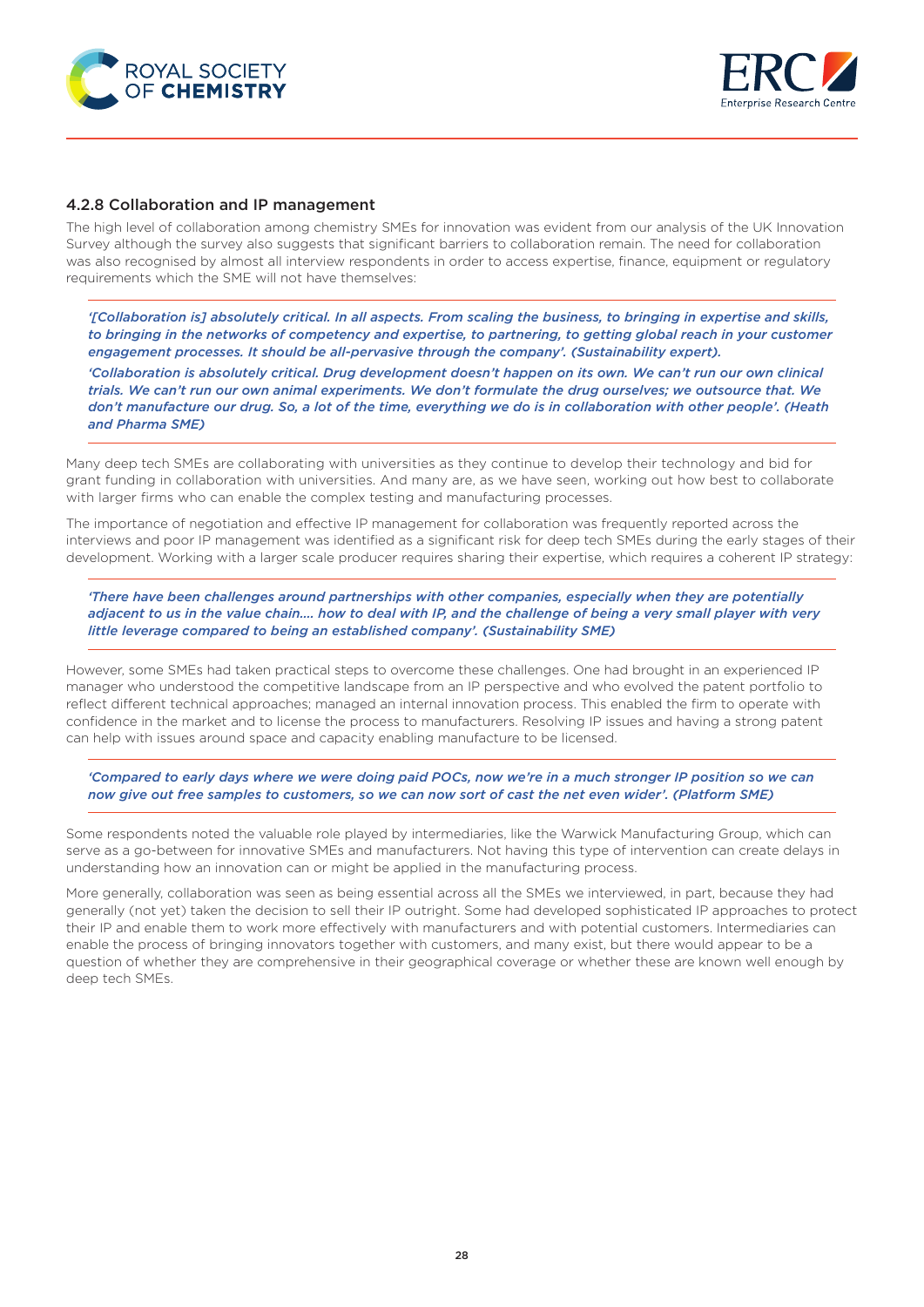### 4.2.8 Collaboration and IP management

The high level of collaboration among chemistry SMEs for innovation was evident from our analysis of the UK Innovation Survey although the survey also suggests that significant barriers to collaboration remain. The need for collaboration was also recognised by almost all interview respondents in order to access expertise, finance, equipment or regulatory requirements which the SME will not have themselves:

> ***'[Collaboration is] absolutely critical. In all aspects. From scaling the business, to bringing in expertise and skills, to bringing in the networks of competency and expertise, to partnering, to getting global reach in your customer engagement processes. It should be all-pervasive through the company'. (Sustainability expert).***
>
> ***'Collaboration is absolutely critical. Drug development doesn't happen on its own. We can't run our own clinical trials. We can't run our own animal experiments. We don't formulate the drug ourselves; we outsource that. We don't manufacture our drug. So, a lot of the time, everything we do is in collaboration with other people'. (Heath and Pharma SME)***

Many deep tech SMEs are collaborating with universities as they continue to develop their technology and bid for grant funding in collaboration with universities. And many are, as we have seen, working out how best to collaborate with larger firms who can enable the complex testing and manufacturing processes.

The importance of negotiation and effective IP management for collaboration was frequently reported across the interviews and poor IP management was identified as a significant risk for deep tech SMEs during the early stages of their development. Working with a larger scale producer requires sharing their expertise, which requires a coherent IP strategy:

> ***'There have been challenges around partnerships with other companies, especially when they are potentially adjacent to us in the value chain…. how to deal with IP, and the challenge of being a very small player with very little leverage compared to being an established company'. (Sustainability SME)***

However, some SMEs had taken practical steps to overcome these challenges. One had brought in an experienced IP manager who understood the competitive landscape from an IP perspective and who evolved the patent portfolio to reflect different technical approaches; managed an internal innovation process. This enabled the firm to operate with confidence in the market and to license the process to manufacturers. Resolving IP issues and having a strong patent can help with issues around space and capacity enabling manufacture to be licensed.

> ***'Compared to early days where we were doing paid POCs, now we're in a much stronger IP position so we can now give out free samples to customers, so we can now sort of cast the net even wider'. (Platform SME)***

Some respondents noted the valuable role played by intermediaries, like the Warwick Manufacturing Group, which can serve as a go-between for innovative SMEs and manufacturers. Not having this type of intervention can create delays in understanding how an innovation can or might be applied in the manufacturing process.

More generally, collaboration was seen as being essential across all the SMEs we interviewed, in part, because they had generally (not yet) taken the decision to sell their IP outright. Some had developed sophisticated IP approaches to protect their IP and enable them to work more effectively with manufacturers and with potential customers. Intermediaries can enable the process of bringing innovators together with customers, and many exist, but there would appear to be a question of whether they are comprehensive in their geographical coverage or whether these are known well enough by deep tech SMEs.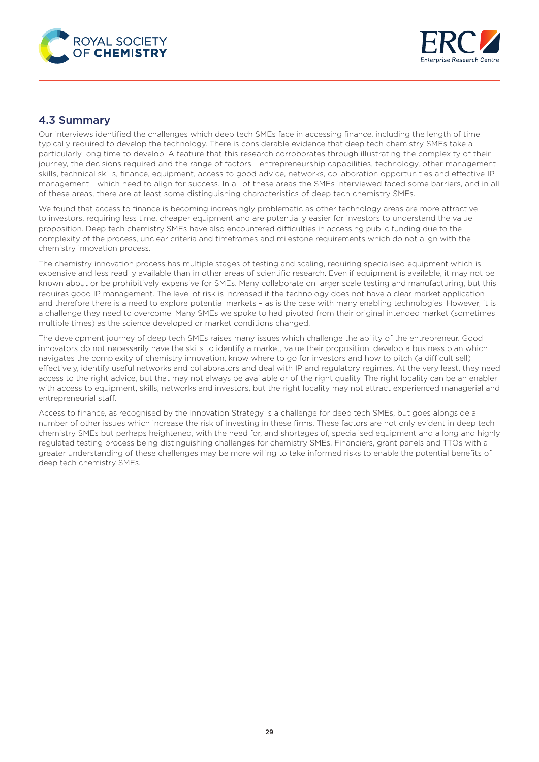## 4.3 Summary

Our interviews identified the challenges which deep tech SMEs face in accessing finance, including the length of time typically required to develop the technology. There is considerable evidence that deep tech chemistry SMEs take a particularly long time to develop. A feature that this research corroborates through illustrating the complexity of their journey, the decisions required and the range of factors - entrepreneurship capabilities, technology, other management skills, technical skills, finance, equipment, access to good advice, networks, collaboration opportunities and effective IP management - which need to align for success. In all of these areas the SMEs interviewed faced some barriers, and in all of these areas, there are at least some distinguishing characteristics of deep tech chemistry SMEs.

We found that access to finance is becoming increasingly problematic as other technology areas are more attractive to investors, requiring less time, cheaper equipment and are potentially easier for investors to understand the value proposition. Deep tech chemistry SMEs have also encountered difficulties in accessing public funding due to the complexity of the process, unclear criteria and timeframes and milestone requirements which do not align with the chemistry innovation process.

The chemistry innovation process has multiple stages of testing and scaling, requiring specialised equipment which is expensive and less readily available than in other areas of scientific research. Even if equipment is available, it may not be known about or be prohibitively expensive for SMEs. Many collaborate on larger scale testing and manufacturing, but this requires good IP management. The level of risk is increased if the technology does not have a clear market application and therefore there is a need to explore potential markets – as is the case with many enabling technologies. However, it is a challenge they need to overcome. Many SMEs we spoke to had pivoted from their original intended market (sometimes multiple times) as the science developed or market conditions changed.

The development journey of deep tech SMEs raises many issues which challenge the ability of the entrepreneur. Good innovators do not necessarily have the skills to identify a market, value their proposition, develop a business plan which navigates the complexity of chemistry innovation, know where to go for investors and how to pitch (a difficult sell) effectively, identify useful networks and collaborators and deal with IP and regulatory regimes. At the very least, they need access to the right advice, but that may not always be available or of the right quality. The right locality can be an enabler with access to equipment, skills, networks and investors, but the right locality may not attract experienced managerial and entrepreneurial staff.

Access to finance, as recognised by the Innovation Strategy is a challenge for deep tech SMEs, but goes alongside a number of other issues which increase the risk of investing in these firms. These factors are not only evident in deep tech chemistry SMEs but perhaps heightened, with the need for, and shortages of, specialised equipment and a long and highly regulated testing process being distinguishing challenges for chemistry SMEs. Financiers, grant panels and TTOs with a greater understanding of these challenges may be more willing to take informed risks to enable the potential benefits of deep tech chemistry SMEs.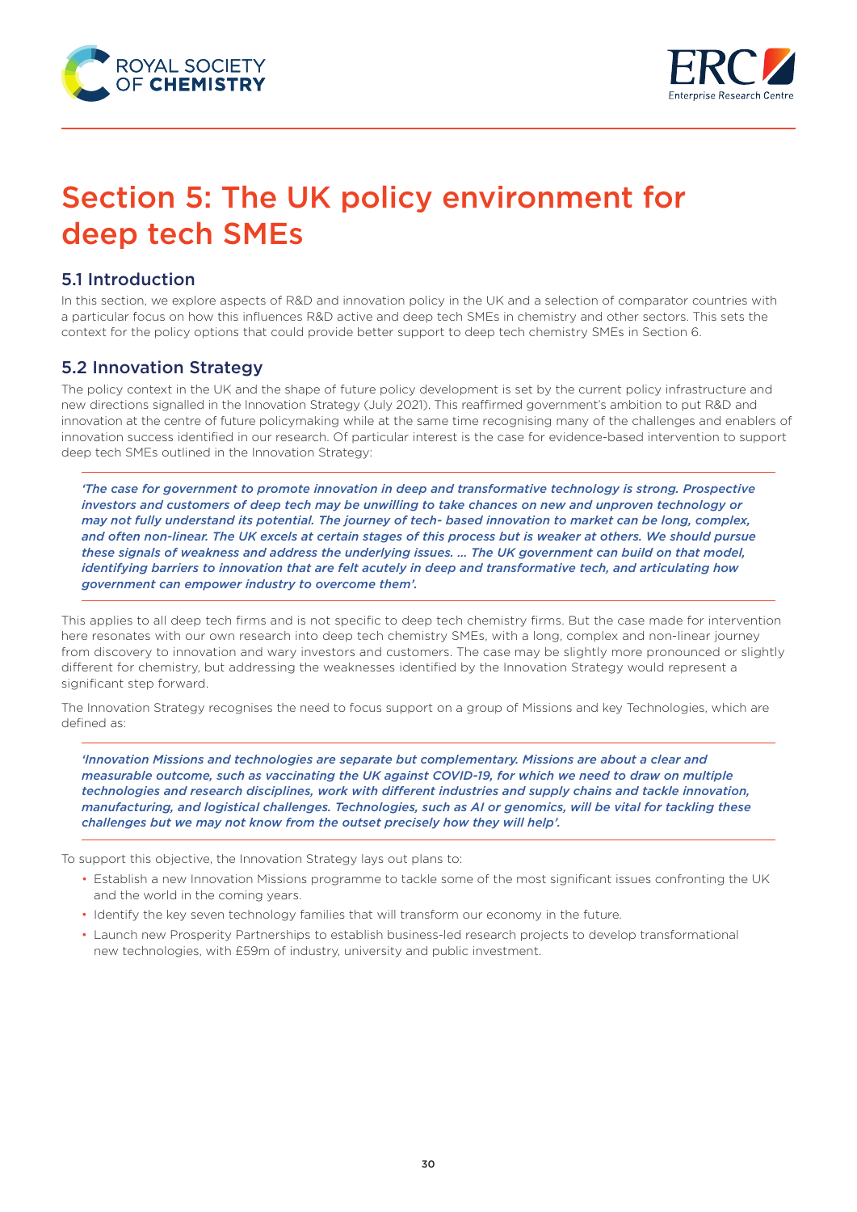# Section 5: The UK policy environment for deep tech SMEs

## 5.1 Introduction

In this section, we explore aspects of R&D and innovation policy in the UK and a selection of comparator countries with a particular focus on how this influences R&D active and deep tech SMEs in chemistry and other sectors. This sets the context for the policy options that could provide better support to deep tech chemistry SMEs in Section 6.

## 5.2 Innovation Strategy

The policy context in the UK and the shape of future policy development is set by the current policy infrastructure and new directions signalled in the Innovation Strategy (July 2021). This reaffirmed government's ambition to put R&D and innovation at the centre of future policymaking while at the same time recognising many of the challenges and enablers of innovation success identified in our research. Of particular interest is the case for evidence-based intervention to support deep tech SMEs outlined in the Innovation Strategy:

> ***'The case for government to promote innovation in deep and transformative technology is strong. Prospective investors and customers of deep tech may be unwilling to take chances on new and unproven technology or may not fully understand its potential. The journey of tech- based innovation to market can be long, complex, and often non-linear. The UK excels at certain stages of this process but is weaker at others. We should pursue these signals of weakness and address the underlying issues. … The UK government can build on that model, identifying barriers to innovation that are felt acutely in deep and transformative tech, and articulating how government can empower industry to overcome them'.***

This applies to all deep tech firms and is not specific to deep tech chemistry firms. But the case made for intervention here resonates with our own research into deep tech chemistry SMEs, with a long, complex and non-linear journey from discovery to innovation and wary investors and customers. The case may be slightly more pronounced or slightly different for chemistry, but addressing the weaknesses identified by the Innovation Strategy would represent a significant step forward.

The Innovation Strategy recognises the need to focus support on a group of Missions and key Technologies, which are defined as:

> ***'Innovation Missions and technologies are separate but complementary. Missions are about a clear and measurable outcome, such as vaccinating the UK against COVID-19, for which we need to draw on multiple technologies and research disciplines, work with different industries and supply chains and tackle innovation, manufacturing, and logistical challenges. Technologies, such as AI or genomics, will be vital for tackling these challenges but we may not know from the outset precisely how they will help'.***

To support this objective, the Innovation Strategy lays out plans to:

- Establish a new Innovation Missions programme to tackle some of the most significant issues confronting the UK and the world in the coming years.
- Identify the key seven technology families that will transform our economy in the future.
- Launch new Prosperity Partnerships to establish business-led research projects to develop transformational new technologies, with £59m of industry, university and public investment.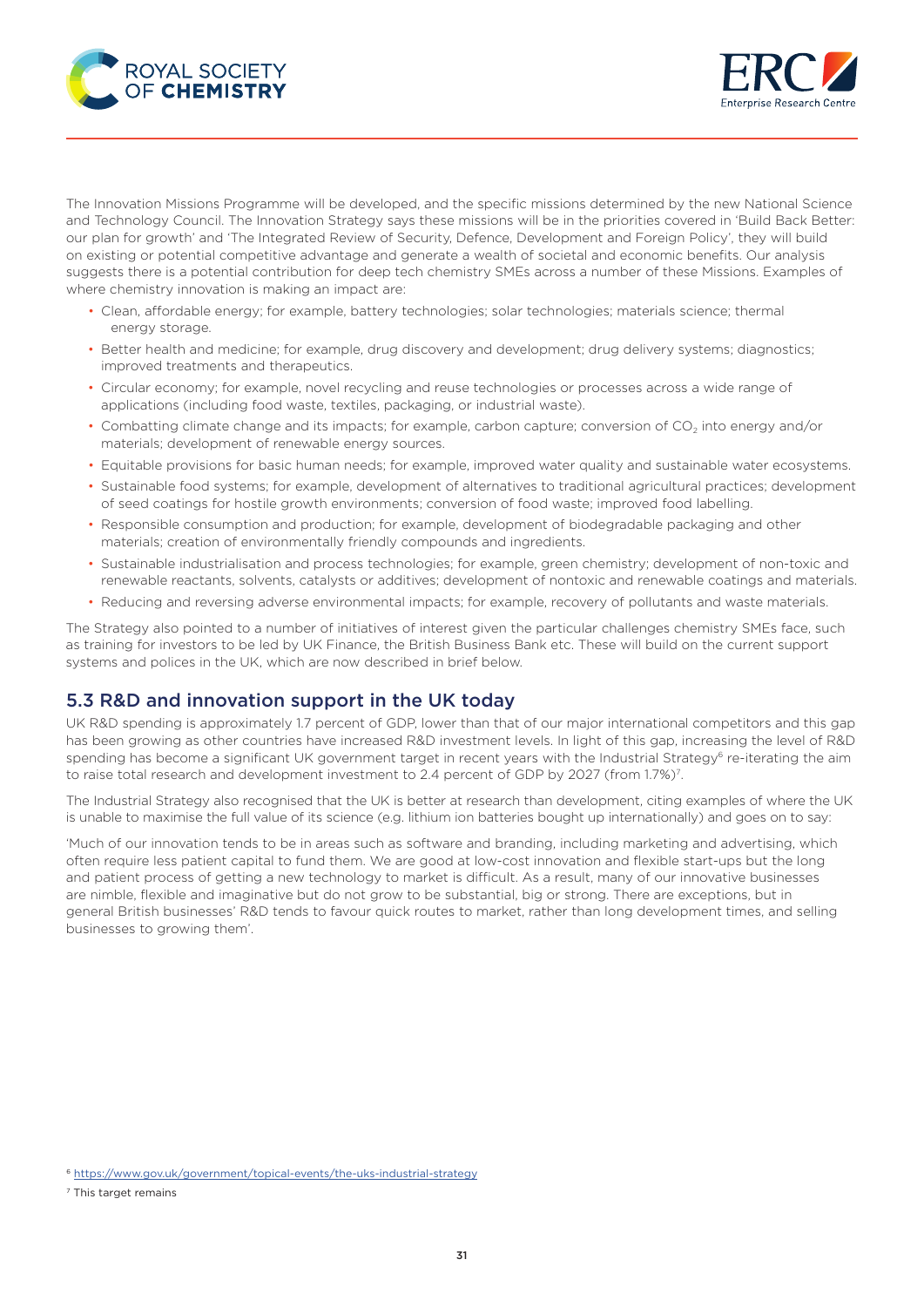The Innovation Missions Programme will be developed, and the specific missions determined by the new National Science and Technology Council. The Innovation Strategy says these missions will be in the priorities covered in 'Build Back Better: our plan for growth' and 'The Integrated Review of Security, Defence, Development and Foreign Policy', they will build on existing or potential competitive advantage and generate a wealth of societal and economic benefits. Our analysis suggests there is a potential contribution for deep tech chemistry SMEs across a number of these Missions. Examples of where chemistry innovation is making an impact are:

- Clean, affordable energy; for example, battery technologies; solar technologies; materials science; thermal energy storage.
- Better health and medicine; for example, drug discovery and development; drug delivery systems; diagnostics; improved treatments and therapeutics.
- Circular economy; for example, novel recycling and reuse technologies or processes across a wide range of applications (including food waste, textiles, packaging, or industrial waste).
- Combatting climate change and its impacts; for example, carbon capture; conversion of $CO_2$ into energy and/or materials; development of renewable energy sources.
- Equitable provisions for basic human needs; for example, improved water quality and sustainable water ecosystems.
- Sustainable food systems; for example, development of alternatives to traditional agricultural practices; development of seed coatings for hostile growth environments; conversion of food waste; improved food labelling.
- Responsible consumption and production; for example, development of biodegradable packaging and other materials; creation of environmentally friendly compounds and ingredients.
- Sustainable industrialisation and process technologies; for example, green chemistry; development of non-toxic and renewable reactants, solvents, catalysts or additives; development of nontoxic and renewable coatings and materials.
- Reducing and reversing adverse environmental impacts; for example, recovery of pollutants and waste materials.

The Strategy also pointed to a number of initiatives of interest given the particular challenges chemistry SMEs face, such as training for investors to be led by UK Finance, the British Business Bank etc. These will build on the current support systems and polices in the UK, which are now described in brief below.

## 5.3 R&D and innovation support in the UK today

UK R&D spending is approximately 1.7 percent of GDP, lower than that of our major international competitors and this gap has been growing as other countries have increased R&D investment levels. In light of this gap, increasing the level of R&D spending has become a significant UK government target in recent years with the Industrial Strategy[6] re-iterating the aim to raise total research and development investment to 2.4 percent of GDP by 2027 (from 1.7%)[7].

The Industrial Strategy also recognised that the UK is better at research than development, citing examples of where the UK is unable to maximise the full value of its science (e.g. lithium ion batteries bought up internationally) and goes on to say:

'Much of our innovation tends to be in areas such as software and branding, including marketing and advertising, which often require less patient capital to fund them. We are good at low-cost innovation and flexible start-ups but the long and patient process of getting a new technology to market is difficult. As a result, many of our innovative businesses are nimble, flexible and imaginative but do not grow to be substantial, big or strong. There are exceptions, but in general British businesses' R&D tends to favour quick routes to market, rather than long development times, and selling businesses to growing them'.

[6] https://www.gov.uk/government/topical-events/the-uks-industrial-strategy

[7] This target remains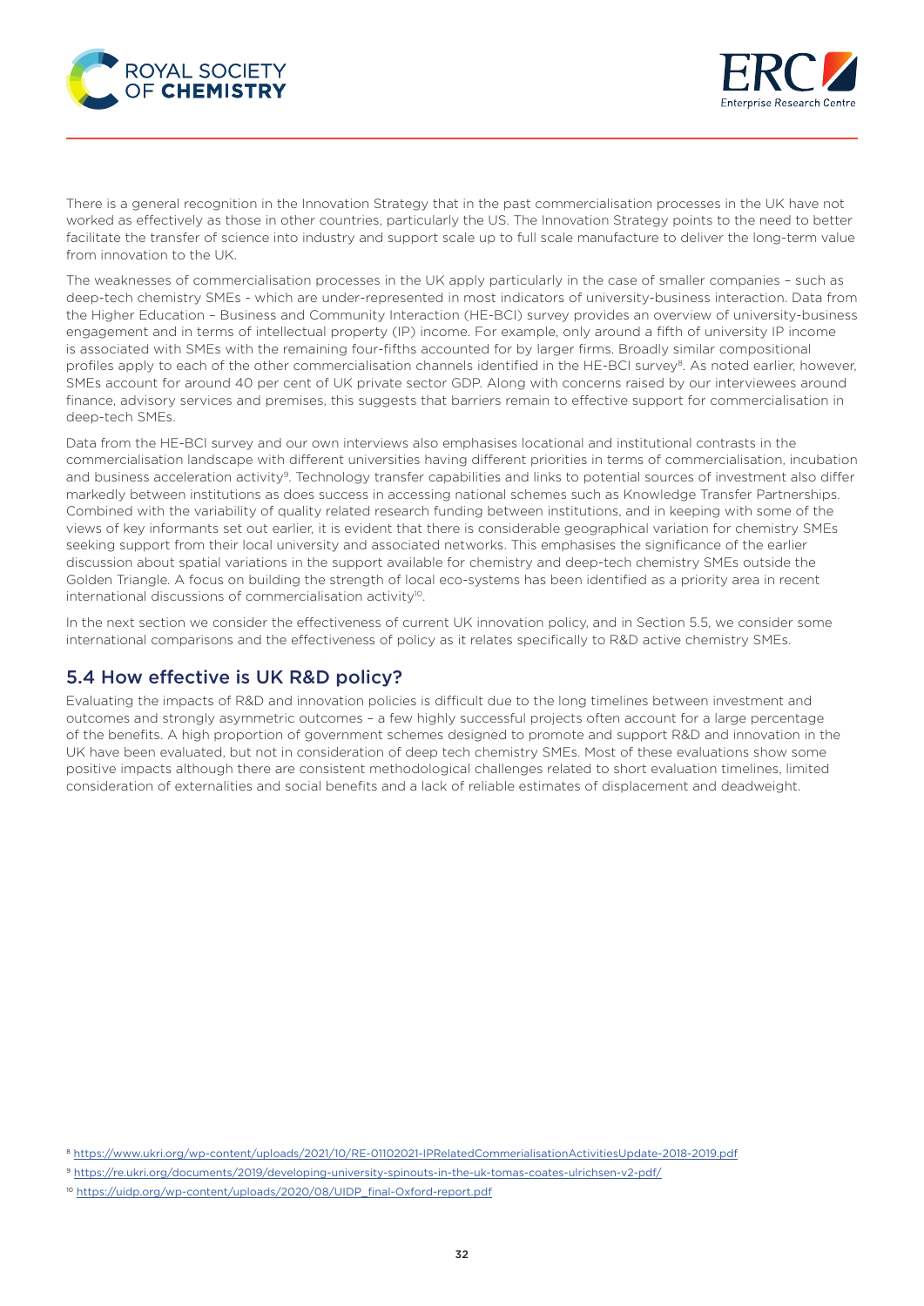There is a general recognition in the Innovation Strategy that in the past commercialisation processes in the UK have not worked as effectively as those in other countries, particularly the US. The Innovation Strategy points to the need to better facilitate the transfer of science into industry and support scale up to full scale manufacture to deliver the long-term value from innovation to the UK.

The weaknesses of commercialisation processes in the UK apply particularly in the case of smaller companies – such as deep-tech chemistry SMEs - which are under-represented in most indicators of university-business interaction. Data from the Higher Education – Business and Community Interaction (HE-BCI) survey provides an overview of university-business engagement and in terms of intellectual property (IP) income. For example, only around a fifth of university IP income is associated with SMEs with the remaining four-fifths accounted for by larger firms. Broadly similar compositional profiles apply to each of the other commercialisation channels identified in the HE-BCI survey[8]. As noted earlier, however, SMEs account for around 40 per cent of UK private sector GDP. Along with concerns raised by our interviewees around finance, advisory services and premises, this suggests that barriers remain to effective support for commercialisation in deep-tech SMEs.

Data from the HE-BCI survey and our own interviews also emphasises locational and institutional contrasts in the commercialisation landscape with different universities having different priorities in terms of commercialisation, incubation and business acceleration activity[9]. Technology transfer capabilities and links to potential sources of investment also differ markedly between institutions as does success in accessing national schemes such as Knowledge Transfer Partnerships. Combined with the variability of quality related research funding between institutions, and in keeping with some of the views of key informants set out earlier, it is evident that there is considerable geographical variation for chemistry SMEs seeking support from their local university and associated networks. This emphasises the significance of the earlier discussion about spatial variations in the support available for chemistry and deep-tech chemistry SMEs outside the Golden Triangle. A focus on building the strength of local eco-systems has been identified as a priority area in recent international discussions of commercialisation activity[10].

In the next section we consider the effectiveness of current UK innovation policy, and in Section 5.5, we consider some international comparisons and the effectiveness of policy as it relates specifically to R&D active chemistry SMEs.

## 5.4 How effective is UK R&D policy?

Evaluating the impacts of R&D and innovation policies is difficult due to the long timelines between investment and outcomes and strongly asymmetric outcomes – a few highly successful projects often account for a large percentage of the benefits. A high proportion of government schemes designed to promote and support R&D and innovation in the UK have been evaluated, but not in consideration of deep tech chemistry SMEs. Most of these evaluations show some positive impacts although there are consistent methodological challenges related to short evaluation timelines, limited consideration of externalities and social benefits and a lack of reliable estimates of displacement and deadweight.

[8] https://www.ukri.org/wp-content/uploads/2021/10/RE-01102021-IPRelatedCommerialisationActivitiesUpdate-2018-2019.pdf

[9] https://re.ukri.org/documents/2019/developing-university-spinouts-in-the-uk-tomas-coates-ulrichsen-v2-pdf/

[10] https://uidp.org/wp-content/uploads/2020/08/UIDP_final-Oxford-report.pdf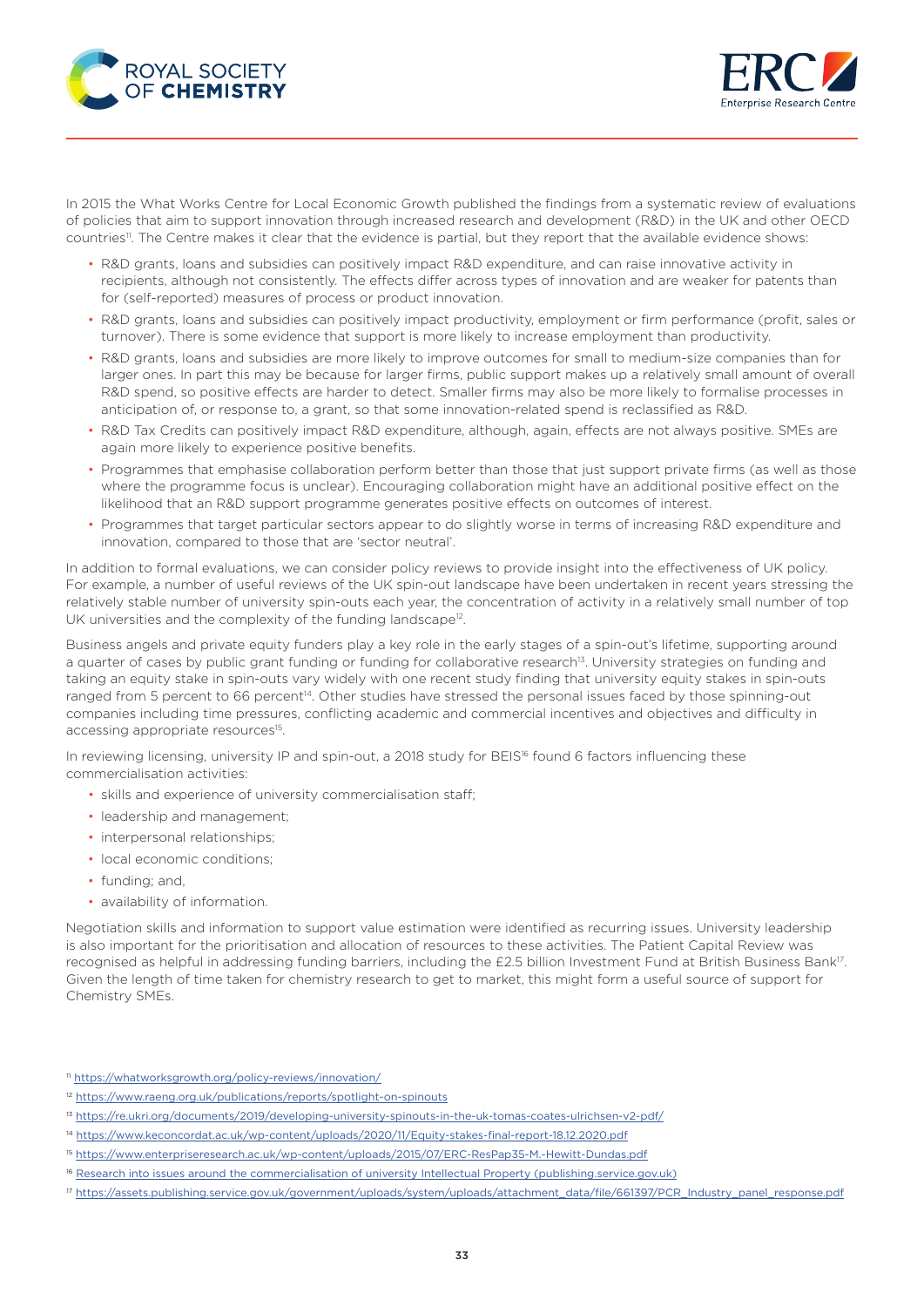In 2015 the What Works Centre for Local Economic Growth published the findings from a systematic review of evaluations of policies that aim to support innovation through increased research and development (R&D) in the UK and other OECD countries[11]. The Centre makes it clear that the evidence is partial, but they report that the available evidence shows:

- R&D grants, loans and subsidies can positively impact R&D expenditure, and can raise innovative activity in recipients, although not consistently. The effects differ across types of innovation and are weaker for patents than for (self-reported) measures of process or product innovation.
- R&D grants, loans and subsidies can positively impact productivity, employment or firm performance (profit, sales or turnover). There is some evidence that support is more likely to increase employment than productivity.
- R&D grants, loans and subsidies are more likely to improve outcomes for small to medium-size companies than for larger ones. In part this may be because for larger firms, public support makes up a relatively small amount of overall R&D spend, so positive effects are harder to detect. Smaller firms may also be more likely to formalise processes in anticipation of, or response to, a grant, so that some innovation-related spend is reclassified as R&D.
- R&D Tax Credits can positively impact R&D expenditure, although, again, effects are not always positive. SMEs are again more likely to experience positive benefits.
- Programmes that emphasise collaboration perform better than those that just support private firms (as well as those where the programme focus is unclear). Encouraging collaboration might have an additional positive effect on the likelihood that an R&D support programme generates positive effects on outcomes of interest.
- Programmes that target particular sectors appear to do slightly worse in terms of increasing R&D expenditure and innovation, compared to those that are 'sector neutral'.

In addition to formal evaluations, we can consider policy reviews to provide insight into the effectiveness of UK policy. For example, a number of useful reviews of the UK spin-out landscape have been undertaken in recent years stressing the relatively stable number of university spin-outs each year, the concentration of activity in a relatively small number of top UK universities and the complexity of the funding landscape[12].

Business angels and private equity funders play a key role in the early stages of a spin-out's lifetime, supporting around a quarter of cases by public grant funding or funding for collaborative research[13]. University strategies on funding and taking an equity stake in spin-outs vary widely with one recent study finding that university equity stakes in spin-outs ranged from 5 percent to 66 percent[14]. Other studies have stressed the personal issues faced by those spinning-out companies including time pressures, conflicting academic and commercial incentives and objectives and difficulty in accessing appropriate resources[15].

In reviewing licensing, university IP and spin-out, a 2018 study for BEIS[16] found 6 factors influencing these commercialisation activities:

- skills and experience of university commercialisation staff;
- leadership and management;
- interpersonal relationships;
- local economic conditions;
- funding; and,
- availability of information.

Negotiation skills and information to support value estimation were identified as recurring issues. University leadership is also important for the prioritisation and allocation of resources to these activities. The Patient Capital Review was recognised as helpful in addressing funding barriers, including the £2.5 billion Investment Fund at British Business Bank[17]. Given the length of time taken for chemistry research to get to market, this might form a useful source of support for Chemistry SMEs.

[11] https://whatworksgrowth.org/policy-reviews/innovation/

[12] https://www.raeng.org.uk/publications/reports/spotlight-on-spinouts

[13] https://re.ukri.org/documents/2019/developing-university-spinouts-in-the-uk-tomas-coates-ulrichsen-v2-pdf/

[14] https://www.keconcordat.ac.uk/wp-content/uploads/2020/11/Equity-stakes-final-report-18.12.2020.pdf

[15] https://www.enterpriseresearch.ac.uk/wp-content/uploads/2015/07/ERC-ResPap35-M.-Hewitt-Dundas.pdf

[16] Research into issues around the commercialisation of university Intellectual Property (publishing.service.gov.uk)

[17] https://assets.publishing.service.gov.uk/government/uploads/system/uploads/attachment_data/file/661397/PCR_Industry_panel_response.pdf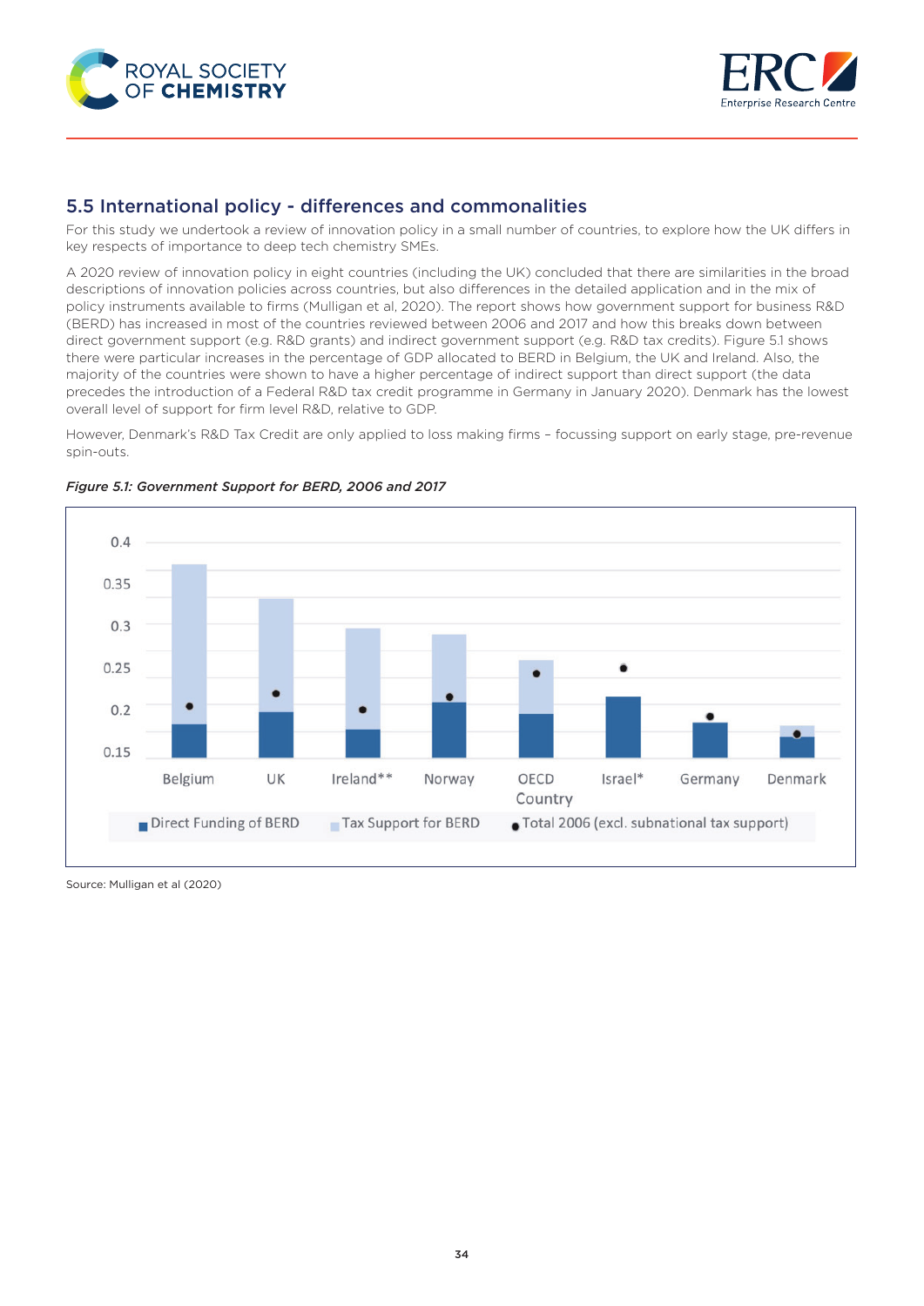## 5.5 International policy - differences and commonalities

For this study we undertook a review of innovation policy in a small number of countries, to explore how the UK differs in key respects of importance to deep tech chemistry SMEs.

A 2020 review of innovation policy in eight countries (including the UK) concluded that there are similarities in the broad descriptions of innovation policies across countries, but also differences in the detailed application and in the mix of policy instruments available to firms (Mulligan et al, 2020). The report shows how government support for business R&D (BERD) has increased in most of the countries reviewed between 2006 and 2017 and how this breaks down between direct government support (e.g. R&D grants) and indirect government support (e.g. R&D tax credits). Figure 5.1 shows there were particular increases in the percentage of GDP allocated to BERD in Belgium, the UK and Ireland. Also, the majority of the countries were shown to have a higher percentage of indirect support than direct support (the data precedes the introduction of a Federal R&D tax credit programme in Germany in January 2020). Denmark has the lowest overall level of support for firm level R&D, relative to GDP.

However, Denmark's R&D Tax Credit are only applied to loss making firms – focussing support on early stage, pre-revenue spin-outs.

*Figure 5.1: Government Support for BERD, 2006 and 2017*

Source: Mulligan et al (2020)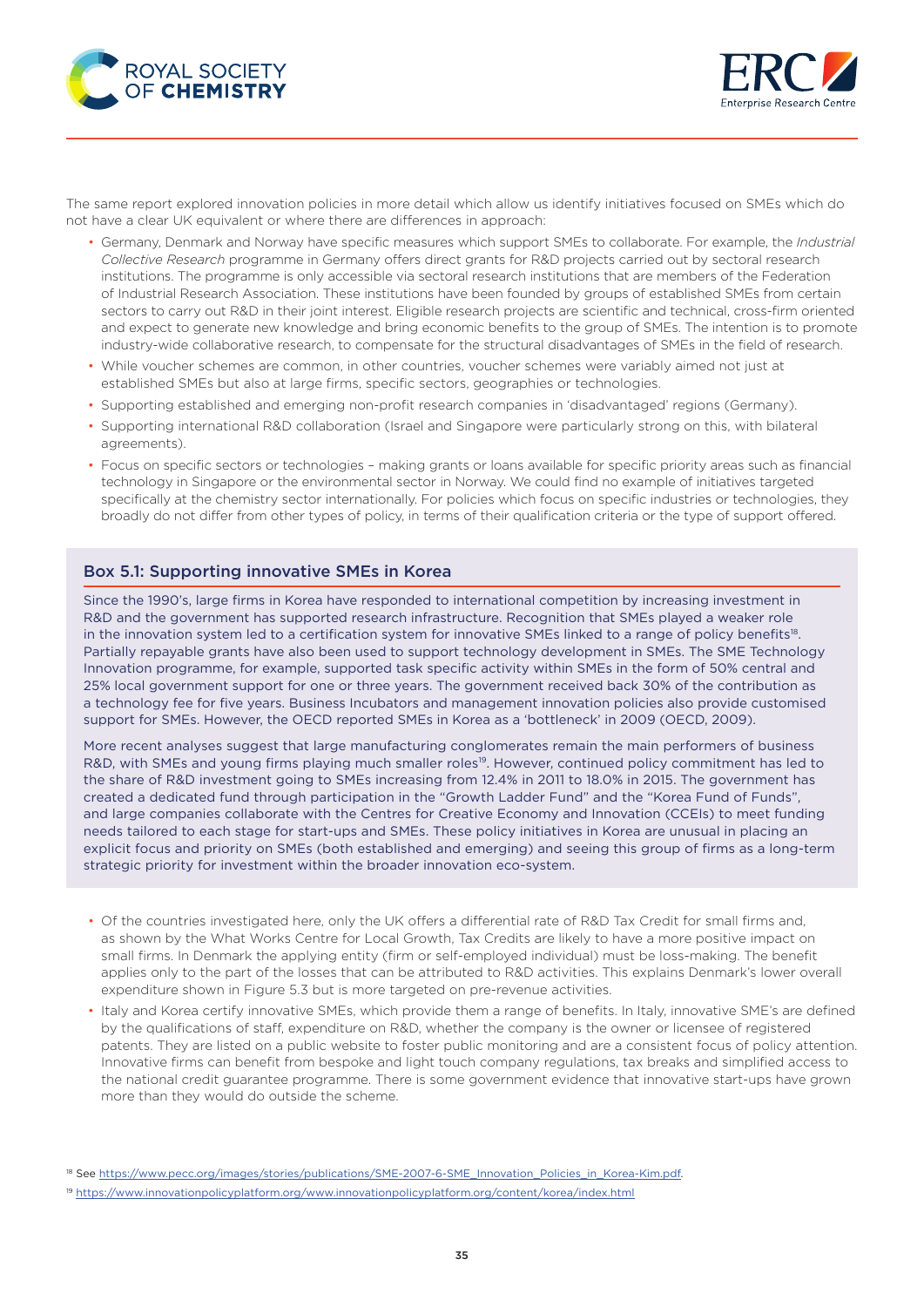The same report explored innovation policies in more detail which allow us identify initiatives focused on SMEs which do not have a clear UK equivalent or where there are differences in approach:

- Germany, Denmark and Norway have specific measures which support SMEs to collaborate. For example, the *Industrial Collective Research* programme in Germany offers direct grants for R&D projects carried out by sectoral research institutions. The programme is only accessible via sectoral research institutions that are members of the Federation of Industrial Research Association. These institutions have been founded by groups of established SMEs from certain sectors to carry out R&D in their joint interest. Eligible research projects are scientific and technical, cross-firm oriented and expect to generate new knowledge and bring economic benefits to the group of SMEs. The intention is to promote industry-wide collaborative research, to compensate for the structural disadvantages of SMEs in the field of research.
- While voucher schemes are common, in other countries, voucher schemes were variably aimed not just at established SMEs but also at large firms, specific sectors, geographies or technologies.
- Supporting established and emerging non-profit research companies in 'disadvantaged' regions (Germany).
- Supporting international R&D collaboration (Israel and Singapore were particularly strong on this, with bilateral agreements).
- Focus on specific sectors or technologies – making grants or loans available for specific priority areas such as financial technology in Singapore or the environmental sector in Norway. We could find no example of initiatives targeted specifically at the chemistry sector internationally. For policies which focus on specific industries or technologies, they broadly do not differ from other types of policy, in terms of their qualification criteria or the type of support offered.

### Box 5.1: Supporting innovative SMEs in Korea

Since the 1990's, large firms in Korea have responded to international competition by increasing investment in R&D and the government has supported research infrastructure. Recognition that SMEs played a weaker role in the innovation system led to a certification system for innovative SMEs linked to a range of policy benefits[18]. Partially repayable grants have also been used to support technology development in SMEs. The SME Technology Innovation programme, for example, supported task specific activity within SMEs in the form of 50% central and 25% local government support for one or three years. The government received back 30% of the contribution as a technology fee for five years. Business Incubators and management innovation policies also provide customised support for SMEs. However, the OECD reported SMEs in Korea as a 'bottleneck' in 2009 (OECD, 2009).

More recent analyses suggest that large manufacturing conglomerates remain the main performers of business R&D, with SMEs and young firms playing much smaller roles[19]. However, continued policy commitment has led to the share of R&D investment going to SMEs increasing from 12.4% in 2011 to 18.0% in 2015. The government has created a dedicated fund through participation in the "Growth Ladder Fund" and the "Korea Fund of Funds", and large companies collaborate with the Centres for Creative Economy and Innovation (CCEIs) to meet funding needs tailored to each stage for start-ups and SMEs. These policy initiatives in Korea are unusual in placing an explicit focus and priority on SMEs (both established and emerging) and seeing this group of firms as a long-term strategic priority for investment within the broader innovation eco-system.

- Of the countries investigated here, only the UK offers a differential rate of R&D Tax Credit for small firms and, as shown by the What Works Centre for Local Growth, Tax Credits are likely to have a more positive impact on small firms. In Denmark the applying entity (firm or self-employed individual) must be loss-making. The benefit applies only to the part of the losses that can be attributed to R&D activities. This explains Denmark's lower overall expenditure shown in Figure 5.3 but is more targeted on pre-revenue activities.
- Italy and Korea certify innovative SMEs, which provide them a range of benefits. In Italy, innovative SME's are defined by the qualifications of staff, expenditure on R&D, whether the company is the owner or licensee of registered patents. They are listed on a public website to foster public monitoring and are a consistent focus of policy attention. Innovative firms can benefit from bespoke and light touch company regulations, tax breaks and simplified access to the national credit guarantee programme. There is some government evidence that innovative start-ups have grown more than they would do outside the scheme.

[18] See https://www.pecc.org/images/stories/publications/SME-2007-6-SME_Innovation_Policies_in_Korea-Kim.pdf.

[19] https://www.innovationpolicyplatform.org/www.innovationpolicyplatform.org/content/korea/index.html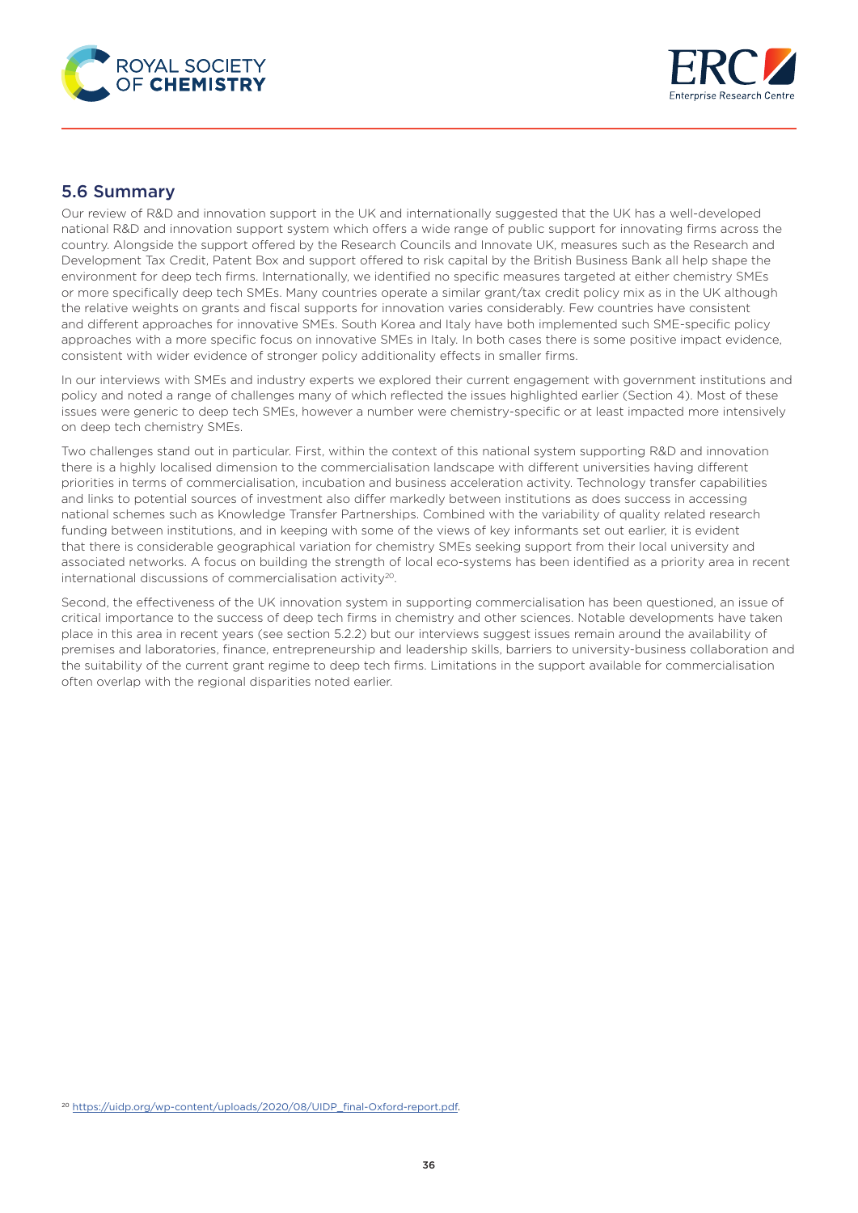## 5.6 Summary

Our review of R&D and innovation support in the UK and internationally suggested that the UK has a well-developed national R&D and innovation support system which offers a wide range of public support for innovating firms across the country. Alongside the support offered by the Research Councils and Innovate UK, measures such as the Research and Development Tax Credit, Patent Box and support offered to risk capital by the British Business Bank all help shape the environment for deep tech firms. Internationally, we identified no specific measures targeted at either chemistry SMEs or more specifically deep tech SMEs. Many countries operate a similar grant/tax credit policy mix as in the UK although the relative weights on grants and fiscal supports for innovation varies considerably. Few countries have consistent and different approaches for innovative SMEs. South Korea and Italy have both implemented such SME-specific policy approaches with a more specific focus on innovative SMEs in Italy. In both cases there is some positive impact evidence, consistent with wider evidence of stronger policy additionality effects in smaller firms.

In our interviews with SMEs and industry experts we explored their current engagement with government institutions and policy and noted a range of challenges many of which reflected the issues highlighted earlier (Section 4). Most of these issues were generic to deep tech SMEs, however a number were chemistry-specific or at least impacted more intensively on deep tech chemistry SMEs.

Two challenges stand out in particular. First, within the context of this national system supporting R&D and innovation there is a highly localised dimension to the commercialisation landscape with different universities having different priorities in terms of commercialisation, incubation and business acceleration activity. Technology transfer capabilities and links to potential sources of investment also differ markedly between institutions as does success in accessing national schemes such as Knowledge Transfer Partnerships. Combined with the variability of quality related research funding between institutions, and in keeping with some of the views of key informants set out earlier, it is evident that there is considerable geographical variation for chemistry SMEs seeking support from their local university and associated networks. A focus on building the strength of local eco-systems has been identified as a priority area in recent international discussions of commercialisation activity[20].

Second, the effectiveness of the UK innovation system in supporting commercialisation has been questioned, an issue of critical importance to the success of deep tech firms in chemistry and other sciences. Notable developments have taken place in this area in recent years (see section 5.2.2) but our interviews suggest issues remain around the availability of premises and laboratories, finance, entrepreneurship and leadership skills, barriers to university-business collaboration and the suitability of the current grant regime to deep tech firms. Limitations in the support available for commercialisation often overlap with the regional disparities noted earlier.

[20] https://uidp.org/wp-content/uploads/2020/08/UIDP_final-Oxford-report.pdf.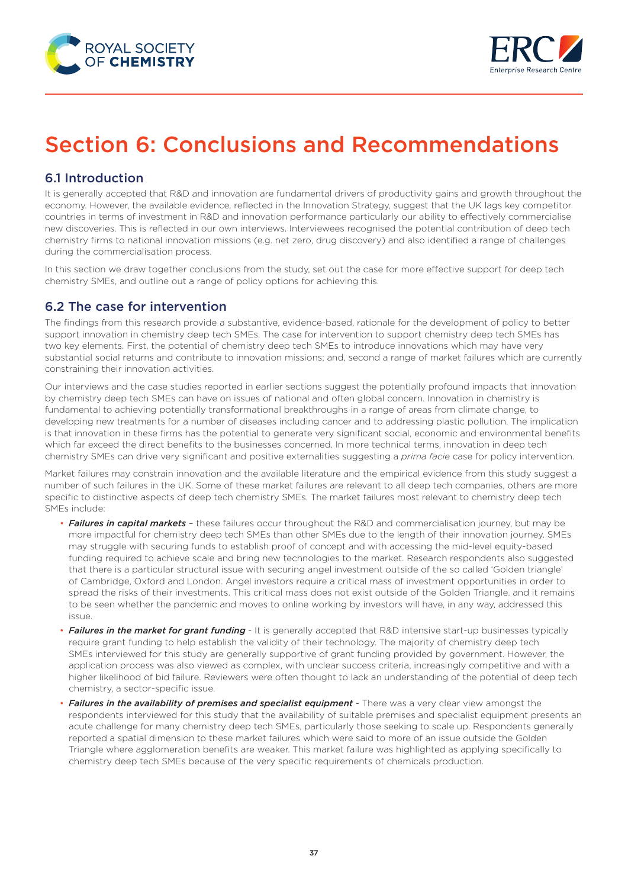# Section 6: Conclusions and Recommendations

## 6.1 Introduction

It is generally accepted that R&D and innovation are fundamental drivers of productivity gains and growth throughout the economy. However, the available evidence, reflected in the Innovation Strategy, suggest that the UK lags key competitor countries in terms of investment in R&D and innovation performance particularly our ability to effectively commercialise new discoveries. This is reflected in our own interviews. Interviewees recognised the potential contribution of deep tech chemistry firms to national innovation missions (e.g. net zero, drug discovery) and also identified a range of challenges during the commercialisation process.

In this section we draw together conclusions from the study, set out the case for more effective support for deep tech chemistry SMEs, and outline out a range of policy options for achieving this.

## 6.2 The case for intervention

The findings from this research provide a substantive, evidence-based, rationale for the development of policy to better support innovation in chemistry deep tech SMEs. The case for intervention to support chemistry deep tech SMEs has two key elements. First, the potential of chemistry deep tech SMEs to introduce innovations which may have very substantial social returns and contribute to innovation missions; and, second a range of market failures which are currently constraining their innovation activities.

Our interviews and the case studies reported in earlier sections suggest the potentially profound impacts that innovation by chemistry deep tech SMEs can have on issues of national and often global concern. Innovation in chemistry is fundamental to achieving potentially transformational breakthroughs in a range of areas from climate change, to developing new treatments for a number of diseases including cancer and to addressing plastic pollution. The implication is that innovation in these firms has the potential to generate very significant social, economic and environmental benefits which far exceed the direct benefits to the businesses concerned. In more technical terms, innovation in deep tech chemistry SMEs can drive very significant and positive externalities suggesting a *prima facie* case for policy intervention.

Market failures may constrain innovation and the available literature and the empirical evidence from this study suggest a number of such failures in the UK. Some of these market failures are relevant to all deep tech companies, others are more specific to distinctive aspects of deep tech chemistry SMEs. The market failures most relevant to chemistry deep tech SMEs include:

- ***Failures in capital markets*** – these failures occur throughout the R&D and commercialisation journey, but may be more impactful for chemistry deep tech SMEs than other SMEs due to the length of their innovation journey. SMEs may struggle with securing funds to establish proof of concept and with accessing the mid-level equity-based funding required to achieve scale and bring new technologies to the market. Research respondents also suggested that there is a particular structural issue with securing angel investment outside of the so called 'Golden triangle' of Cambridge, Oxford and London. Angel investors require a critical mass of investment opportunities in order to spread the risks of their investments. This critical mass does not exist outside of the Golden Triangle. and it remains to be seen whether the pandemic and moves to online working by investors will have, in any way, addressed this issue.
- ***Failures in the market for grant funding*** - It is generally accepted that R&D intensive start-up businesses typically require grant funding to help establish the validity of their technology. The majority of chemistry deep tech SMEs interviewed for this study are generally supportive of grant funding provided by government. However, the application process was also viewed as complex, with unclear success criteria, increasingly competitive and with a higher likelihood of bid failure. Reviewers were often thought to lack an understanding of the potential of deep tech chemistry, a sector-specific issue.
- ***Failures in the availability of premises and specialist equipment*** - There was a very clear view amongst the respondents interviewed for this study that the availability of suitable premises and specialist equipment presents an acute challenge for many chemistry deep tech SMEs, particularly those seeking to scale up. Respondents generally reported a spatial dimension to these market failures which were said to more of an issue outside the Golden Triangle where agglomeration benefits are weaker. This market failure was highlighted as applying specifically to chemistry deep tech SMEs because of the very specific requirements of chemicals production.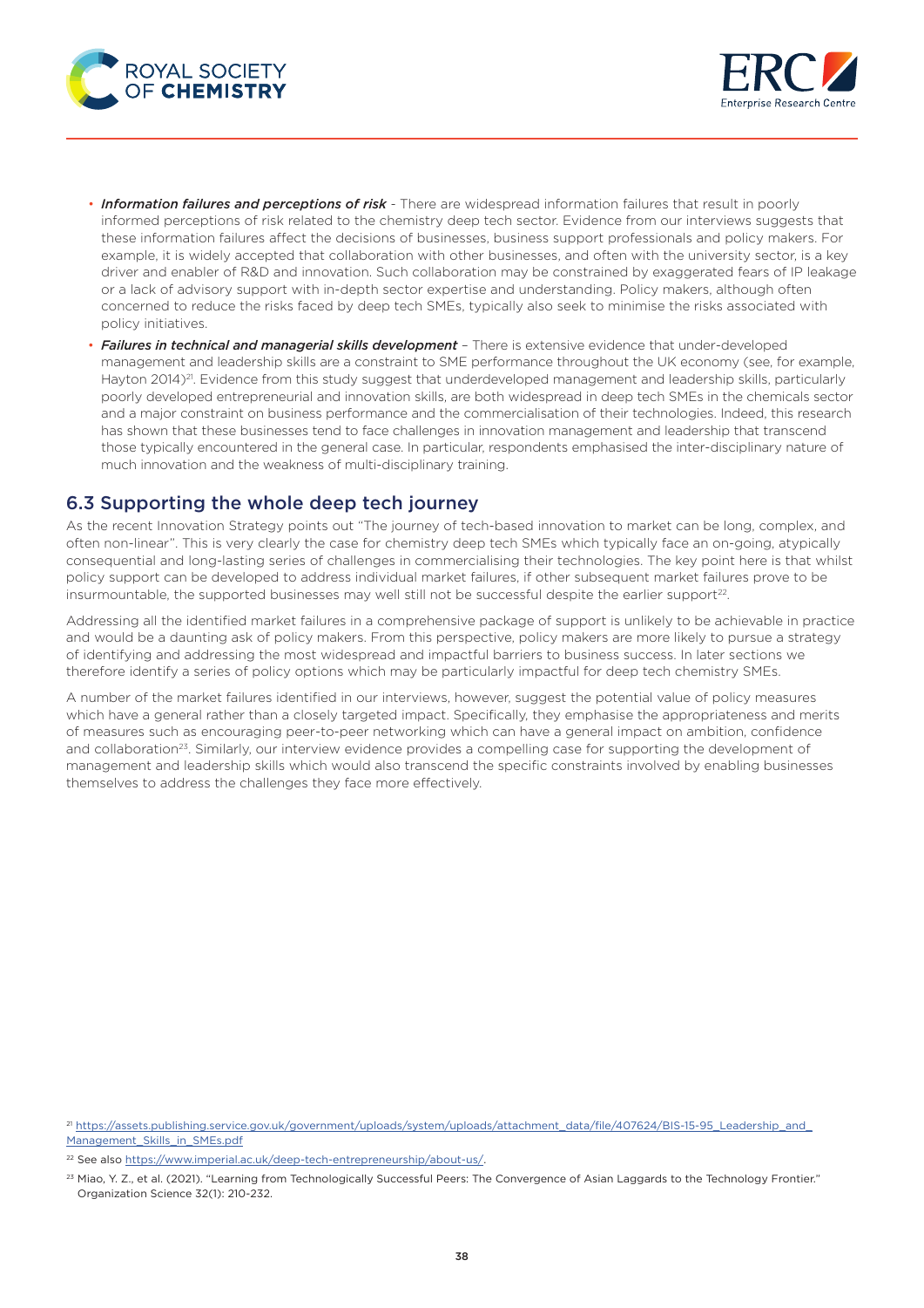- ***Information failures and perceptions of risk*** - There are widespread information failures that result in poorly informed perceptions of risk related to the chemistry deep tech sector. Evidence from our interviews suggests that these information failures affect the decisions of businesses, business support professionals and policy makers. For example, it is widely accepted that collaboration with other businesses, and often with the university sector, is a key driver and enabler of R&D and innovation. Such collaboration may be constrained by exaggerated fears of IP leakage or a lack of advisory support with in-depth sector expertise and understanding. Policy makers, although often concerned to reduce the risks faced by deep tech SMEs, typically also seek to minimise the risks associated with policy initiatives.
- ***Failures in technical and managerial skills development*** – There is extensive evidence that under-developed management and leadership skills are a constraint to SME performance throughout the UK economy (see, for example, Hayton 2014)[21]. Evidence from this study suggest that underdeveloped management and leadership skills, particularly poorly developed entrepreneurial and innovation skills, are both widespread in deep tech SMEs in the chemicals sector and a major constraint on business performance and the commercialisation of their technologies. Indeed, this research has shown that these businesses tend to face challenges in innovation management and leadership that transcend those typically encountered in the general case. In particular, respondents emphasised the inter-disciplinary nature of much innovation and the weakness of multi-disciplinary training.

## 6.3 Supporting the whole deep tech journey

As the recent Innovation Strategy points out "The journey of tech-based innovation to market can be long, complex, and often non-linear". This is very clearly the case for chemistry deep tech SMEs which typically face an on-going, atypically consequential and long-lasting series of challenges in commercialising their technologies. The key point here is that whilst policy support can be developed to address individual market failures, if other subsequent market failures prove to be insurmountable, the supported businesses may well still not be successful despite the earlier support[22].

Addressing all the identified market failures in a comprehensive package of support is unlikely to be achievable in practice and would be a daunting ask of policy makers. From this perspective, policy makers are more likely to pursue a strategy of identifying and addressing the most widespread and impactful barriers to business success. In later sections we therefore identify a series of policy options which may be particularly impactful for deep tech chemistry SMEs.

A number of the market failures identified in our interviews, however, suggest the potential value of policy measures which have a general rather than a closely targeted impact. Specifically, they emphasise the appropriateness and merits of measures such as encouraging peer-to-peer networking which can have a general impact on ambition, confidence and collaboration[23]. Similarly, our interview evidence provides a compelling case for supporting the development of management and leadership skills which would also transcend the specific constraints involved by enabling businesses themselves to address the challenges they face more effectively.

[21] https://assets.publishing.service.gov.uk/government/uploads/system/uploads/attachment_data/file/407624/BIS-15-95_Leadership_and_Management_Skills_in_SMEs.pdf

[22] See also https://www.imperial.ac.uk/deep-tech-entrepreneurship/about-us/.

[23] Miao, Y. Z., et al. (2021). "Learning from Technologically Successful Peers: The Convergence of Asian Laggards to the Technology Frontier." Organization Science 32(1): 210-232.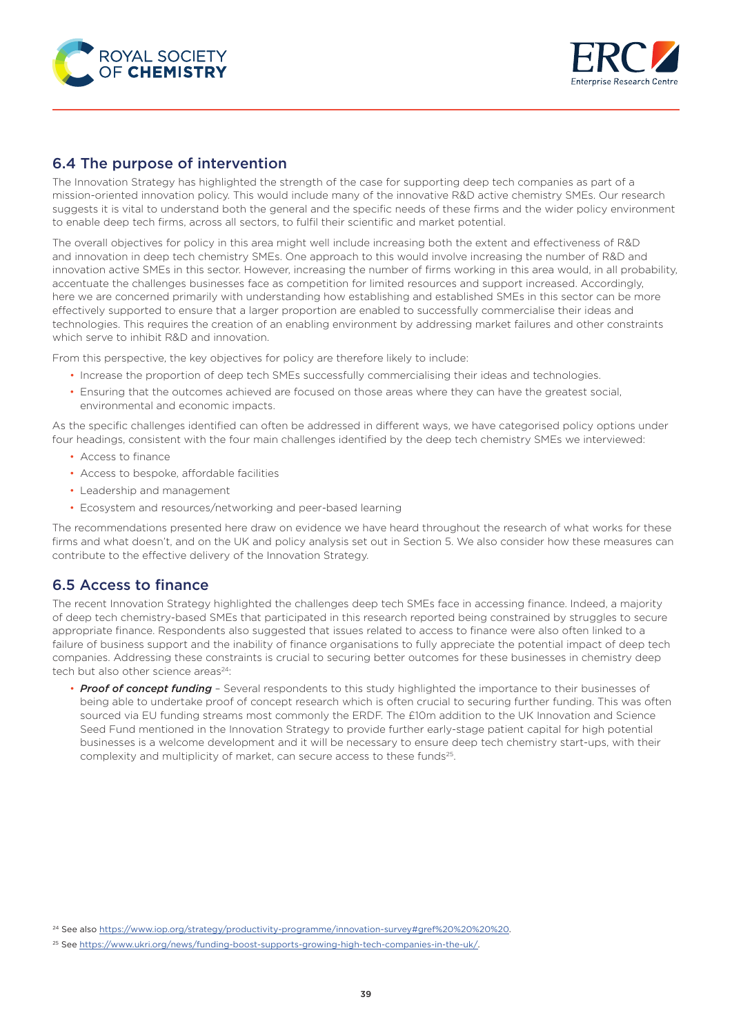## 6.4 The purpose of intervention

The Innovation Strategy has highlighted the strength of the case for supporting deep tech companies as part of a mission-oriented innovation policy. This would include many of the innovative R&D active chemistry SMEs. Our research suggests it is vital to understand both the general and the specific needs of these firms and the wider policy environment to enable deep tech firms, across all sectors, to fulfil their scientific and market potential.

The overall objectives for policy in this area might well include increasing both the extent and effectiveness of R&D and innovation in deep tech chemistry SMEs. One approach to this would involve increasing the number of R&D and innovation active SMEs in this sector. However, increasing the number of firms working in this area would, in all probability, accentuate the challenges businesses face as competition for limited resources and support increased. Accordingly, here we are concerned primarily with understanding how establishing and established SMEs in this sector can be more effectively supported to ensure that a larger proportion are enabled to successfully commercialise their ideas and technologies. This requires the creation of an enabling environment by addressing market failures and other constraints which serve to inhibit R&D and innovation.

From this perspective, the key objectives for policy are therefore likely to include:

- Increase the proportion of deep tech SMEs successfully commercialising their ideas and technologies.
- Ensuring that the outcomes achieved are focused on those areas where they can have the greatest social, environmental and economic impacts.

As the specific challenges identified can often be addressed in different ways, we have categorised policy options under four headings, consistent with the four main challenges identified by the deep tech chemistry SMEs we interviewed:

- Access to finance
- Access to bespoke, affordable facilities
- Leadership and management
- Ecosystem and resources/networking and peer-based learning

The recommendations presented here draw on evidence we have heard throughout the research of what works for these firms and what doesn't, and on the UK and policy analysis set out in Section 5. We also consider how these measures can contribute to the effective delivery of the Innovation Strategy.

## 6.5 Access to finance

The recent Innovation Strategy highlighted the challenges deep tech SMEs face in accessing finance. Indeed, a majority of deep tech chemistry-based SMEs that participated in this research reported being constrained by struggles to secure appropriate finance. Respondents also suggested that issues related to access to finance were also often linked to a failure of business support and the inability of finance organisations to fully appreciate the potential impact of deep tech companies. Addressing these constraints is crucial to securing better outcomes for these businesses in chemistry deep tech but also other science areas[24]:

- ***Proof of concept funding*** – Several respondents to this study highlighted the importance to their businesses of being able to undertake proof of concept research which is often crucial to securing further funding. This was often sourced via EU funding streams most commonly the ERDF. The £10m addition to the UK Innovation and Science Seed Fund mentioned in the Innovation Strategy to provide further early-stage patient capital for high potential businesses is a welcome development and it will be necessary to ensure deep tech chemistry start-ups, with their complexity and multiplicity of market, can secure access to these funds[25].

[24] See also https://www.iop.org/strategy/productivity-programme/innovation-survey#gref%20%20%20%20.

[25] See https://www.ukri.org/news/funding-boost-supports-growing-high-tech-companies-in-the-uk/.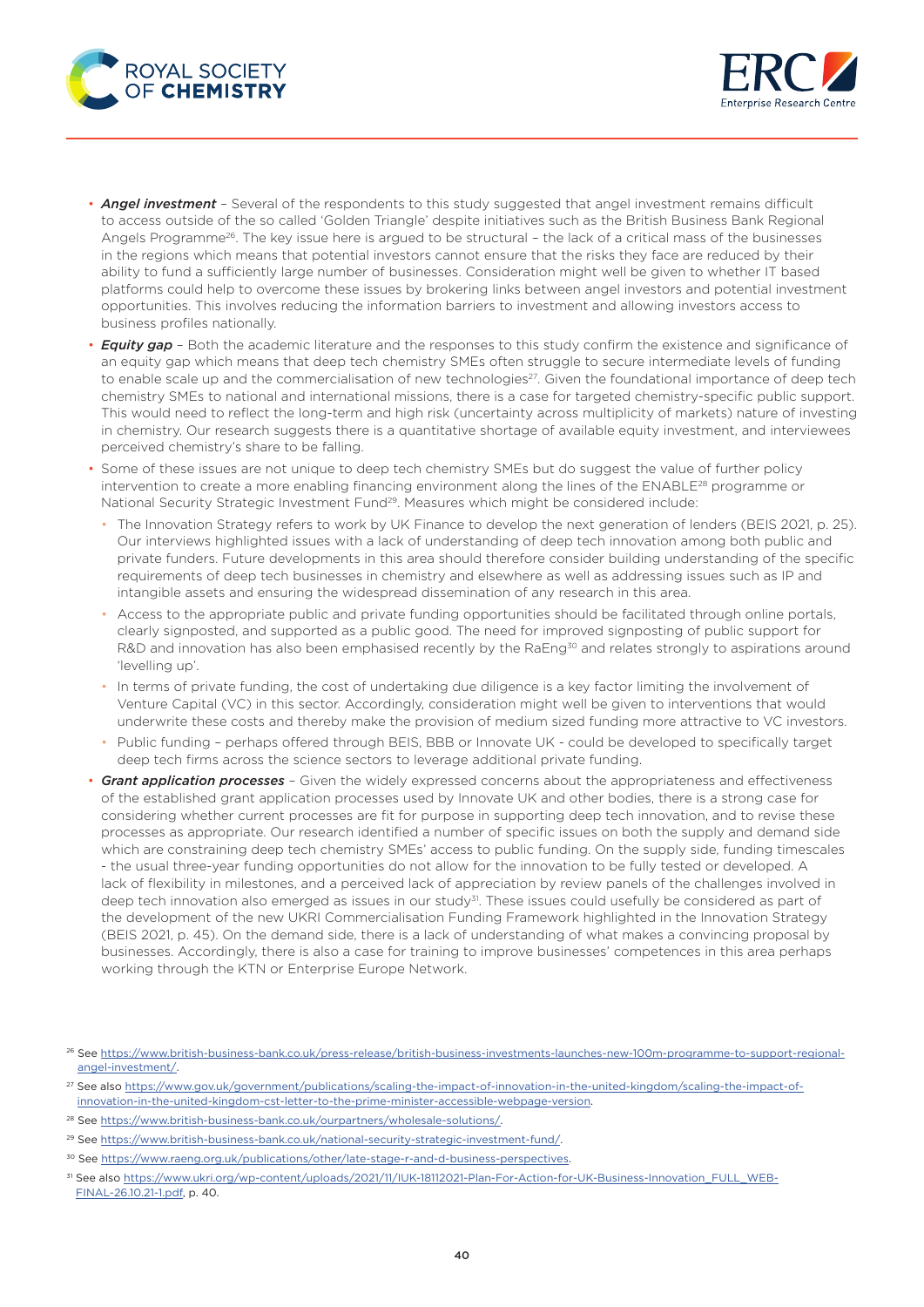- ***Angel investment*** – Several of the respondents to this study suggested that angel investment remains difficult to access outside of the so called 'Golden Triangle' despite initiatives such as the British Business Bank Regional Angels Programme[26]. The key issue here is argued to be structural – the lack of a critical mass of the businesses in the regions which means that potential investors cannot ensure that the risks they face are reduced by their ability to fund a sufficiently large number of businesses. Consideration might well be given to whether IT based platforms could help to overcome these issues by brokering links between angel investors and potential investment opportunities. This involves reducing the information barriers to investment and allowing investors access to business profiles nationally.
- ***Equity gap*** – Both the academic literature and the responses to this study confirm the existence and significance of an equity gap which means that deep tech chemistry SMEs often struggle to secure intermediate levels of funding to enable scale up and the commercialisation of new technologies[27]. Given the foundational importance of deep tech chemistry SMEs to national and international missions, there is a case for targeted chemistry-specific public support. This would need to reflect the long-term and high risk (uncertainty across multiplicity of markets) nature of investing in chemistry. Our research suggests there is a quantitative shortage of available equity investment, and interviewees perceived chemistry's share to be falling.
- Some of these issues are not unique to deep tech chemistry SMEs but do suggest the value of further policy intervention to create a more enabling financing environment along the lines of the ENABLE[28] programme or National Security Strategic Investment Fund[29]. Measures which might be considered include:
  - The Innovation Strategy refers to work by UK Finance to develop the next generation of lenders (BEIS 2021, p. 25). Our interviews highlighted issues with a lack of understanding of deep tech innovation among both public and private funders. Future developments in this area should therefore consider building understanding of the specific requirements of deep tech businesses in chemistry and elsewhere as well as addressing issues such as IP and intangible assets and ensuring the widespread dissemination of any research in this area.
  - Access to the appropriate public and private funding opportunities should be facilitated through online portals, clearly signposted, and supported as a public good. The need for improved signposting of public support for R&D and innovation has also been emphasised recently by the RaEng[30] and relates strongly to aspirations around 'levelling up'.
  - In terms of private funding, the cost of undertaking due diligence is a key factor limiting the involvement of Venture Capital (VC) in this sector. Accordingly, consideration might well be given to interventions that would underwrite these costs and thereby make the provision of medium sized funding more attractive to VC investors.
  - Public funding – perhaps offered through BEIS, BBB or Innovate UK - could be developed to specifically target deep tech firms across the science sectors to leverage additional private funding.
- ***Grant application processes*** – Given the widely expressed concerns about the appropriateness and effectiveness of the established grant application processes used by Innovate UK and other bodies, there is a strong case for considering whether current processes are fit for purpose in supporting deep tech innovation, and to revise these processes as appropriate. Our research identified a number of specific issues on both the supply and demand side which are constraining deep tech chemistry SMEs' access to public funding. On the supply side, funding timescales - the usual three-year funding opportunities do not allow for the innovation to be fully tested or developed. A lack of flexibility in milestones, and a perceived lack of appreciation by review panels of the challenges involved in deep tech innovation also emerged as issues in our study[31]. These issues could usefully be considered as part of the development of the new UKRI Commercialisation Funding Framework highlighted in the Innovation Strategy (BEIS 2021, p. 45). On the demand side, there is a lack of understanding of what makes a convincing proposal by businesses. Accordingly, there is also a case for training to improve businesses' competences in this area perhaps working through the KTN or Enterprise Europe Network.

---

[26] See https://www.british-business-bank.co.uk/press-release/british-business-investments-launches-new-100m-programme-to-support-regional-angel-investment/.

[27] See also https://www.gov.uk/government/publications/scaling-the-impact-of-innovation-in-the-united-kingdom/scaling-the-impact-of-innovation-in-the-united-kingdom-cst-letter-to-the-prime-minister-accessible-webpage-version.

[28] See https://www.british-business-bank.co.uk/ourpartners/wholesale-solutions/.

[29] See https://www.british-business-bank.co.uk/national-security-strategic-investment-fund/.

[30] See https://www.raeng.org.uk/publications/other/late-stage-r-and-d-business-perspectives.

[31] See also https://www.ukri.org/wp-content/uploads/2021/11/IUK-18112021-Plan-For-Action-for-UK-Business-Innovation_FULL_WEB-FINAL-26.10.21-1.pdf, p. 40.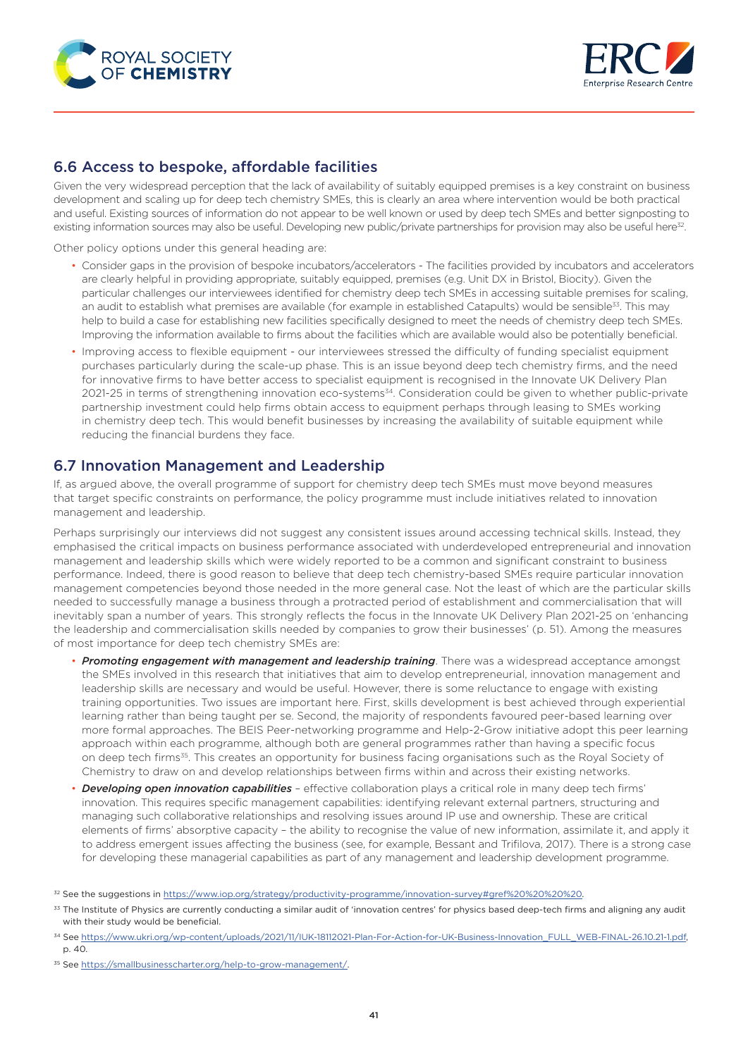## 6.6 Access to bespoke, affordable facilities

Given the very widespread perception that the lack of availability of suitably equipped premises is a key constraint on business development and scaling up for deep tech chemistry SMEs, this is clearly an area where intervention would be both practical and useful. Existing sources of information do not appear to be well known or used by deep tech SMEs and better signposting to existing information sources may also be useful. Developing new public/private partnerships for provision may also be useful here[32].

Other policy options under this general heading are:

- Consider gaps in the provision of bespoke incubators/accelerators - The facilities provided by incubators and accelerators are clearly helpful in providing appropriate, suitably equipped, premises (e.g. Unit DX in Bristol, Biocity). Given the particular challenges our interviewees identified for chemistry deep tech SMEs in accessing suitable premises for scaling, an audit to establish what premises are available (for example in established Catapults) would be sensible[33]. This may help to build a case for establishing new facilities specifically designed to meet the needs of chemistry deep tech SMEs. Improving the information available to firms about the facilities which are available would also be potentially beneficial.
- Improving access to flexible equipment - our interviewees stressed the difficulty of funding specialist equipment purchases particularly during the scale-up phase. This is an issue beyond deep tech chemistry firms, and the need for innovative firms to have better access to specialist equipment is recognised in the Innovate UK Delivery Plan 2021-25 in terms of strengthening innovation eco-systems[34]. Consideration could be given to whether public-private partnership investment could help firms obtain access to equipment perhaps through leasing to SMEs working in chemistry deep tech. This would benefit businesses by increasing the availability of suitable equipment while reducing the financial burdens they face.

## 6.7 Innovation Management and Leadership

If, as argued above, the overall programme of support for chemistry deep tech SMEs must move beyond measures that target specific constraints on performance, the policy programme must include initiatives related to innovation management and leadership.

Perhaps surprisingly our interviews did not suggest any consistent issues around accessing technical skills. Instead, they emphasised the critical impacts on business performance associated with underdeveloped entrepreneurial and innovation management and leadership skills which were widely reported to be a common and significant constraint to business performance. Indeed, there is good reason to believe that deep tech chemistry-based SMEs require particular innovation management competencies beyond those needed in the more general case. Not the least of which are the particular skills needed to successfully manage a business through a protracted period of establishment and commercialisation that will inevitably span a number of years. This strongly reflects the focus in the Innovate UK Delivery Plan 2021-25 on 'enhancing the leadership and commercialisation skills needed by companies to grow their businesses' (p. 51). Among the measures of most importance for deep tech chemistry SMEs are:

- ***Promoting engagement with management and leadership training***. There was a widespread acceptance amongst the SMEs involved in this research that initiatives that aim to develop entrepreneurial, innovation management and leadership skills are necessary and would be useful. However, there is some reluctance to engage with existing training opportunities. Two issues are important here. First, skills development is best achieved through experiential learning rather than being taught per se. Second, the majority of respondents favoured peer-based learning over more formal approaches. The BEIS Peer-networking programme and Help-2-Grow initiative adopt this peer learning approach within each programme, although both are general programmes rather than having a specific focus on deep tech firms[35]. This creates an opportunity for business facing organisations such as the Royal Society of Chemistry to draw on and develop relationships between firms within and across their existing networks.
- ***Developing open innovation capabilities*** – effective collaboration plays a critical role in many deep tech firms' innovation. This requires specific management capabilities: identifying relevant external partners, structuring and managing such collaborative relationships and resolving issues around IP use and ownership. These are critical elements of firms' absorptive capacity – the ability to recognise the value of new information, assimilate it, and apply it to address emergent issues affecting the business (see, for example, Bessant and Trifilova, 2017). There is a strong case for developing these managerial capabilities as part of any management and leadership development programme.

[32] See the suggestions in https://www.iop.org/strategy/productivity-programme/innovation-survey#gref%20%20%20%20.

[33] The Institute of Physics are currently conducting a similar audit of 'innovation centres' for physics based deep-tech firms and aligning any audit with their study would be beneficial.

[34] See https://www.ukri.org/wp-content/uploads/2021/11/IUK-18112021-Plan-For-Action-for-UK-Business-Innovation_FULL_WEB-FINAL-26.10.21-1.pdf, p. 40.

[35] See https://smallbusinesscharter.org/help-to-grow-management/.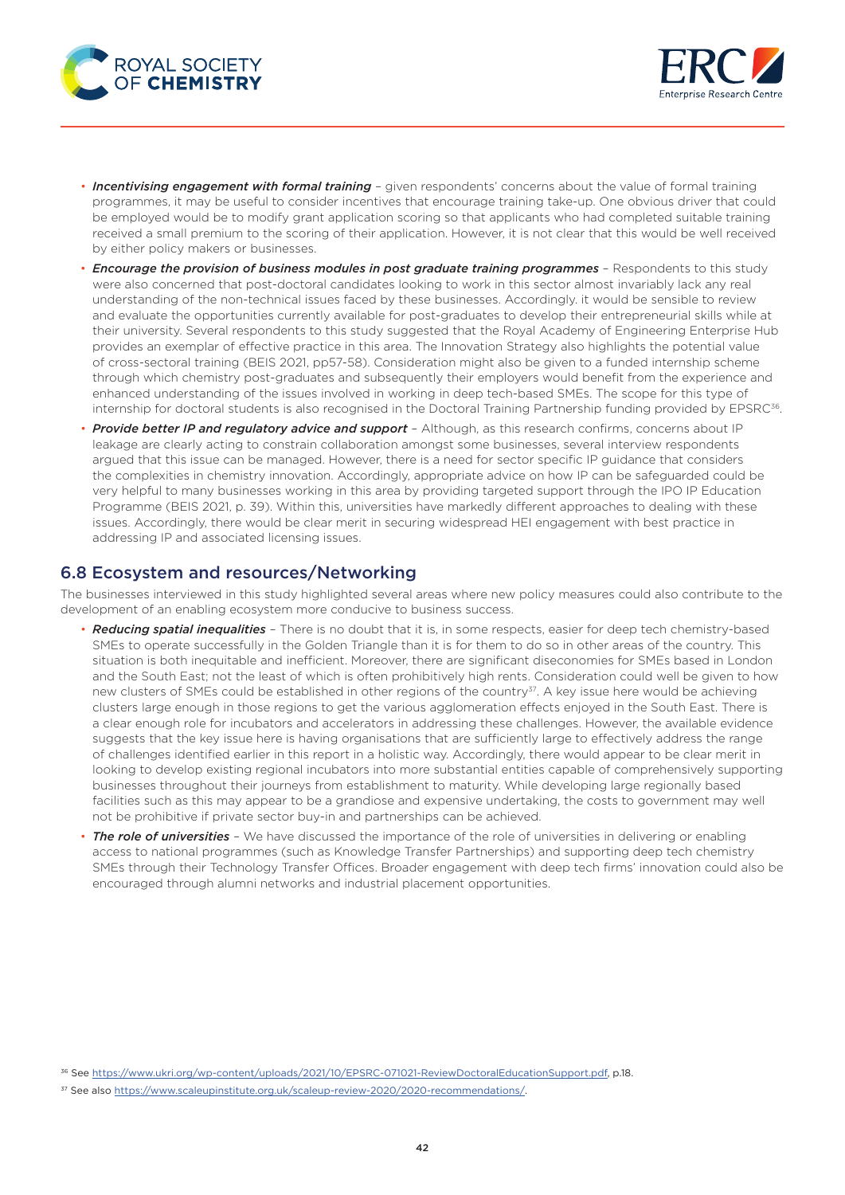- ***Incentivising engagement with formal training*** – given respondents' concerns about the value of formal training programmes, it may be useful to consider incentives that encourage training take-up. One obvious driver that could be employed would be to modify grant application scoring so that applicants who had completed suitable training received a small premium to the scoring of their application. However, it is not clear that this would be well received by either policy makers or businesses.
- ***Encourage the provision of business modules in post graduate training programmes*** – Respondents to this study were also concerned that post-doctoral candidates looking to work in this sector almost invariably lack any real understanding of the non-technical issues faced by these businesses. Accordingly. it would be sensible to review and evaluate the opportunities currently available for post-graduates to develop their entrepreneurial skills while at their university. Several respondents to this study suggested that the Royal Academy of Engineering Enterprise Hub provides an exemplar of effective practice in this area. The Innovation Strategy also highlights the potential value of cross-sectoral training (BEIS 2021, pp57-58). Consideration might also be given to a funded internship scheme through which chemistry post-graduates and subsequently their employers would benefit from the experience and enhanced understanding of the issues involved in working in deep tech-based SMEs. The scope for this type of internship for doctoral students is also recognised in the Doctoral Training Partnership funding provided by EPSRC[36].
- ***Provide better IP and regulatory advice and support*** – Although, as this research confirms, concerns about IP leakage are clearly acting to constrain collaboration amongst some businesses, several interview respondents argued that this issue can be managed. However, there is a need for sector specific IP guidance that considers the complexities in chemistry innovation. Accordingly, appropriate advice on how IP can be safeguarded could be very helpful to many businesses working in this area by providing targeted support through the IPO IP Education Programme (BEIS 2021, p. 39). Within this, universities have markedly different approaches to dealing with these issues. Accordingly, there would be clear merit in securing widespread HEI engagement with best practice in addressing IP and associated licensing issues.

## 6.8 Ecosystem and resources/Networking

The businesses interviewed in this study highlighted several areas where new policy measures could also contribute to the development of an enabling ecosystem more conducive to business success.

- ***Reducing spatial inequalities*** – There is no doubt that it is, in some respects, easier for deep tech chemistry-based SMEs to operate successfully in the Golden Triangle than it is for them to do so in other areas of the country. This situation is both inequitable and inefficient. Moreover, there are significant diseconomies for SMEs based in London and the South East; not the least of which is often prohibitively high rents. Consideration could well be given to how new clusters of SMEs could be established in other regions of the country[37]. A key issue here would be achieving clusters large enough in those regions to get the various agglomeration effects enjoyed in the South East. There is a clear enough role for incubators and accelerators in addressing these challenges. However, the available evidence suggests that the key issue here is having organisations that are sufficiently large to effectively address the range of challenges identified earlier in this report in a holistic way. Accordingly, there would appear to be clear merit in looking to develop existing regional incubators into more substantial entities capable of comprehensively supporting businesses throughout their journeys from establishment to maturity. While developing large regionally based facilities such as this may appear to be a grandiose and expensive undertaking, the costs to government may well not be prohibitive if private sector buy-in and partnerships can be achieved.
- ***The role of universities*** – We have discussed the importance of the role of universities in delivering or enabling access to national programmes (such as Knowledge Transfer Partnerships) and supporting deep tech chemistry SMEs through their Technology Transfer Offices. Broader engagement with deep tech firms' innovation could also be encouraged through alumni networks and industrial placement opportunities.

[36] See https://www.ukri.org/wp-content/uploads/2021/10/EPSRC-071021-ReviewDoctoralEducationSupport.pdf, p.18.

[37] See also https://www.scaleupinstitute.org.uk/scaleup-review-2020/2020-recommendations/.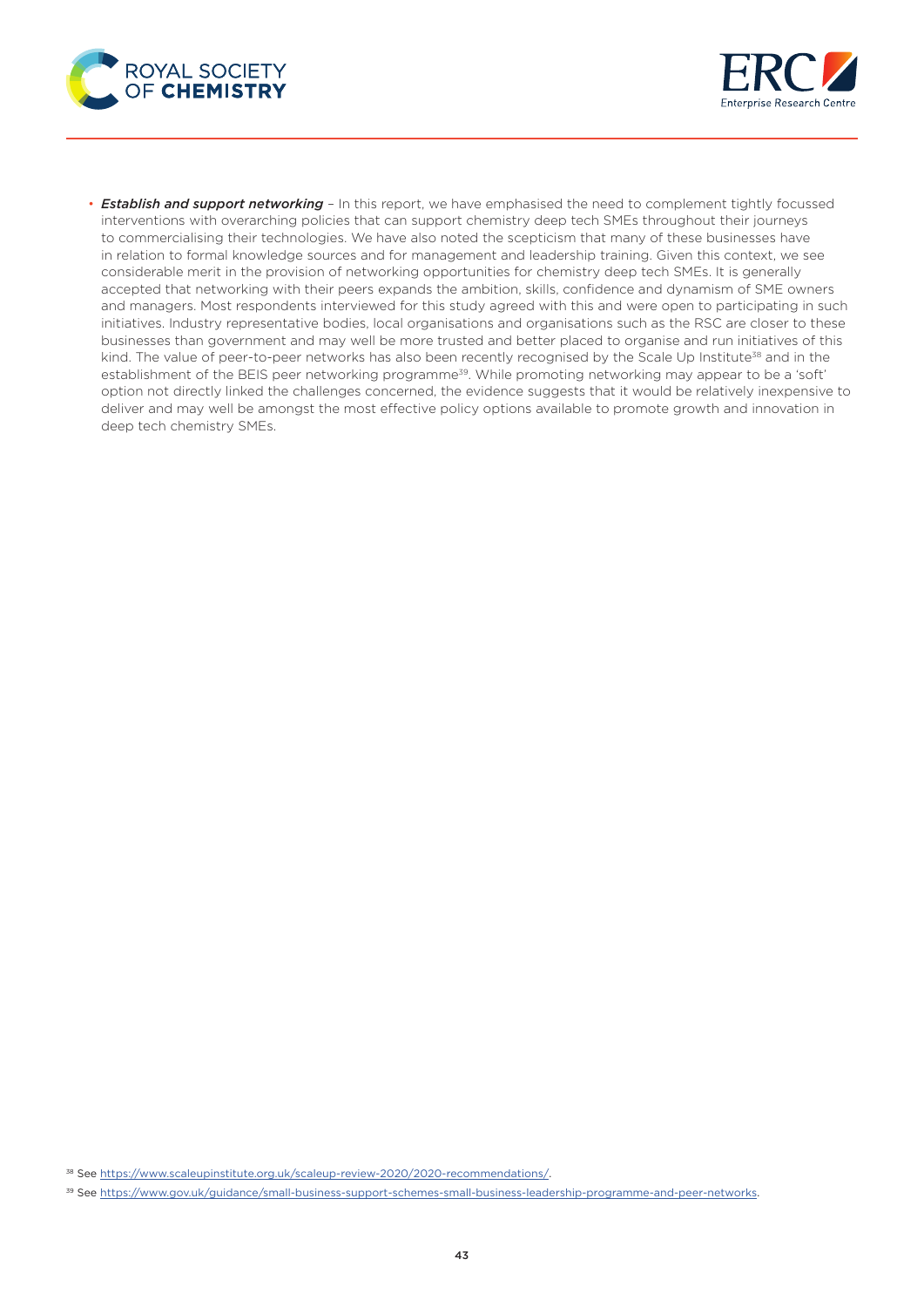- ***Establish and support networking*** – In this report, we have emphasised the need to complement tightly focussed interventions with overarching policies that can support chemistry deep tech SMEs throughout their journeys to commercialising their technologies. We have also noted the scepticism that many of these businesses have in relation to formal knowledge sources and for management and leadership training. Given this context, we see considerable merit in the provision of networking opportunities for chemistry deep tech SMEs. It is generally accepted that networking with their peers expands the ambition, skills, confidence and dynamism of SME owners and managers. Most respondents interviewed for this study agreed with this and were open to participating in such initiatives. Industry representative bodies, local organisations and organisations such as the RSC are closer to these businesses than government and may well be more trusted and better placed to organise and run initiatives of this kind. The value of peer-to-peer networks has also been recently recognised by the Scale Up Institute[38] and in the establishment of the BEIS peer networking programme[39]. While promoting networking may appear to be a 'soft' option not directly linked the challenges concerned, the evidence suggests that it would be relatively inexpensive to deliver and may well be amongst the most effective policy options available to promote growth and innovation in deep tech chemistry SMEs.

[38] See https://www.scaleupinstitute.org.uk/scaleup-review-2020/2020-recommendations/.

[39] See https://www.gov.uk/guidance/small-business-support-schemes-small-business-leadership-programme-and-peer-networks.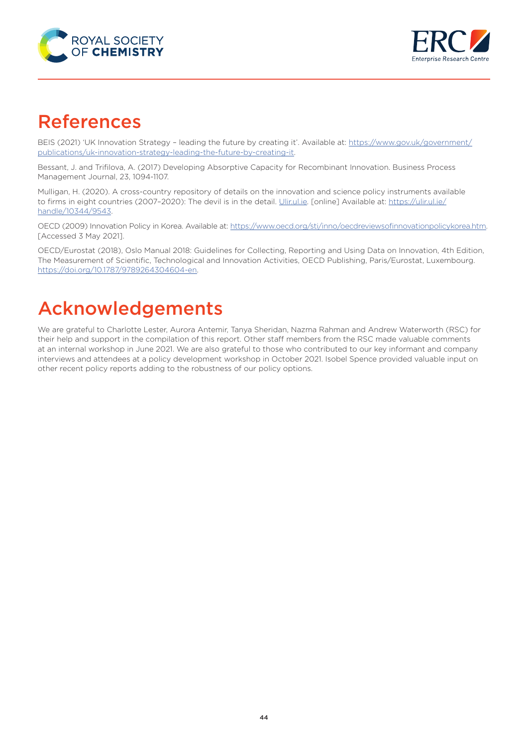# References

BEIS (2021) 'UK Innovation Strategy – leading the future by creating it'. Available at: https://www.gov.uk/government/publications/uk-innovation-strategy-leading-the-future-by-creating-it.

Bessant, J. and Trifilova, A. (2017) Developing Absorptive Capacity for Recombinant Innovation. Business Process Management Journal, 23, 1094-1107.

Mulligan, H. (2020). A cross-country repository of details on the innovation and science policy instruments available to firms in eight countries (2007–2020): The devil is in the detail. Ulir.ul.ie. [online] Available at: https://ulir.ul.ie/handle/10344/9543.

OECD (2009) Innovation Policy in Korea. Available at: https://www.oecd.org/sti/inno/oecdreviewsofinnovationpolicykorea.htm. [Accessed 3 May 2021].

OECD/Eurostat (2018), Oslo Manual 2018: Guidelines for Collecting, Reporting and Using Data on Innovation, 4th Edition, The Measurement of Scientific, Technological and Innovation Activities, OECD Publishing, Paris/Eurostat, Luxembourg. https://doi.org/10.1787/9789264304604-en.

# Acknowledgements

We are grateful to Charlotte Lester, Aurora Antemir, Tanya Sheridan, Nazma Rahman and Andrew Waterworth (RSC) for their help and support in the compilation of this report. Other staff members from the RSC made valuable comments at an internal workshop in June 2021. We are also grateful to those who contributed to our key informant and company interviews and attendees at a policy development workshop in October 2021. Isobel Spence provided valuable input on other recent policy reports adding to the robustness of our policy options.